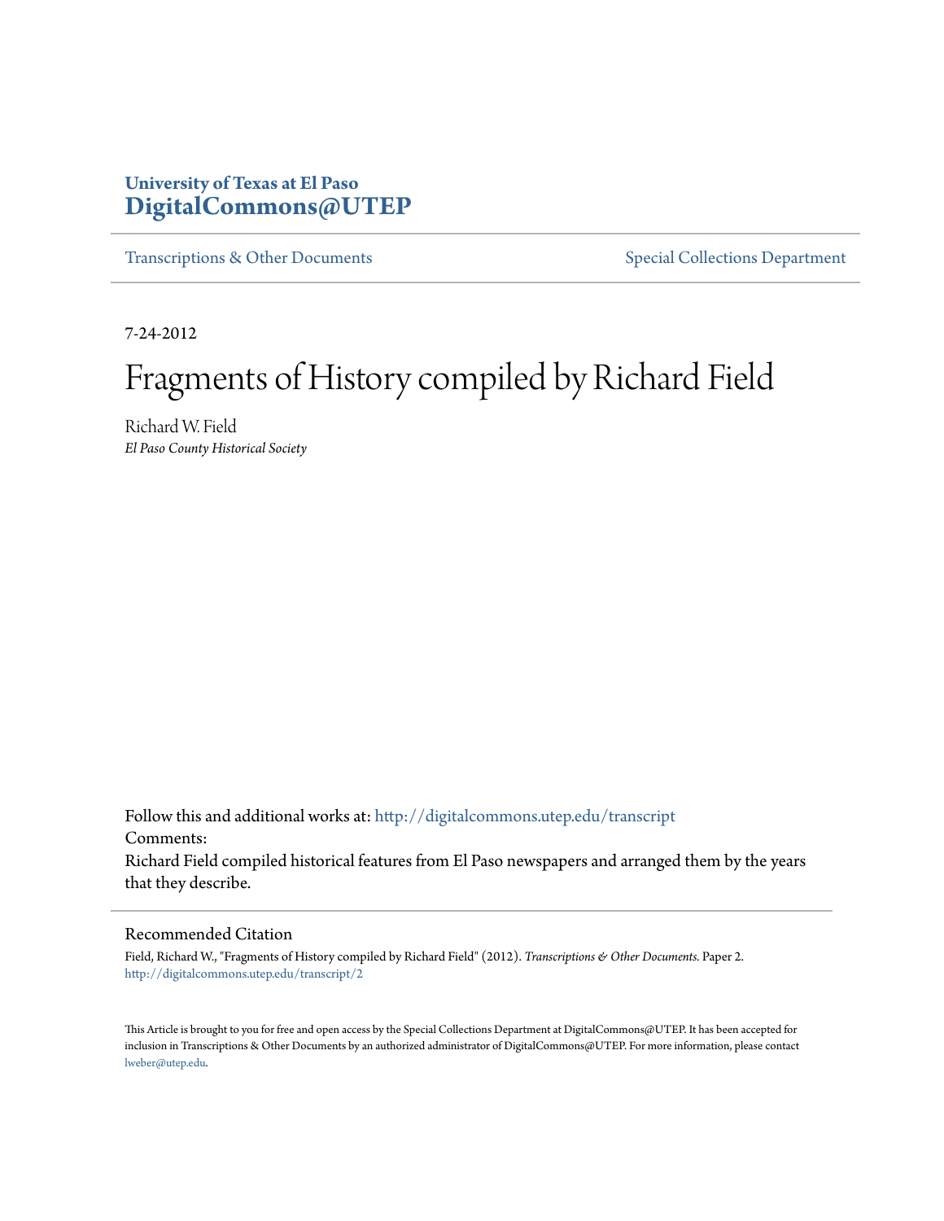University of Texas at El Paso
**DigitalCommons@UTEP**

Transcriptions & Other Documents

Special Collections Department

7-24-2012

# Fragments of History compiled by Richard Field

Richard W. Field
*El Paso County Historical Society*

Follow this and additional works at: http://digitalcommons.utep.edu/transcript

Comments:

Richard Field compiled historical features from El Paso newspapers and arranged them by the years that they describe.

## Recommended Citation

Field, Richard W., "Fragments of History compiled by Richard Field" (2012). *Transcriptions & Other Documents.* Paper 2.
http://digitalcommons.utep.edu/transcript/2

This Article is brought to you for free and open access by the Special Collections Department at DigitalCommons@UTEP. It has been accepted for inclusion in Transcriptions & Other Documents by an authorized administrator of DigitalCommons@UTEP. For more information, please contact lweber@utep.edu.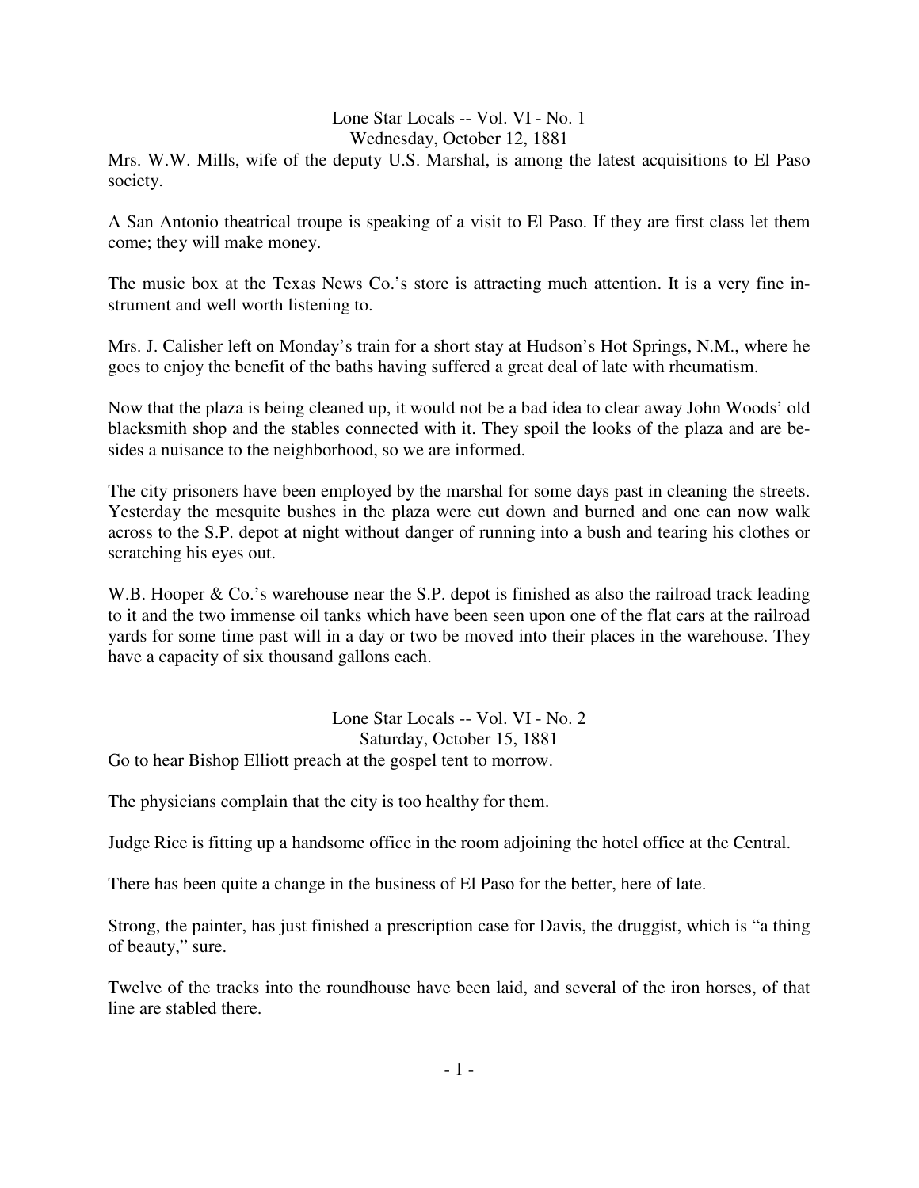Lone Star Locals -- Vol. VI - No. 1
Wednesday, October 12, 1881

Mrs. W.W. Mills, wife of the deputy U.S. Marshal, is among the latest acquisitions to El Paso society.

A San Antonio theatrical troupe is speaking of a visit to El Paso. If they are first class let them come; they will make money.

The music box at the Texas News Co.'s store is attracting much attention. It is a very fine instrument and well worth listening to.

Mrs. J. Calisher left on Monday's train for a short stay at Hudson's Hot Springs, N.M., where he goes to enjoy the benefit of the baths having suffered a great deal of late with rheumatism.

Now that the plaza is being cleaned up, it would not be a bad idea to clear away John Woods' old blacksmith shop and the stables connected with it. They spoil the looks of the plaza and are besides a nuisance to the neighborhood, so we are informed.

The city prisoners have been employed by the marshal for some days past in cleaning the streets. Yesterday the mesquite bushes in the plaza were cut down and burned and one can now walk across to the S.P. depot at night without danger of running into a bush and tearing his clothes or scratching his eyes out.

W.B. Hooper & Co.'s warehouse near the S.P. depot is finished as also the railroad track leading to it and the two immense oil tanks which have been seen upon one of the flat cars at the railroad yards for some time past will in a day or two be moved into their places in the warehouse. They have a capacity of six thousand gallons each.

Lone Star Locals -- Vol. VI - No. 2
Saturday, October 15, 1881

Go to hear Bishop Elliott preach at the gospel tent to morrow.

The physicians complain that the city is too healthy for them.

Judge Rice is fitting up a handsome office in the room adjoining the hotel office at the Central.

There has been quite a change in the business of El Paso for the better, here of late.

Strong, the painter, has just finished a prescription case for Davis, the druggist, which is "a thing of beauty," sure.

Twelve of the tracks into the roundhouse have been laid, and several of the iron horses, of that line are stabled there.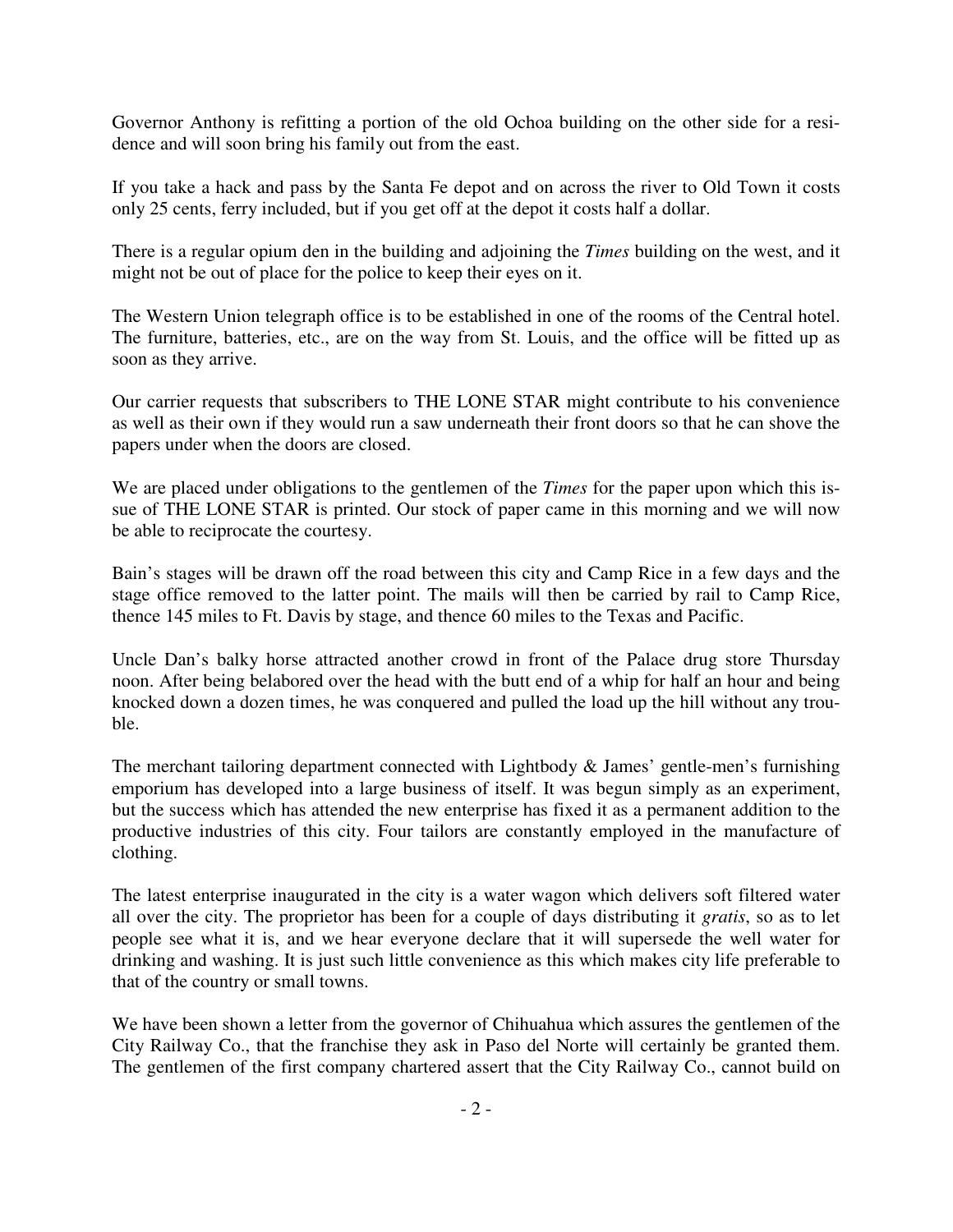Governor Anthony is refitting a portion of the old Ochoa building on the other side for a residence and will soon bring his family out from the east.

If you take a hack and pass by the Santa Fe depot and on across the river to Old Town it costs only 25 cents, ferry included, but if you get off at the depot it costs half a dollar.

There is a regular opium den in the building and adjoining the *Times* building on the west, and it might not be out of place for the police to keep their eyes on it.

The Western Union telegraph office is to be established in one of the rooms of the Central hotel. The furniture, batteries, etc., are on the way from St. Louis, and the office will be fitted up as soon as they arrive.

Our carrier requests that subscribers to THE LONE STAR might contribute to his convenience as well as their own if they would run a saw underneath their front doors so that he can shove the papers under when the doors are closed.

We are placed under obligations to the gentlemen of the *Times* for the paper upon which this issue of THE LONE STAR is printed. Our stock of paper came in this morning and we will now be able to reciprocate the courtesy.

Bain's stages will be drawn off the road between this city and Camp Rice in a few days and the stage office removed to the latter point. The mails will then be carried by rail to Camp Rice, thence 145 miles to Ft. Davis by stage, and thence 60 miles to the Texas and Pacific.

Uncle Dan's balky horse attracted another crowd in front of the Palace drug store Thursday noon. After being belabored over the head with the butt end of a whip for half an hour and being knocked down a dozen times, he was conquered and pulled the load up the hill without any trouble.

The merchant tailoring department connected with Lightbody & James' gentle-men's furnishing emporium has developed into a large business of itself. It was begun simply as an experiment, but the success which has attended the new enterprise has fixed it as a permanent addition to the productive industries of this city. Four tailors are constantly employed in the manufacture of clothing.

The latest enterprise inaugurated in the city is a water wagon which delivers soft filtered water all over the city. The proprietor has been for a couple of days distributing it *gratis*, so as to let people see what it is, and we hear everyone declare that it will supersede the well water for drinking and washing. It is just such little convenience as this which makes city life preferable to that of the country or small towns.

We have been shown a letter from the governor of Chihuahua which assures the gentlemen of the City Railway Co., that the franchise they ask in Paso del Norte will certainly be granted them. The gentlemen of the first company chartered assert that the City Railway Co., cannot build on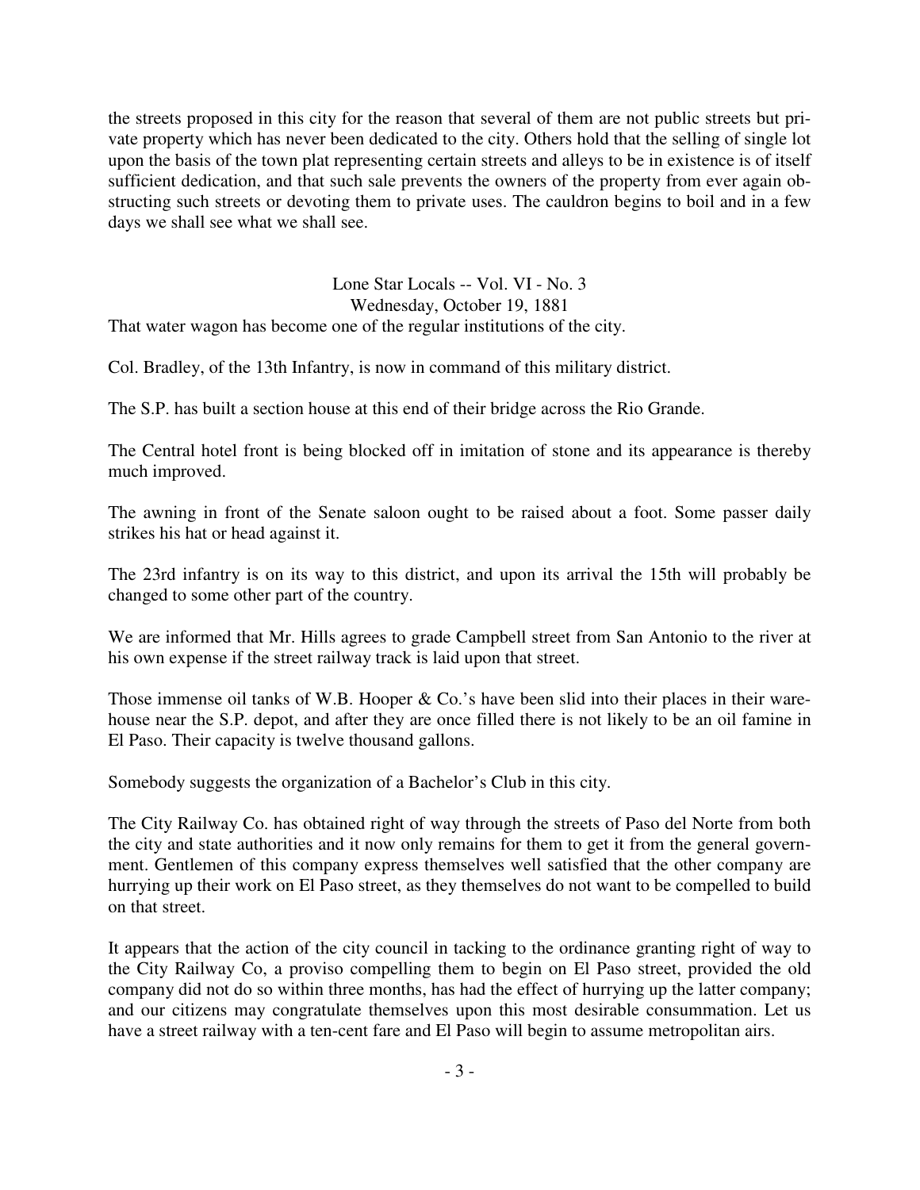the streets proposed in this city for the reason that several of them are not public streets but private property which has never been dedicated to the city. Others hold that the selling of single lot upon the basis of the town plat representing certain streets and alleys to be in existence is of itself sufficient dedication, and that such sale prevents the owners of the property from ever again obstructing such streets or devoting them to private uses. The cauldron begins to boil and in a few days we shall see what we shall see.

Lone Star Locals -- Vol. VI - No. 3
Wednesday, October 19, 1881

That water wagon has become one of the regular institutions of the city.

Col. Bradley, of the 13th Infantry, is now in command of this military district.

The S.P. has built a section house at this end of their bridge across the Rio Grande.

The Central hotel front is being blocked off in imitation of stone and its appearance is thereby much improved.

The awning in front of the Senate saloon ought to be raised about a foot. Some passer daily strikes his hat or head against it.

The 23rd infantry is on its way to this district, and upon its arrival the 15th will probably be changed to some other part of the country.

We are informed that Mr. Hills agrees to grade Campbell street from San Antonio to the river at his own expense if the street railway track is laid upon that street.

Those immense oil tanks of W.B. Hooper & Co.'s have been slid into their places in their warehouse near the S.P. depot, and after they are once filled there is not likely to be an oil famine in El Paso. Their capacity is twelve thousand gallons.

Somebody suggests the organization of a Bachelor's Club in this city.

The City Railway Co. has obtained right of way through the streets of Paso del Norte from both the city and state authorities and it now only remains for them to get it from the general government. Gentlemen of this company express themselves well satisfied that the other company are hurrying up their work on El Paso street, as they themselves do not want to be compelled to build on that street.

It appears that the action of the city council in tacking to the ordinance granting right of way to the City Railway Co, a proviso compelling them to begin on El Paso street, provided the old company did not do so within three months, has had the effect of hurrying up the latter company; and our citizens may congratulate themselves upon this most desirable consummation. Let us have a street railway with a ten-cent fare and El Paso will begin to assume metropolitan airs.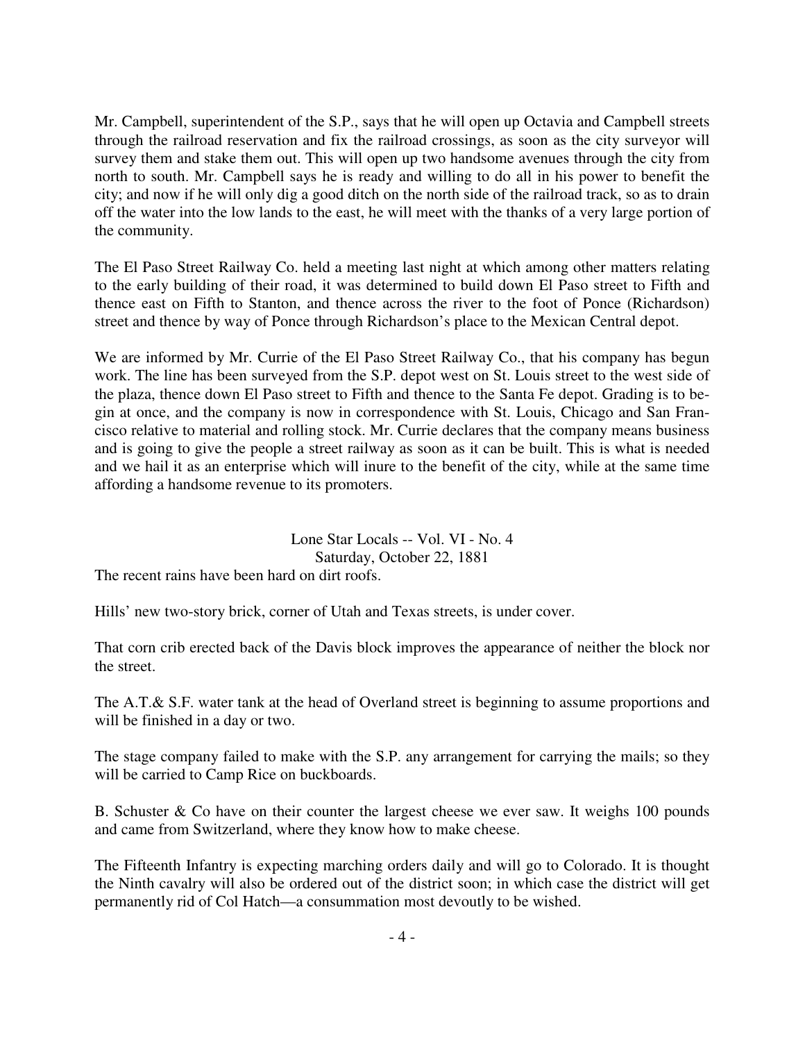Mr. Campbell, superintendent of the S.P., says that he will open up Octavia and Campbell streets through the railroad reservation and fix the railroad crossings, as soon as the city surveyor will survey them and stake them out. This will open up two handsome avenues through the city from north to south. Mr. Campbell says he is ready and willing to do all in his power to benefit the city; and now if he will only dig a good ditch on the north side of the railroad track, so as to drain off the water into the low lands to the east, he will meet with the thanks of a very large portion of the community.

The El Paso Street Railway Co. held a meeting last night at which among other matters relating to the early building of their road, it was determined to build down El Paso street to Fifth and thence east on Fifth to Stanton, and thence across the river to the foot of Ponce (Richardson) street and thence by way of Ponce through Richardson's place to the Mexican Central depot.

We are informed by Mr. Currie of the El Paso Street Railway Co., that his company has begun work. The line has been surveyed from the S.P. depot west on St. Louis street to the west side of the plaza, thence down El Paso street to Fifth and thence to the Santa Fe depot. Grading is to begin at once, and the company is now in correspondence with St. Louis, Chicago and San Francisco relative to material and rolling stock. Mr. Currie declares that the company means business and is going to give the people a street railway as soon as it can be built. This is what is needed and we hail it as an enterprise which will inure to the benefit of the city, while at the same time affording a handsome revenue to its promoters.

## Lone Star Locals -- Vol. VI - No. 4
### Saturday, October 22, 1881

The recent rains have been hard on dirt roofs.

Hills' new two-story brick, corner of Utah and Texas streets, is under cover.

That corn crib erected back of the Davis block improves the appearance of neither the block nor the street.

The A.T.& S.F. water tank at the head of Overland street is beginning to assume proportions and will be finished in a day or two.

The stage company failed to make with the S.P. any arrangement for carrying the mails; so they will be carried to Camp Rice on buckboards.

B. Schuster & Co have on their counter the largest cheese we ever saw. It weighs 100 pounds and came from Switzerland, where they know how to make cheese.

The Fifteenth Infantry is expecting marching orders daily and will go to Colorado. It is thought the Ninth cavalry will also be ordered out of the district soon; in which case the district will get permanently rid of Col Hatch—a consummation most devoutly to be wished.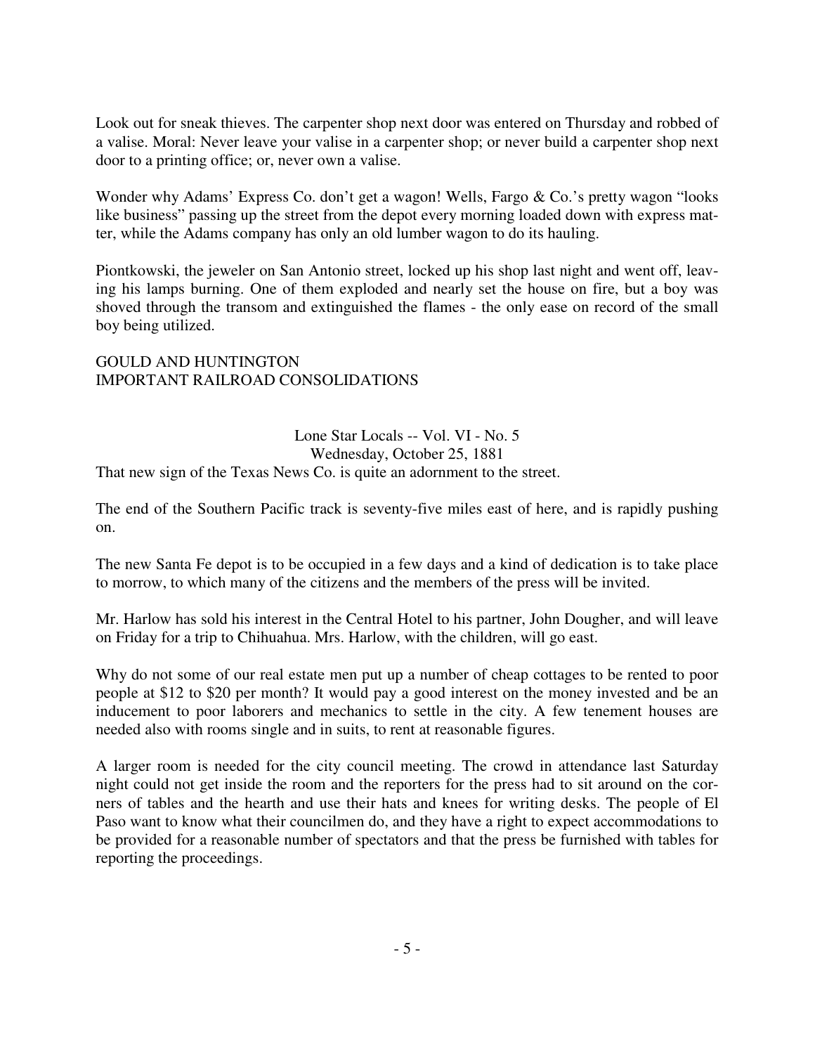Look out for sneak thieves. The carpenter shop next door was entered on Thursday and robbed of a valise. Moral: Never leave your valise in a carpenter shop; or never build a carpenter shop next door to a printing office; or, never own a valise.

Wonder why Adams' Express Co. don't get a wagon! Wells, Fargo & Co.'s pretty wagon "looks like business" passing up the street from the depot every morning loaded down with express matter, while the Adams company has only an old lumber wagon to do its hauling.

Piontkowski, the jeweler on San Antonio street, locked up his shop last night and went off, leaving his lamps burning. One of them exploded and nearly set the house on fire, but a boy was shoved through the transom and extinguished the flames - the only ease on record of the small boy being utilized.

GOULD AND HUNTINGTON
IMPORTANT RAILROAD CONSOLIDATIONS

Lone Star Locals -- Vol. VI - No. 5
Wednesday, October 25, 1881

That new sign of the Texas News Co. is quite an adornment to the street.

The end of the Southern Pacific track is seventy-five miles east of here, and is rapidly pushing on.

The new Santa Fe depot is to be occupied in a few days and a kind of dedication is to take place to morrow, to which many of the citizens and the members of the press will be invited.

Mr. Harlow has sold his interest in the Central Hotel to his partner, John Dougher, and will leave on Friday for a trip to Chihuahua. Mrs. Harlow, with the children, will go east.

Why do not some of our real estate men put up a number of cheap cottages to be rented to poor people at $12 to $20 per month? It would pay a good interest on the money invested and be an inducement to poor laborers and mechanics to settle in the city. A few tenement houses are needed also with rooms single and in suits, to rent at reasonable figures.

A larger room is needed for the city council meeting. The crowd in attendance last Saturday night could not get inside the room and the reporters for the press had to sit around on the corners of tables and the hearth and use their hats and knees for writing desks. The people of El Paso want to know what their councilmen do, and they have a right to expect accommodations to be provided for a reasonable number of spectators and that the press be furnished with tables for reporting the proceedings.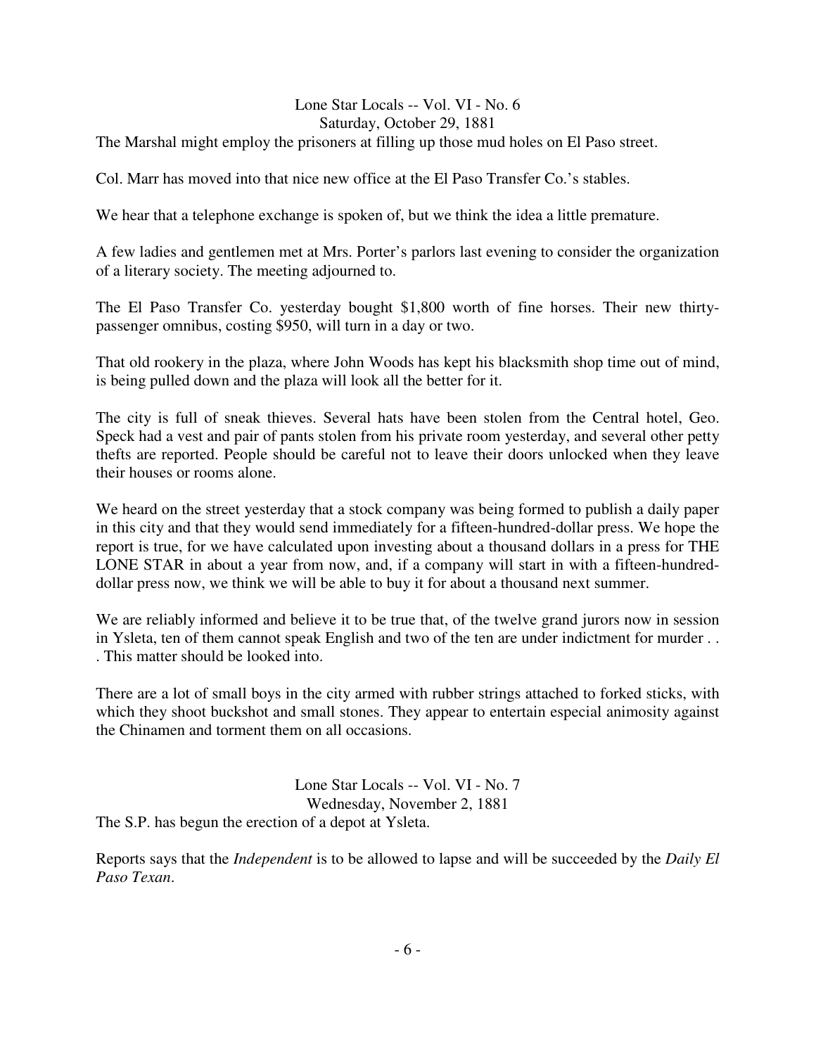## Lone Star Locals -- Vol. VI - No. 6
### Saturday, October 29, 1881

The Marshal might employ the prisoners at filling up those mud holes on El Paso street.

Col. Marr has moved into that nice new office at the El Paso Transfer Co.'s stables.

We hear that a telephone exchange is spoken of, but we think the idea a little premature.

A few ladies and gentlemen met at Mrs. Porter's parlors last evening to consider the organization of a literary society. The meeting adjourned to.

The El Paso Transfer Co. yesterday bought $1,800 worth of fine horses. Their new thirty-passenger omnibus, costing $950, will turn in a day or two.

That old rookery in the plaza, where John Woods has kept his blacksmith shop time out of mind, is being pulled down and the plaza will look all the better for it.

The city is full of sneak thieves. Several hats have been stolen from the Central hotel, Geo. Speck had a vest and pair of pants stolen from his private room yesterday, and several other petty thefts are reported. People should be careful not to leave their doors unlocked when they leave their houses or rooms alone.

We heard on the street yesterday that a stock company was being formed to publish a daily paper in this city and that they would send immediately for a fifteen-hundred-dollar press. We hope the report is true, for we have calculated upon investing about a thousand dollars in a press for THE LONE STAR in about a year from now, and, if a company will start in with a fifteen-hundred-dollar press now, we think we will be able to buy it for about a thousand next summer.

We are reliably informed and believe it to be true that, of the twelve grand jurors now in session in Ysleta, ten of them cannot speak English and two of the ten are under indictment for murder . . . This matter should be looked into.

There are a lot of small boys in the city armed with rubber strings attached to forked sticks, with which they shoot buckshot and small stones. They appear to entertain especial animosity against the Chinamen and torment them on all occasions.

## Lone Star Locals -- Vol. VI - No. 7
### Wednesday, November 2, 1881

The S.P. has begun the erection of a depot at Ysleta.

Reports says that the *Independent* is to be allowed to lapse and will be succeeded by the *Daily El Paso Texan*.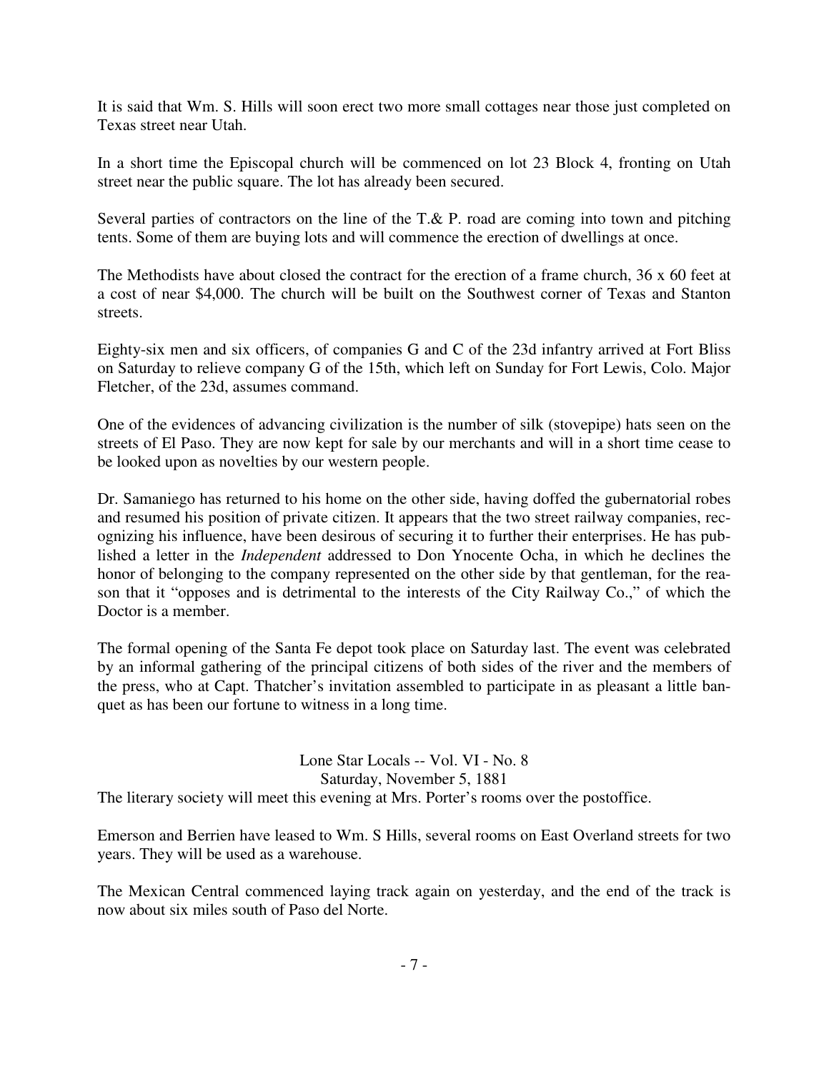It is said that Wm. S. Hills will soon erect two more small cottages near those just completed on Texas street near Utah.

In a short time the Episcopal church will be commenced on lot 23 Block 4, fronting on Utah street near the public square. The lot has already been secured.

Several parties of contractors on the line of the T.& P. road are coming into town and pitching tents. Some of them are buying lots and will commence the erection of dwellings at once.

The Methodists have about closed the contract for the erection of a frame church, 36 x 60 feet at a cost of near $4,000. The church will be built on the Southwest corner of Texas and Stanton streets.

Eighty-six men and six officers, of companies G and C of the 23d infantry arrived at Fort Bliss on Saturday to relieve company G of the 15th, which left on Sunday for Fort Lewis, Colo. Major Fletcher, of the 23d, assumes command.

One of the evidences of advancing civilization is the number of silk (stovepipe) hats seen on the streets of El Paso. They are now kept for sale by our merchants and will in a short time cease to be looked upon as novelties by our western people.

Dr. Samaniego has returned to his home on the other side, having doffed the gubernatorial robes and resumed his position of private citizen. It appears that the two street railway companies, recognizing his influence, have been desirous of securing it to further their enterprises. He has published a letter in the *Independent* addressed to Don Ynocente Ocha, in which he declines the honor of belonging to the company represented on the other side by that gentleman, for the reason that it "opposes and is detrimental to the interests of the City Railway Co.," of which the Doctor is a member.

The formal opening of the Santa Fe depot took place on Saturday last. The event was celebrated by an informal gathering of the principal citizens of both sides of the river and the members of the press, who at Capt. Thatcher's invitation assembled to participate in as pleasant a little banquet as has been our fortune to witness in a long time.

## Lone Star Locals -- Vol. VI - No. 8
### Saturday, November 5, 1881

The literary society will meet this evening at Mrs. Porter's rooms over the postoffice.

Emerson and Berrien have leased to Wm. S Hills, several rooms on East Overland streets for two years. They will be used as a warehouse.

The Mexican Central commenced laying track again on yesterday, and the end of the track is now about six miles south of Paso del Norte.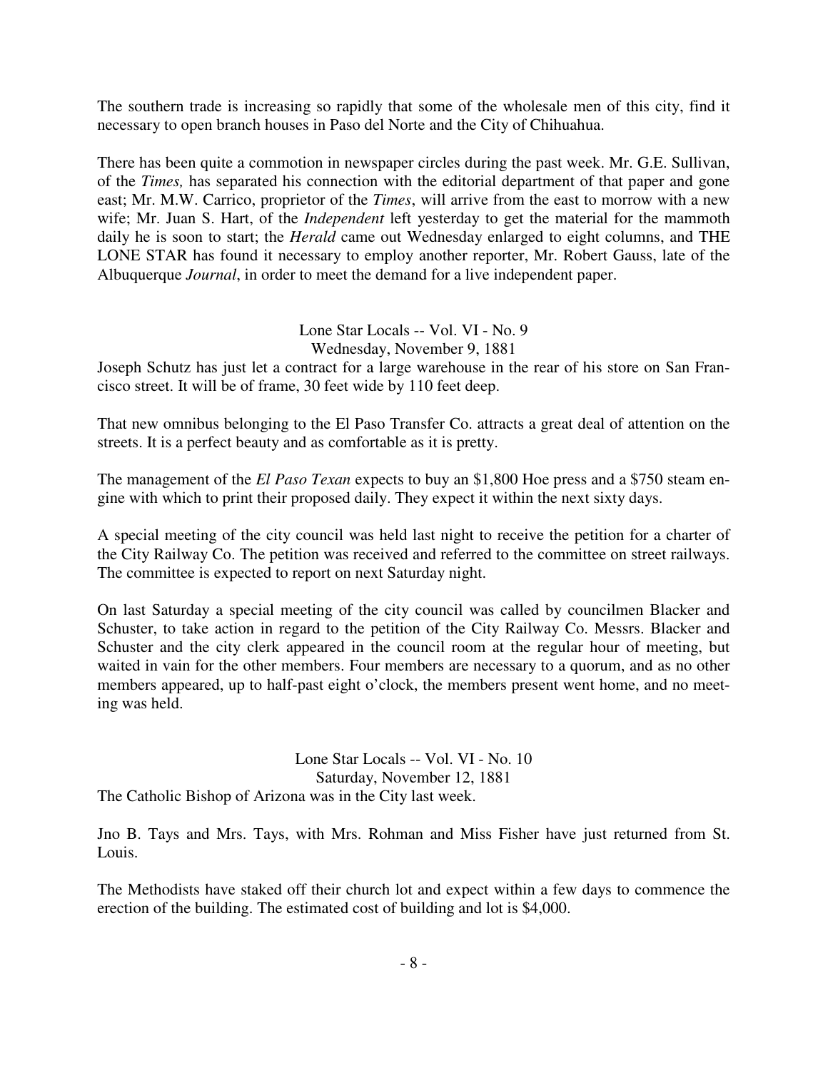The southern trade is increasing so rapidly that some of the wholesale men of this city, find it necessary to open branch houses in Paso del Norte and the City of Chihuahua.

There has been quite a commotion in newspaper circles during the past week. Mr. G.E. Sullivan, of the *Times,* has separated his connection with the editorial department of that paper and gone east; Mr. M.W. Carrico, proprietor of the *Times*, will arrive from the east to morrow with a new wife; Mr. Juan S. Hart, of the *Independent* left yesterday to get the material for the mammoth daily he is soon to start; the *Herald* came out Wednesday enlarged to eight columns, and THE LONE STAR has found it necessary to employ another reporter, Mr. Robert Gauss, late of the Albuquerque *Journal*, in order to meet the demand for a live independent paper.

Lone Star Locals -- Vol. VI - No. 9
Wednesday, November 9, 1881

Joseph Schutz has just let a contract for a large warehouse in the rear of his store on San Francisco street. It will be of frame, 30 feet wide by 110 feet deep.

That new omnibus belonging to the El Paso Transfer Co. attracts a great deal of attention on the streets. It is a perfect beauty and as comfortable as it is pretty.

The management of the *El Paso Texan* expects to buy an $1,800 Hoe press and a $750 steam engine with which to print their proposed daily. They expect it within the next sixty days.

A special meeting of the city council was held last night to receive the petition for a charter of the City Railway Co. The petition was received and referred to the committee on street railways. The committee is expected to report on next Saturday night.

On last Saturday a special meeting of the city council was called by councilmen Blacker and Schuster, to take action in regard to the petition of the City Railway Co. Messrs. Blacker and Schuster and the city clerk appeared in the council room at the regular hour of meeting, but waited in vain for the other members. Four members are necessary to a quorum, and as no other members appeared, up to half-past eight o'clock, the members present went home, and no meeting was held.

Lone Star Locals -- Vol. VI - No. 10
Saturday, November 12, 1881

The Catholic Bishop of Arizona was in the City last week.

Jno B. Tays and Mrs. Tays, with Mrs. Rohman and Miss Fisher have just returned from St. Louis.

The Methodists have staked off their church lot and expect within a few days to commence the erection of the building. The estimated cost of building and lot is $4,000.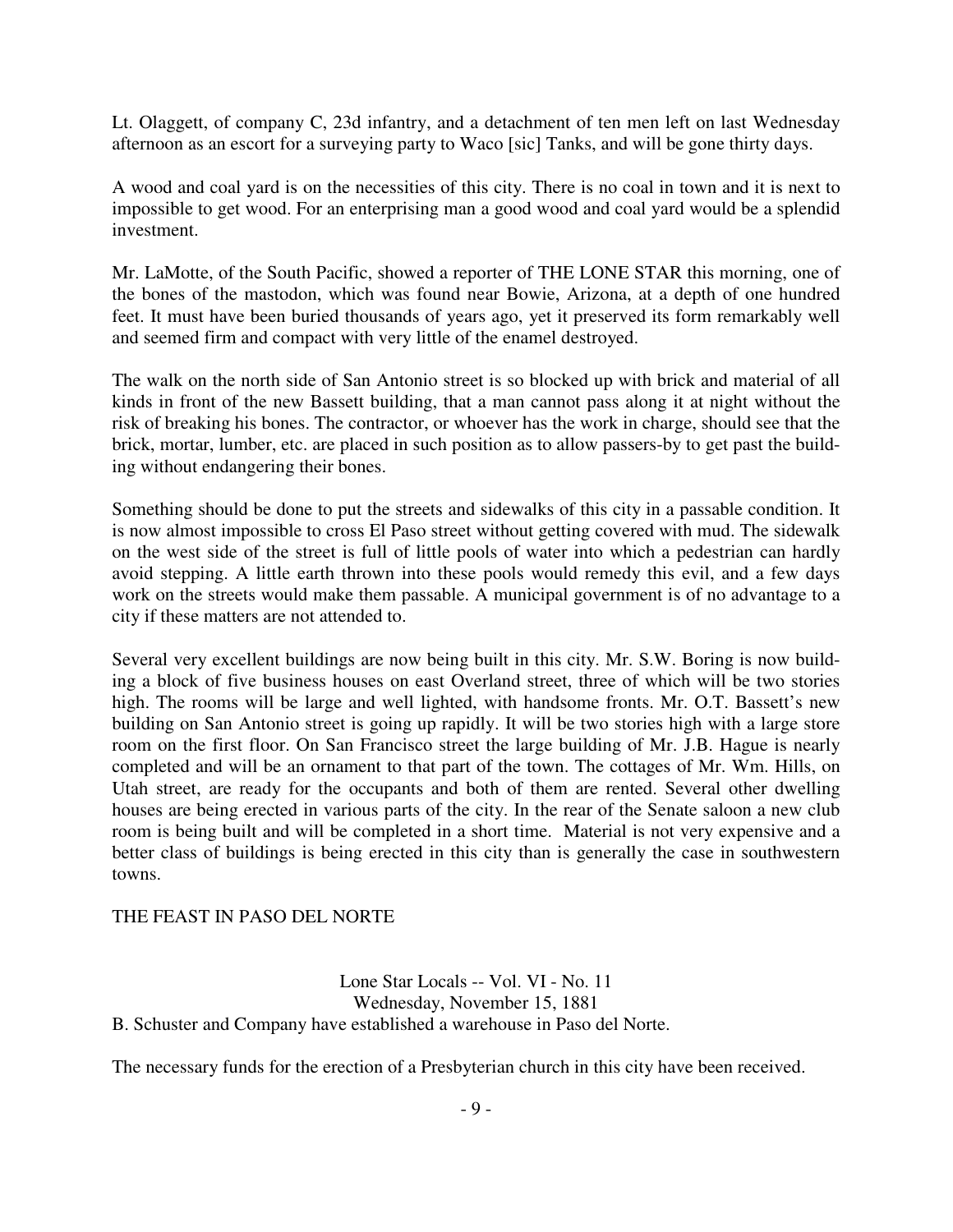Lt. Olaggett, of company C, 23d infantry, and a detachment of ten men left on last Wednesday afternoon as an escort for a surveying party to Waco [sic] Tanks, and will be gone thirty days.

A wood and coal yard is on the necessities of this city. There is no coal in town and it is next to impossible to get wood. For an enterprising man a good wood and coal yard would be a splendid investment.

Mr. LaMotte, of the South Pacific, showed a reporter of THE LONE STAR this morning, one of the bones of the mastodon, which was found near Bowie, Arizona, at a depth of one hundred feet. It must have been buried thousands of years ago, yet it preserved its form remarkably well and seemed firm and compact with very little of the enamel destroyed.

The walk on the north side of San Antonio street is so blocked up with brick and material of all kinds in front of the new Bassett building, that a man cannot pass along it at night without the risk of breaking his bones. The contractor, or whoever has the work in charge, should see that the brick, mortar, lumber, etc. are placed in such position as to allow passers-by to get past the building without endangering their bones.

Something should be done to put the streets and sidewalks of this city in a passable condition. It is now almost impossible to cross El Paso street without getting covered with mud. The sidewalk on the west side of the street is full of little pools of water into which a pedestrian can hardly avoid stepping. A little earth thrown into these pools would remedy this evil, and a few days work on the streets would make them passable. A municipal government is of no advantage to a city if these matters are not attended to.

Several very excellent buildings are now being built in this city. Mr. S.W. Boring is now building a block of five business houses on east Overland street, three of which will be two stories high. The rooms will be large and well lighted, with handsome fronts. Mr. O.T. Bassett's new building on San Antonio street is going up rapidly. It will be two stories high with a large store room on the first floor. On San Francisco street the large building of Mr. J.B. Hague is nearly completed and will be an ornament to that part of the town. The cottages of Mr. Wm. Hills, on Utah street, are ready for the occupants and both of them are rented. Several other dwelling houses are being erected in various parts of the city. In the rear of the Senate saloon a new club room is being built and will be completed in a short time. Material is not very expensive and a better class of buildings is being erected in this city than is generally the case in southwestern towns.

THE FEAST IN PASO DEL NORTE

Lone Star Locals -- Vol. VI - No. 11
Wednesday, November 15, 1881

B. Schuster and Company have established a warehouse in Paso del Norte.

The necessary funds for the erection of a Presbyterian church in this city have been received.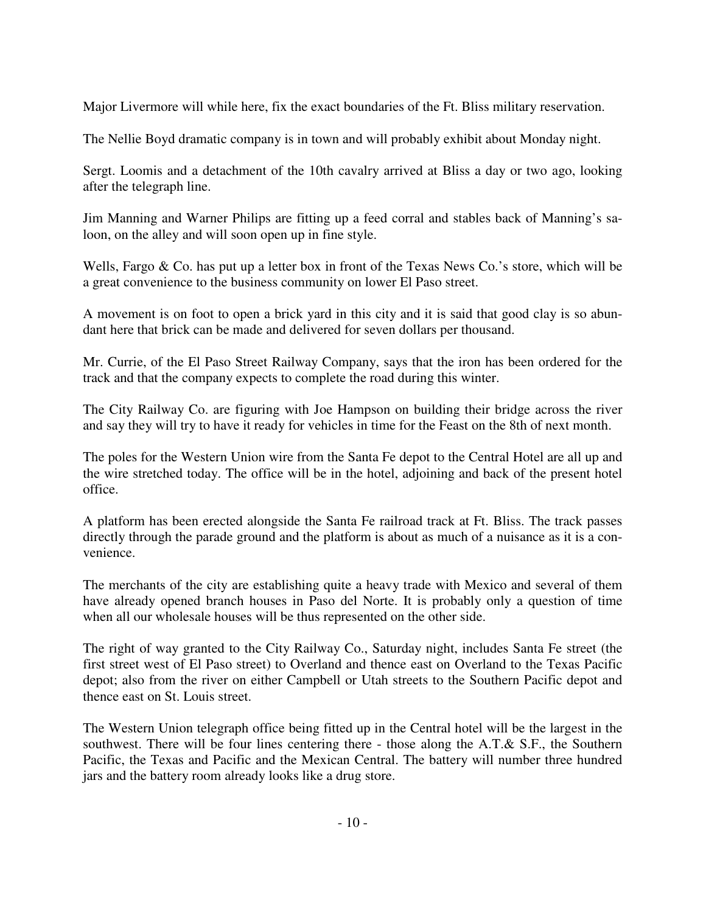Major Livermore will while here, fix the exact boundaries of the Ft. Bliss military reservation.

The Nellie Boyd dramatic company is in town and will probably exhibit about Monday night.

Sergt. Loomis and a detachment of the 10th cavalry arrived at Bliss a day or two ago, looking after the telegraph line.

Jim Manning and Warner Philips are fitting up a feed corral and stables back of Manning's saloon, on the alley and will soon open up in fine style.

Wells, Fargo & Co. has put up a letter box in front of the Texas News Co.'s store, which will be a great convenience to the business community on lower El Paso street.

A movement is on foot to open a brick yard in this city and it is said that good clay is so abundant here that brick can be made and delivered for seven dollars per thousand.

Mr. Currie, of the El Paso Street Railway Company, says that the iron has been ordered for the track and that the company expects to complete the road during this winter.

The City Railway Co. are figuring with Joe Hampson on building their bridge across the river and say they will try to have it ready for vehicles in time for the Feast on the 8th of next month.

The poles for the Western Union wire from the Santa Fe depot to the Central Hotel are all up and the wire stretched today. The office will be in the hotel, adjoining and back of the present hotel office.

A platform has been erected alongside the Santa Fe railroad track at Ft. Bliss. The track passes directly through the parade ground and the platform is about as much of a nuisance as it is a convenience.

The merchants of the city are establishing quite a heavy trade with Mexico and several of them have already opened branch houses in Paso del Norte. It is probably only a question of time when all our wholesale houses will be thus represented on the other side.

The right of way granted to the City Railway Co., Saturday night, includes Santa Fe street (the first street west of El Paso street) to Overland and thence east on Overland to the Texas Pacific depot; also from the river on either Campbell or Utah streets to the Southern Pacific depot and thence east on St. Louis street.

The Western Union telegraph office being fitted up in the Central hotel will be the largest in the southwest. There will be four lines centering there - those along the A.T.& S.F., the Southern Pacific, the Texas and Pacific and the Mexican Central. The battery will number three hundred jars and the battery room already looks like a drug store.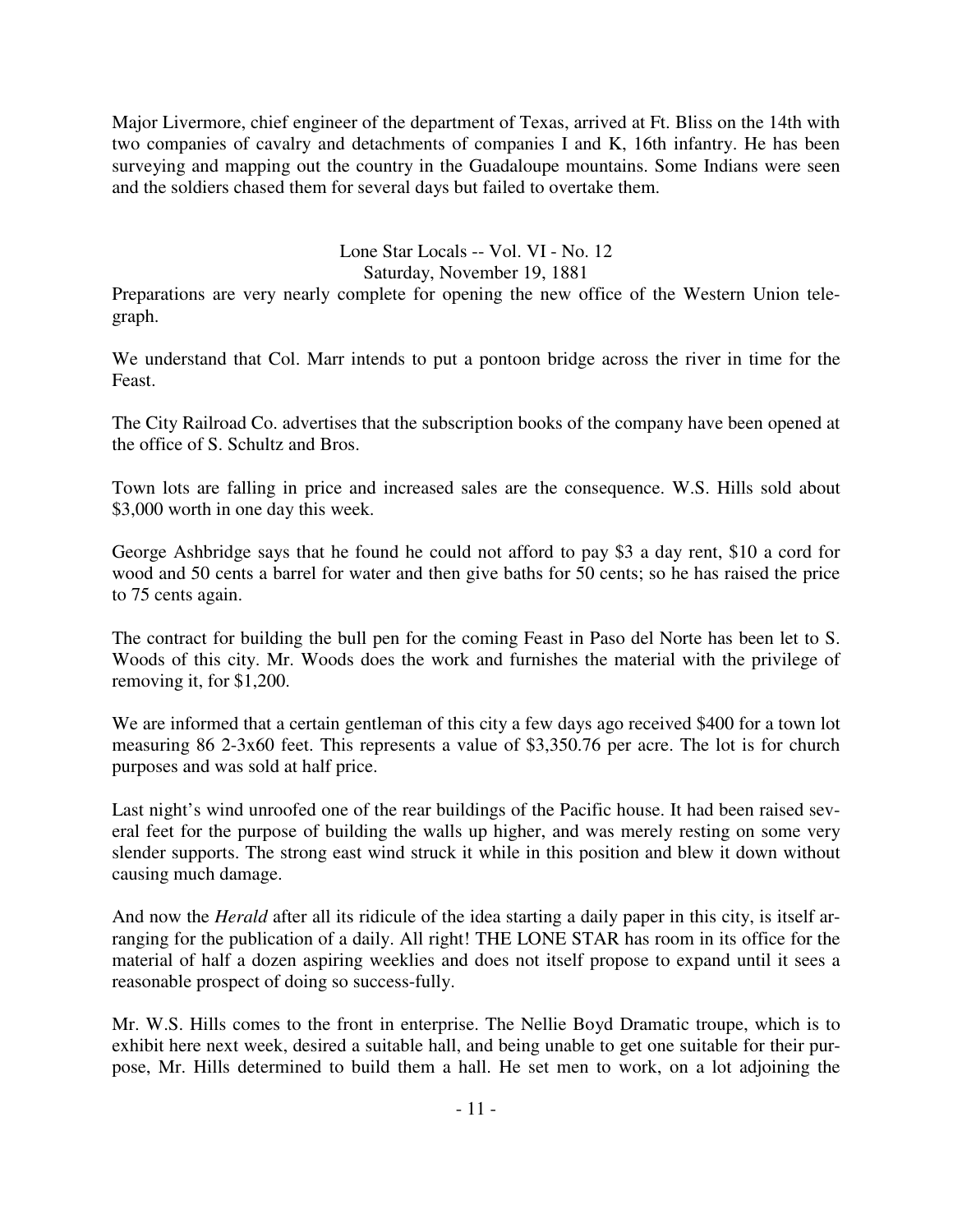Major Livermore, chief engineer of the department of Texas, arrived at Ft. Bliss on the 14th with two companies of cavalry and detachments of companies I and K, 16th infantry. He has been surveying and mapping out the country in the Guadaloupe mountains. Some Indians were seen and the soldiers chased them for several days but failed to overtake them.

Lone Star Locals -- Vol. VI - No. 12
Saturday, November 19, 1881

Preparations are very nearly complete for opening the new office of the Western Union telegraph.

We understand that Col. Marr intends to put a pontoon bridge across the river in time for the Feast.

The City Railroad Co. advertises that the subscription books of the company have been opened at the office of S. Schultz and Bros.

Town lots are falling in price and increased sales are the consequence. W.S. Hills sold about \$3,000 worth in one day this week.

George Ashbridge says that he found he could not afford to pay \$3 a day rent, \$10 a cord for wood and 50 cents a barrel for water and then give baths for 50 cents; so he has raised the price to 75 cents again.

The contract for building the bull pen for the coming Feast in Paso del Norte has been let to S. Woods of this city. Mr. Woods does the work and furnishes the material with the privilege of removing it, for \$1,200.

We are informed that a certain gentleman of this city a few days ago received \$400 for a town lot measuring 86 2-3x60 feet. This represents a value of \$3,350.76 per acre. The lot is for church purposes and was sold at half price.

Last night's wind unroofed one of the rear buildings of the Pacific house. It had been raised several feet for the purpose of building the walls up higher, and was merely resting on some very slender supports. The strong east wind struck it while in this position and blew it down without causing much damage.

And now the *Herald* after all its ridicule of the idea starting a daily paper in this city, is itself arranging for the publication of a daily. All right! THE LONE STAR has room in its office for the material of half a dozen aspiring weeklies and does not itself propose to expand until it sees a reasonable prospect of doing so success-fully.

Mr. W.S. Hills comes to the front in enterprise. The Nellie Boyd Dramatic troupe, which is to exhibit here next week, desired a suitable hall, and being unable to get one suitable for their purpose, Mr. Hills determined to build them a hall. He set men to work, on a lot adjoining the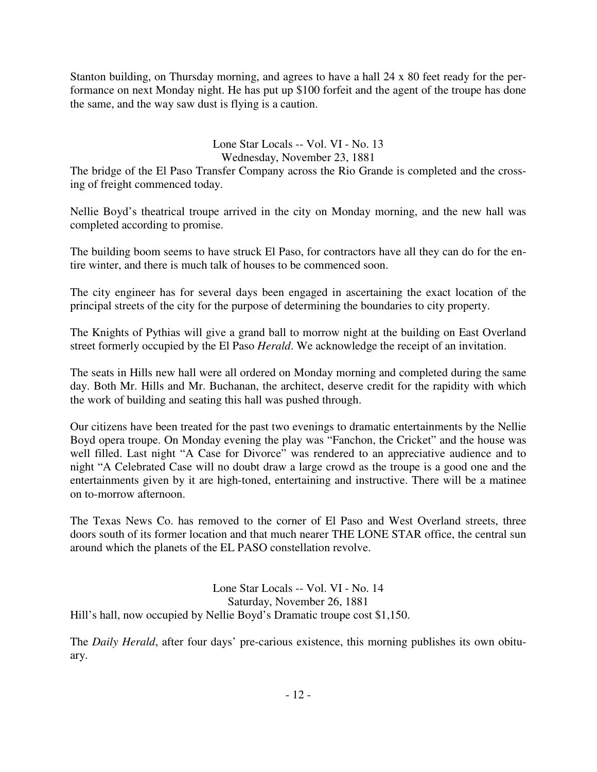Stanton building, on Thursday morning, and agrees to have a hall 24 x 80 feet ready for the performance on next Monday night. He has put up $100 forfeit and the agent of the troupe has done the same, and the way saw dust is flying is a caution.

Lone Star Locals -- Vol. VI - No. 13
Wednesday, November 23, 1881

The bridge of the El Paso Transfer Company across the Rio Grande is completed and the crossing of freight commenced today.

Nellie Boyd's theatrical troupe arrived in the city on Monday morning, and the new hall was completed according to promise.

The building boom seems to have struck El Paso, for contractors have all they can do for the entire winter, and there is much talk of houses to be commenced soon.

The city engineer has for several days been engaged in ascertaining the exact location of the principal streets of the city for the purpose of determining the boundaries to city property.

The Knights of Pythias will give a grand ball to morrow night at the building on East Overland street formerly occupied by the El Paso *Herald*. We acknowledge the receipt of an invitation.

The seats in Hills new hall were all ordered on Monday morning and completed during the same day. Both Mr. Hills and Mr. Buchanan, the architect, deserve credit for the rapidity with which the work of building and seating this hall was pushed through.

Our citizens have been treated for the past two evenings to dramatic entertainments by the Nellie Boyd opera troupe. On Monday evening the play was "Fanchon, the Cricket" and the house was well filled. Last night "A Case for Divorce" was rendered to an appreciative audience and to night "A Celebrated Case will no doubt draw a large crowd as the troupe is a good one and the entertainments given by it are high-toned, entertaining and instructive. There will be a matinee on to-morrow afternoon.

The Texas News Co. has removed to the corner of El Paso and West Overland streets, three doors south of its former location and that much nearer THE LONE STAR office, the central sun around which the planets of the EL PASO constellation revolve.

Lone Star Locals -- Vol. VI - No. 14
Saturday, November 26, 1881

Hill's hall, now occupied by Nellie Boyd's Dramatic troupe cost $1,150.

The *Daily Herald*, after four days' pre-carious existence, this morning publishes its own obituary.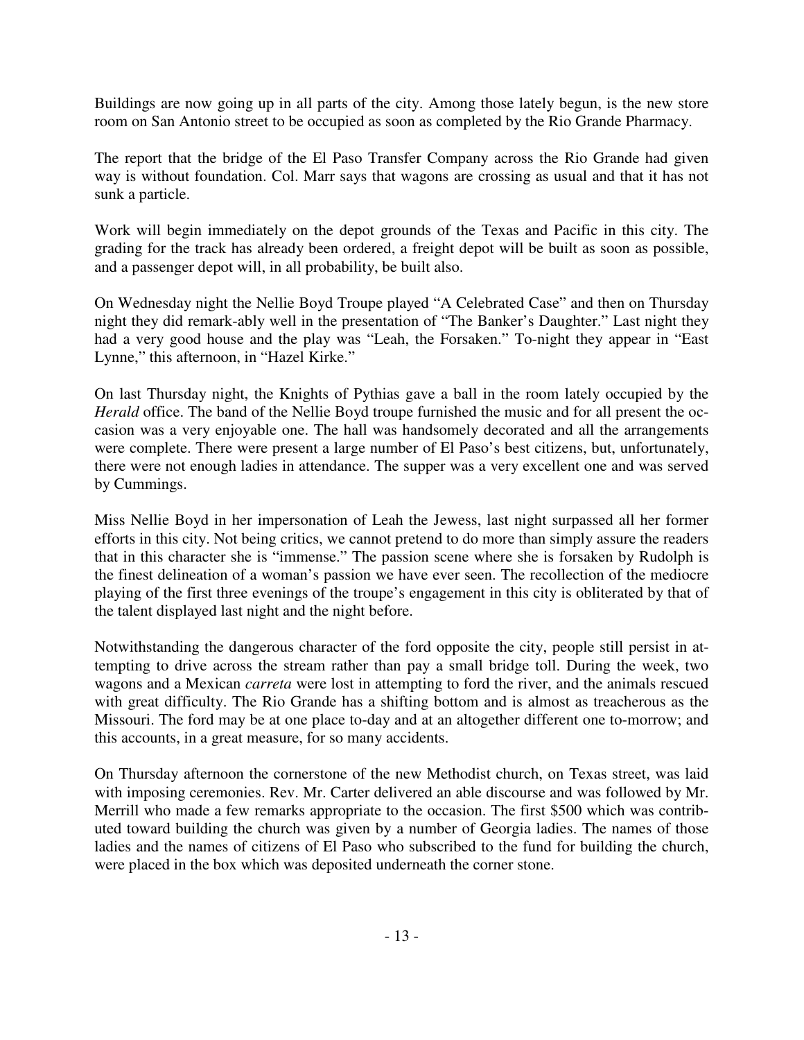Buildings are now going up in all parts of the city. Among those lately begun, is the new store room on San Antonio street to be occupied as soon as completed by the Rio Grande Pharmacy.

The report that the bridge of the El Paso Transfer Company across the Rio Grande had given way is without foundation. Col. Marr says that wagons are crossing as usual and that it has not sunk a particle.

Work will begin immediately on the depot grounds of the Texas and Pacific in this city. The grading for the track has already been ordered, a freight depot will be built as soon as possible, and a passenger depot will, in all probability, be built also.

On Wednesday night the Nellie Boyd Troupe played "A Celebrated Case" and then on Thursday night they did remark-ably well in the presentation of "The Banker's Daughter." Last night they had a very good house and the play was "Leah, the Forsaken." To-night they appear in "East Lynne," this afternoon, in "Hazel Kirke."

On last Thursday night, the Knights of Pythias gave a ball in the room lately occupied by the *Herald* office. The band of the Nellie Boyd troupe furnished the music and for all present the occasion was a very enjoyable one. The hall was handsomely decorated and all the arrangements were complete. There were present a large number of El Paso's best citizens, but, unfortunately, there were not enough ladies in attendance. The supper was a very excellent one and was served by Cummings.

Miss Nellie Boyd in her impersonation of Leah the Jewess, last night surpassed all her former efforts in this city. Not being critics, we cannot pretend to do more than simply assure the readers that in this character she is "immense." The passion scene where she is forsaken by Rudolph is the finest delineation of a woman's passion we have ever seen. The recollection of the mediocre playing of the first three evenings of the troupe's engagement in this city is obliterated by that of the talent displayed last night and the night before.

Notwithstanding the dangerous character of the ford opposite the city, people still persist in attempting to drive across the stream rather than pay a small bridge toll. During the week, two wagons and a Mexican *carreta* were lost in attempting to ford the river, and the animals rescued with great difficulty. The Rio Grande has a shifting bottom and is almost as treacherous as the Missouri. The ford may be at one place to-day and at an altogether different one to-morrow; and this accounts, in a great measure, for so many accidents.

On Thursday afternoon the cornerstone of the new Methodist church, on Texas street, was laid with imposing ceremonies. Rev. Mr. Carter delivered an able discourse and was followed by Mr. Merrill who made a few remarks appropriate to the occasion. The first $500 which was contributed toward building the church was given by a number of Georgia ladies. The names of those ladies and the names of citizens of El Paso who subscribed to the fund for building the church, were placed in the box which was deposited underneath the corner stone.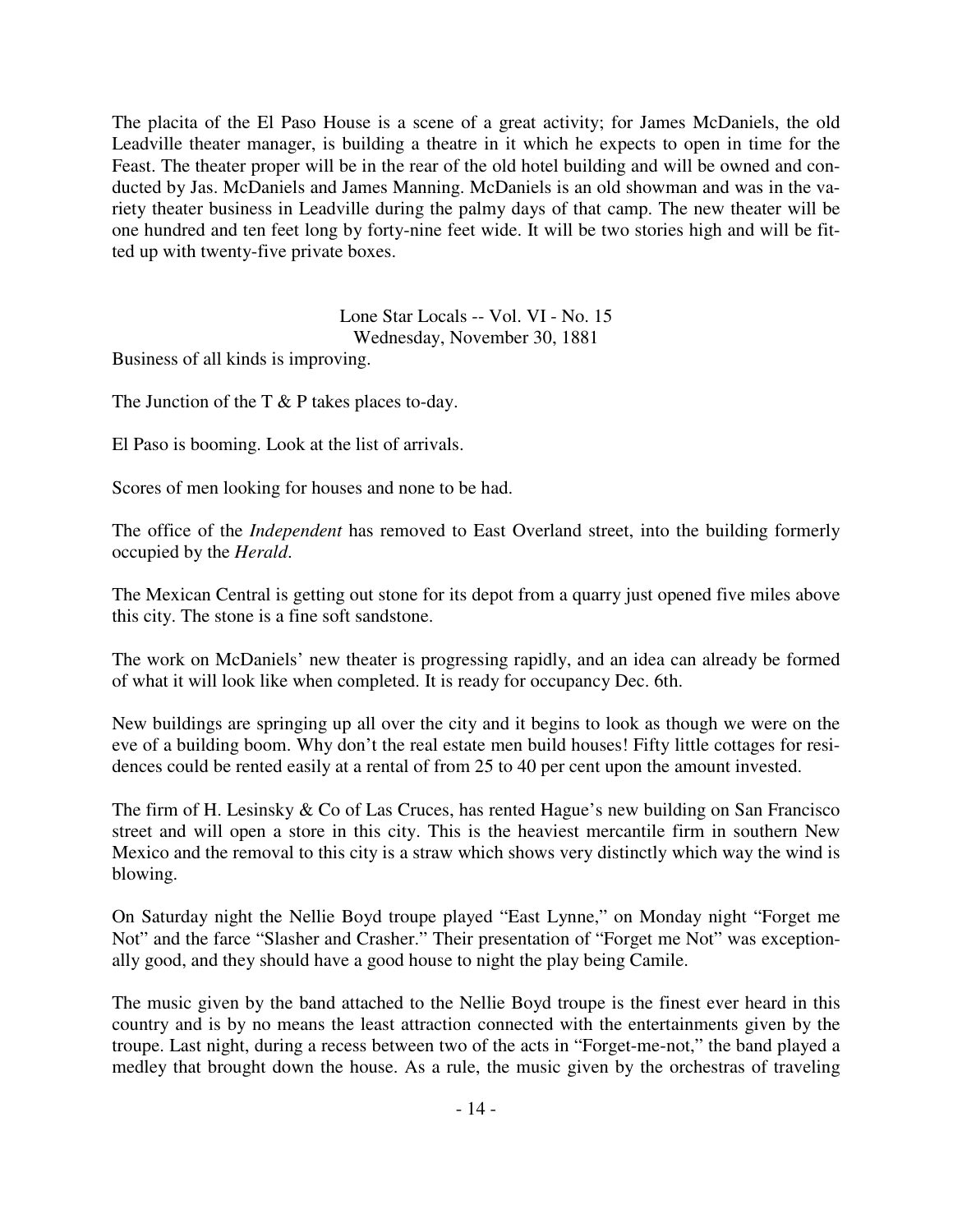The placita of the El Paso House is a scene of a great activity; for James McDaniels, the old Leadville theater manager, is building a theatre in it which he expects to open in time for the Feast. The theater proper will be in the rear of the old hotel building and will be owned and conducted by Jas. McDaniels and James Manning. McDaniels is an old showman and was in the variety theater business in Leadville during the palmy days of that camp. The new theater will be one hundred and ten feet long by forty-nine feet wide. It will be two stories high and will be fitted up with twenty-five private boxes.

Lone Star Locals -- Vol. VI - No. 15
Wednesday, November 30, 1881

Business of all kinds is improving.

The Junction of the T & P takes places to-day.

El Paso is booming. Look at the list of arrivals.

Scores of men looking for houses and none to be had.

The office of the *Independent* has removed to East Overland street, into the building formerly occupied by the *Herald*.

The Mexican Central is getting out stone for its depot from a quarry just opened five miles above this city. The stone is a fine soft sandstone.

The work on McDaniels' new theater is progressing rapidly, and an idea can already be formed of what it will look like when completed. It is ready for occupancy Dec. 6th.

New buildings are springing up all over the city and it begins to look as though we were on the eve of a building boom. Why don't the real estate men build houses! Fifty little cottages for residences could be rented easily at a rental of from 25 to 40 per cent upon the amount invested.

The firm of H. Lesinsky & Co of Las Cruces, has rented Hague's new building on San Francisco street and will open a store in this city. This is the heaviest mercantile firm in southern New Mexico and the removal to this city is a straw which shows very distinctly which way the wind is blowing.

On Saturday night the Nellie Boyd troupe played "East Lynne," on Monday night "Forget me Not" and the farce "Slasher and Crasher." Their presentation of "Forget me Not" was exceptionally good, and they should have a good house to night the play being Camile.

The music given by the band attached to the Nellie Boyd troupe is the finest ever heard in this country and is by no means the least attraction connected with the entertainments given by the troupe. Last night, during a recess between two of the acts in "Forget-me-not," the band played a medley that brought down the house. As a rule, the music given by the orchestras of traveling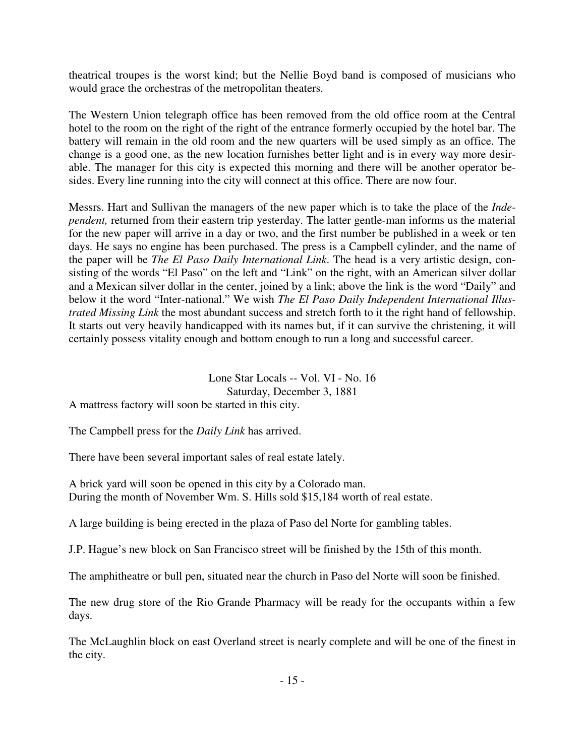theatrical troupes is the worst kind; but the Nellie Boyd band is composed of musicians who would grace the orchestras of the metropolitan theaters.

The Western Union telegraph office has been removed from the old office room at the Central hotel to the room on the right of the right of the entrance formerly occupied by the hotel bar. The battery will remain in the old room and the new quarters will be used simply as an office. The change is a good one, as the new location furnishes better light and is in every way more desirable. The manager for this city is expected this morning and there will be another operator besides. Every line running into the city will connect at this office. There are now four.

Messrs. Hart and Sullivan the managers of the new paper which is to take the place of the *Independent,* returned from their eastern trip yesterday. The latter gentle-man informs us the material for the new paper will arrive in a day or two, and the first number be published in a week or ten days. He says no engine has been purchased. The press is a Campbell cylinder, and the name of the paper will be *The El Paso Daily International Link*. The head is a very artistic design, consisting of the words "El Paso" on the left and "Link" on the right, with an American silver dollar and a Mexican silver dollar in the center, joined by a link; above the link is the word "Daily" and below it the word "Inter-national." We wish *The El Paso Daily Independent International Illustrated Missing Link* the most abundant success and stretch forth to it the right hand of fellowship. It starts out very heavily handicapped with its names but, if it can survive the christening, it will certainly possess vitality enough and bottom enough to run a long and successful career.

Lone Star Locals -- Vol. VI - No. 16
Saturday, December 3, 1881

A mattress factory will soon be started in this city.

The Campbell press for the *Daily Link* has arrived.

There have been several important sales of real estate lately.

A brick yard will soon be opened in this city by a Colorado man.
During the month of November Wm. S. Hills sold $15,184 worth of real estate.

A large building is being erected in the plaza of Paso del Norte for gambling tables.

J.P. Hague's new block on San Francisco street will be finished by the 15th of this month.

The amphitheatre or bull pen, situated near the church in Paso del Norte will soon be finished.

The new drug store of the Rio Grande Pharmacy will be ready for the occupants within a few days.

The McLaughlin block on east Overland street is nearly complete and will be one of the finest in the city.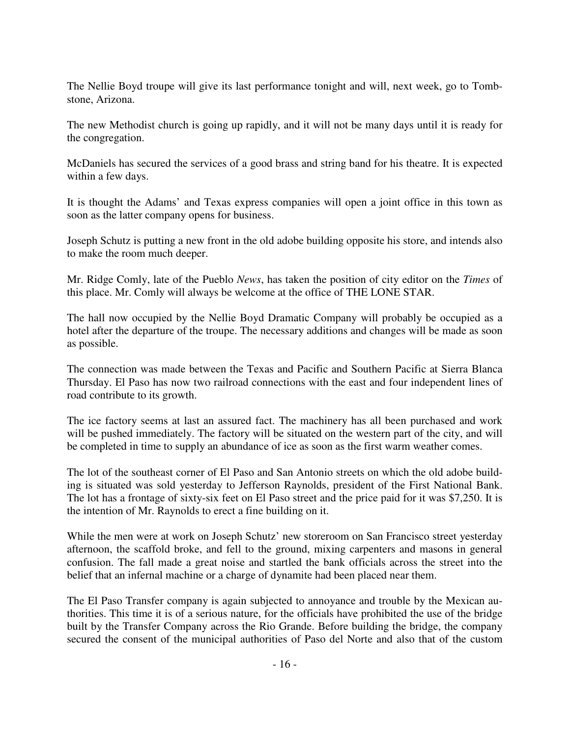The Nellie Boyd troupe will give its last performance tonight and will, next week, go to Tombstone, Arizona.

The new Methodist church is going up rapidly, and it will not be many days until it is ready for the congregation.

McDaniels has secured the services of a good brass and string band for his theatre. It is expected within a few days.

It is thought the Adams' and Texas express companies will open a joint office in this town as soon as the latter company opens for business.

Joseph Schutz is putting a new front in the old adobe building opposite his store, and intends also to make the room much deeper.

Mr. Ridge Comly, late of the Pueblo *News*, has taken the position of city editor on the *Times* of this place. Mr. Comly will always be welcome at the office of THE LONE STAR.

The hall now occupied by the Nellie Boyd Dramatic Company will probably be occupied as a hotel after the departure of the troupe. The necessary additions and changes will be made as soon as possible.

The connection was made between the Texas and Pacific and Southern Pacific at Sierra Blanca Thursday. El Paso has now two railroad connections with the east and four independent lines of road contribute to its growth.

The ice factory seems at last an assured fact. The machinery has all been purchased and work will be pushed immediately. The factory will be situated on the western part of the city, and will be completed in time to supply an abundance of ice as soon as the first warm weather comes.

The lot of the southeast corner of El Paso and San Antonio streets on which the old adobe building is situated was sold yesterday to Jefferson Raynolds, president of the First National Bank. The lot has a frontage of sixty-six feet on El Paso street and the price paid for it was $7,250. It is the intention of Mr. Raynolds to erect a fine building on it.

While the men were at work on Joseph Schutz' new storeroom on San Francisco street yesterday afternoon, the scaffold broke, and fell to the ground, mixing carpenters and masons in general confusion. The fall made a great noise and startled the bank officials across the street into the belief that an infernal machine or a charge of dynamite had been placed near them.

The El Paso Transfer company is again subjected to annoyance and trouble by the Mexican authorities. This time it is of a serious nature, for the officials have prohibited the use of the bridge built by the Transfer Company across the Rio Grande. Before building the bridge, the company secured the consent of the municipal authorities of Paso del Norte and also that of the custom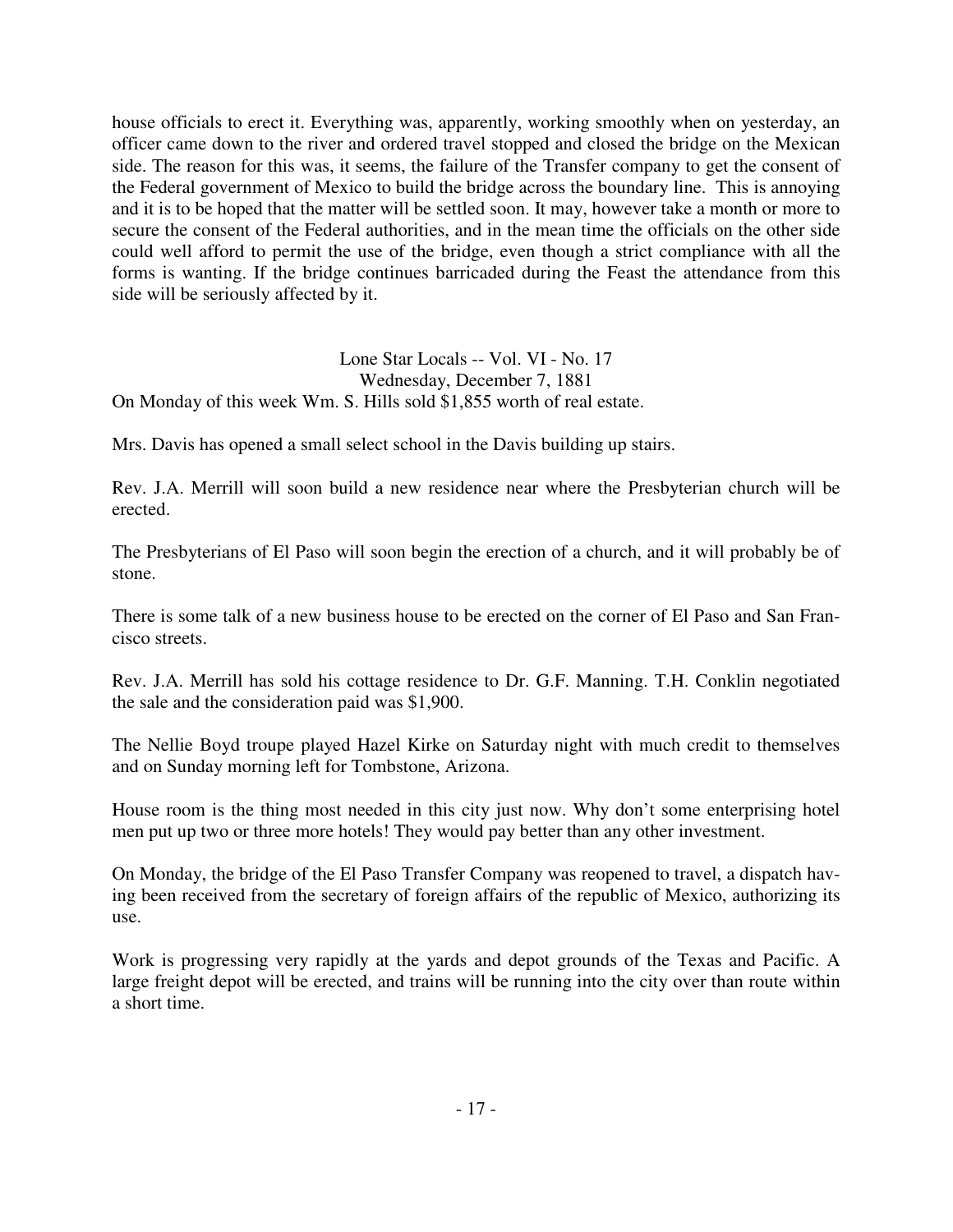house officials to erect it. Everything was, apparently, working smoothly when on yesterday, an officer came down to the river and ordered travel stopped and closed the bridge on the Mexican side. The reason for this was, it seems, the failure of the Transfer company to get the consent of the Federal government of Mexico to build the bridge across the boundary line. This is annoying and it is to be hoped that the matter will be settled soon. It may, however take a month or more to secure the consent of the Federal authorities, and in the mean time the officials on the other side could well afford to permit the use of the bridge, even though a strict compliance with all the forms is wanting. If the bridge continues barricaded during the Feast the attendance from this side will be seriously affected by it.

Lone Star Locals -- Vol. VI - No. 17
Wednesday, December 7, 1881

On Monday of this week Wm. S. Hills sold $1,855 worth of real estate.

Mrs. Davis has opened a small select school in the Davis building up stairs.

Rev. J.A. Merrill will soon build a new residence near where the Presbyterian church will be erected.

The Presbyterians of El Paso will soon begin the erection of a church, and it will probably be of stone.

There is some talk of a new business house to be erected on the corner of El Paso and San Francisco streets.

Rev. J.A. Merrill has sold his cottage residence to Dr. G.F. Manning. T.H. Conklin negotiated the sale and the consideration paid was $1,900.

The Nellie Boyd troupe played Hazel Kirke on Saturday night with much credit to themselves and on Sunday morning left for Tombstone, Arizona.

House room is the thing most needed in this city just now. Why don't some enterprising hotel men put up two or three more hotels! They would pay better than any other investment.

On Monday, the bridge of the El Paso Transfer Company was reopened to travel, a dispatch having been received from the secretary of foreign affairs of the republic of Mexico, authorizing its use.

Work is progressing very rapidly at the yards and depot grounds of the Texas and Pacific. A large freight depot will be erected, and trains will be running into the city over than route within a short time.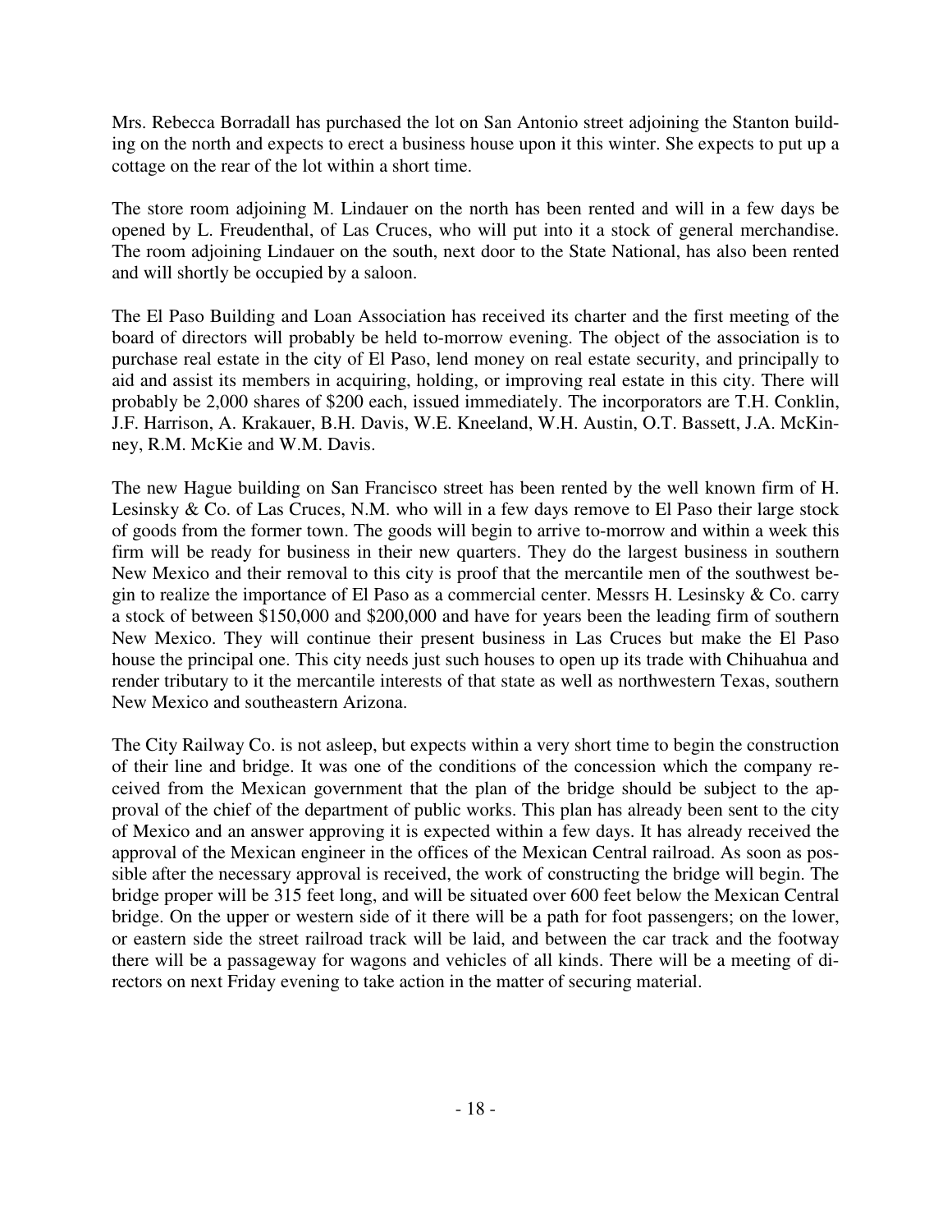Mrs. Rebecca Borradall has purchased the lot on San Antonio street adjoining the Stanton building on the north and expects to erect a business house upon it this winter. She expects to put up a cottage on the rear of the lot within a short time.

The store room adjoining M. Lindauer on the north has been rented and will in a few days be opened by L. Freudenthal, of Las Cruces, who will put into it a stock of general merchandise. The room adjoining Lindauer on the south, next door to the State National, has also been rented and will shortly be occupied by a saloon.

The El Paso Building and Loan Association has received its charter and the first meeting of the board of directors will probably be held to-morrow evening. The object of the association is to purchase real estate in the city of El Paso, lend money on real estate security, and principally to aid and assist its members in acquiring, holding, or improving real estate in this city. There will probably be 2,000 shares of $200 each, issued immediately. The incorporators are T.H. Conklin, J.F. Harrison, A. Krakauer, B.H. Davis, W.E. Kneeland, W.H. Austin, O.T. Bassett, J.A. McKinney, R.M. McKie and W.M. Davis.

The new Hague building on San Francisco street has been rented by the well known firm of H. Lesinsky & Co. of Las Cruces, N.M. who will in a few days remove to El Paso their large stock of goods from the former town. The goods will begin to arrive to-morrow and within a week this firm will be ready for business in their new quarters. They do the largest business in southern New Mexico and their removal to this city is proof that the mercantile men of the southwest begin to realize the importance of El Paso as a commercial center. Messrs H. Lesinsky & Co. carry a stock of between $150,000 and $200,000 and have for years been the leading firm of southern New Mexico. They will continue their present business in Las Cruces but make the El Paso house the principal one. This city needs just such houses to open up its trade with Chihuahua and render tributary to it the mercantile interests of that state as well as northwestern Texas, southern New Mexico and southeastern Arizona.

The City Railway Co. is not asleep, but expects within a very short time to begin the construction of their line and bridge. It was one of the conditions of the concession which the company received from the Mexican government that the plan of the bridge should be subject to the approval of the chief of the department of public works. This plan has already been sent to the city of Mexico and an answer approving it is expected within a few days. It has already received the approval of the Mexican engineer in the offices of the Mexican Central railroad. As soon as possible after the necessary approval is received, the work of constructing the bridge will begin. The bridge proper will be 315 feet long, and will be situated over 600 feet below the Mexican Central bridge. On the upper or western side of it there will be a path for foot passengers; on the lower, or eastern side the street railroad track will be laid, and between the car track and the footway there will be a passageway for wagons and vehicles of all kinds. There will be a meeting of directors on next Friday evening to take action in the matter of securing material.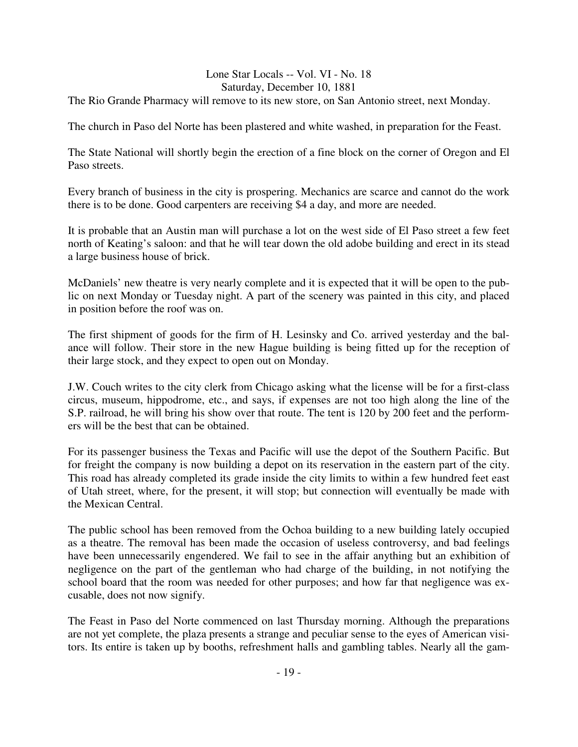Lone Star Locals -- Vol. VI - No. 18
Saturday, December 10, 1881

The Rio Grande Pharmacy will remove to its new store, on San Antonio street, next Monday.

The church in Paso del Norte has been plastered and white washed, in preparation for the Feast.

The State National will shortly begin the erection of a fine block on the corner of Oregon and El Paso streets.

Every branch of business in the city is prospering. Mechanics are scarce and cannot do the work there is to be done. Good carpenters are receiving $4 a day, and more are needed.

It is probable that an Austin man will purchase a lot on the west side of El Paso street a few feet north of Keating's saloon: and that he will tear down the old adobe building and erect in its stead a large business house of brick.

McDaniels' new theatre is very nearly complete and it is expected that it will be open to the public on next Monday or Tuesday night. A part of the scenery was painted in this city, and placed in position before the roof was on.

The first shipment of goods for the firm of H. Lesinsky and Co. arrived yesterday and the balance will follow. Their store in the new Hague building is being fitted up for the reception of their large stock, and they expect to open out on Monday.

J.W. Couch writes to the city clerk from Chicago asking what the license will be for a first-class circus, museum, hippodrome, etc., and says, if expenses are not too high along the line of the S.P. railroad, he will bring his show over that route. The tent is 120 by 200 feet and the performers will be the best that can be obtained.

For its passenger business the Texas and Pacific will use the depot of the Southern Pacific. But for freight the company is now building a depot on its reservation in the eastern part of the city. This road has already completed its grade inside the city limits to within a few hundred feet east of Utah street, where, for the present, it will stop; but connection will eventually be made with the Mexican Central.

The public school has been removed from the Ochoa building to a new building lately occupied as a theatre. The removal has been made the occasion of useless controversy, and bad feelings have been unnecessarily engendered. We fail to see in the affair anything but an exhibition of negligence on the part of the gentleman who had charge of the building, in not notifying the school board that the room was needed for other purposes; and how far that negligence was excusable, does not now signify.

The Feast in Paso del Norte commenced on last Thursday morning. Although the preparations are not yet complete, the plaza presents a strange and peculiar sense to the eyes of American visitors. Its entire is taken up by booths, refreshment halls and gambling tables. Nearly all the gam-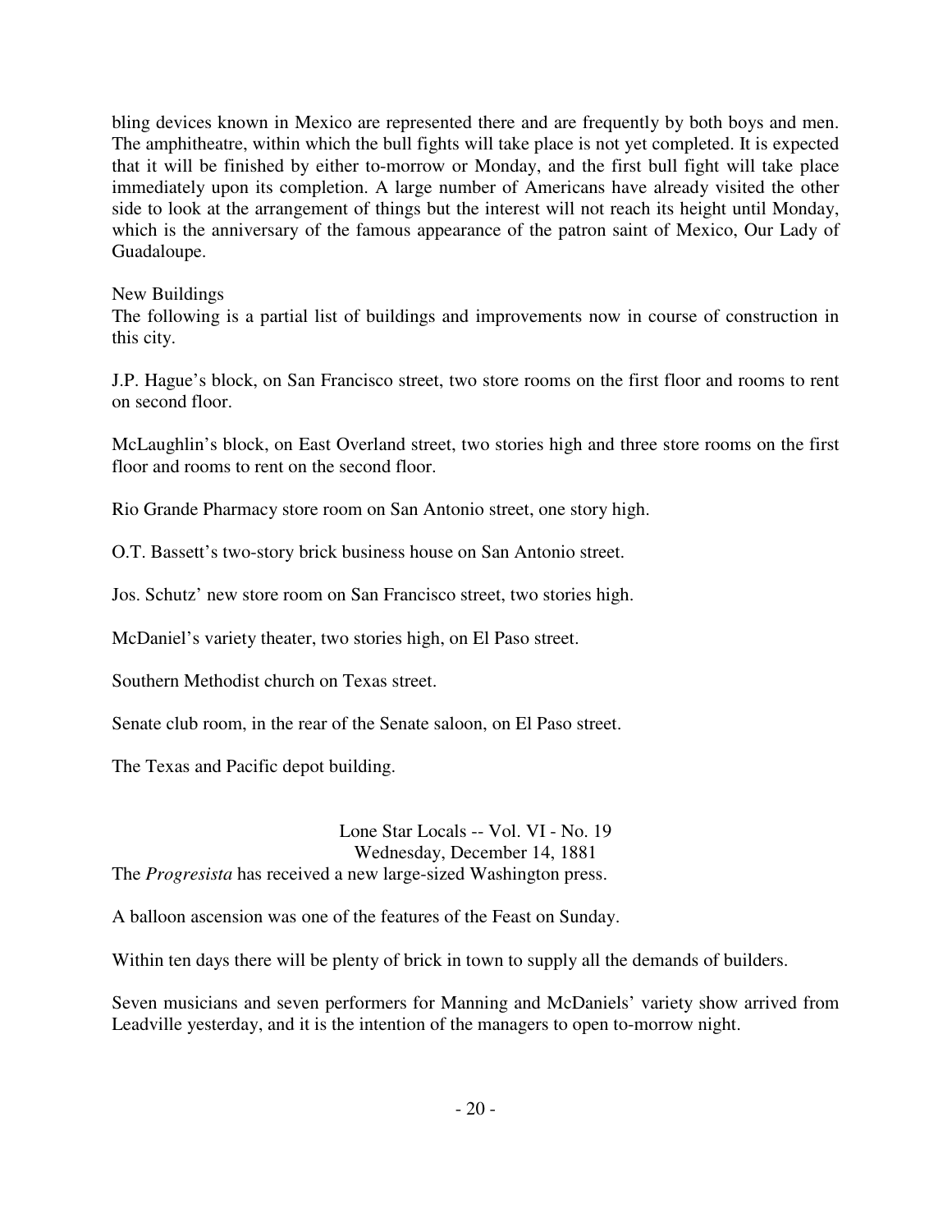bling devices known in Mexico are represented there and are frequently by both boys and men. The amphitheatre, within which the bull fights will take place is not yet completed. It is expected that it will be finished by either to-morrow or Monday, and the first bull fight will take place immediately upon its completion. A large number of Americans have already visited the other side to look at the arrangement of things but the interest will not reach its height until Monday, which is the anniversary of the famous appearance of the patron saint of Mexico, Our Lady of Guadaloupe.

New Buildings

The following is a partial list of buildings and improvements now in course of construction in this city.

J.P. Hague's block, on San Francisco street, two store rooms on the first floor and rooms to rent on second floor.

McLaughlin's block, on East Overland street, two stories high and three store rooms on the first floor and rooms to rent on the second floor.

Rio Grande Pharmacy store room on San Antonio street, one story high.

O.T. Bassett's two-story brick business house on San Antonio street.

Jos. Schutz' new store room on San Francisco street, two stories high.

McDaniel's variety theater, two stories high, on El Paso street.

Southern Methodist church on Texas street.

Senate club room, in the rear of the Senate saloon, on El Paso street.

The Texas and Pacific depot building.

Lone Star Locals -- Vol. VI - No. 19
Wednesday, December 14, 1881

The *Progresista* has received a new large-sized Washington press.

A balloon ascension was one of the features of the Feast on Sunday.

Within ten days there will be plenty of brick in town to supply all the demands of builders.

Seven musicians and seven performers for Manning and McDaniels' variety show arrived from Leadville yesterday, and it is the intention of the managers to open to-morrow night.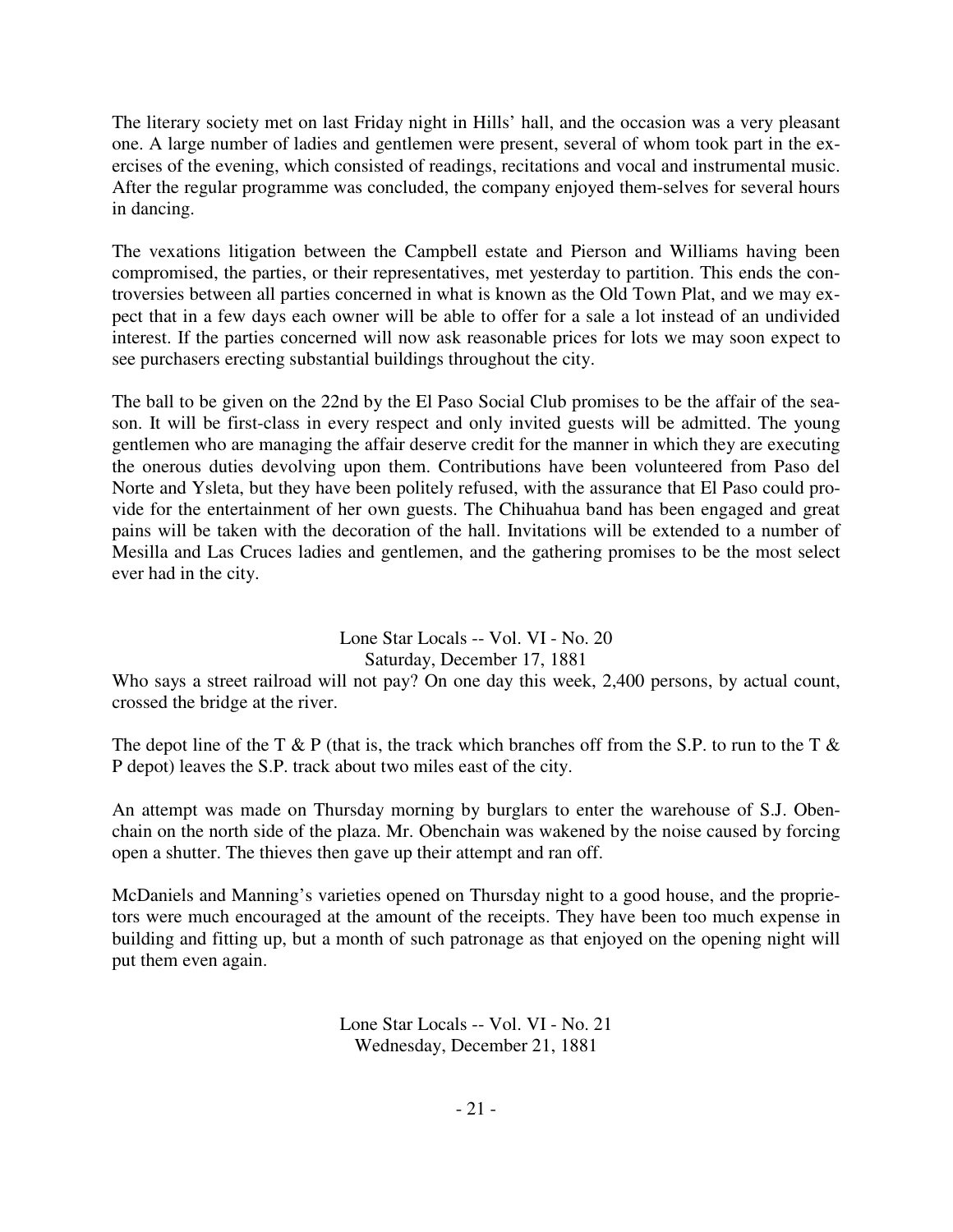The literary society met on last Friday night in Hills' hall, and the occasion was a very pleasant one. A large number of ladies and gentlemen were present, several of whom took part in the exercises of the evening, which consisted of readings, recitations and vocal and instrumental music. After the regular programme was concluded, the company enjoyed them-selves for several hours in dancing.

The vexations litigation between the Campbell estate and Pierson and Williams having been compromised, the parties, or their representatives, met yesterday to partition. This ends the controversies between all parties concerned in what is known as the Old Town Plat, and we may expect that in a few days each owner will be able to offer for a sale a lot instead of an undivided interest. If the parties concerned will now ask reasonable prices for lots we may soon expect to see purchasers erecting substantial buildings throughout the city.

The ball to be given on the 22nd by the El Paso Social Club promises to be the affair of the season. It will be first-class in every respect and only invited guests will be admitted. The young gentlemen who are managing the affair deserve credit for the manner in which they are executing the onerous duties devolving upon them. Contributions have been volunteered from Paso del Norte and Ysleta, but they have been politely refused, with the assurance that El Paso could provide for the entertainment of her own guests. The Chihuahua band has been engaged and great pains will be taken with the decoration of the hall. Invitations will be extended to a number of Mesilla and Las Cruces ladies and gentlemen, and the gathering promises to be the most select ever had in the city.

Lone Star Locals -- Vol. VI - No. 20
Saturday, December 17, 1881

Who says a street railroad will not pay? On one day this week, 2,400 persons, by actual count, crossed the bridge at the river.

The depot line of the T & P (that is, the track which branches off from the S.P. to run to the T & P depot) leaves the S.P. track about two miles east of the city.

An attempt was made on Thursday morning by burglars to enter the warehouse of S.J. Obenchain on the north side of the plaza. Mr. Obenchain was wakened by the noise caused by forcing open a shutter. The thieves then gave up their attempt and ran off.

McDaniels and Manning's varieties opened on Thursday night to a good house, and the proprietors were much encouraged at the amount of the receipts. They have been too much expense in building and fitting up, but a month of such patronage as that enjoyed on the opening night will put them even again.

Lone Star Locals -- Vol. VI - No. 21
Wednesday, December 21, 1881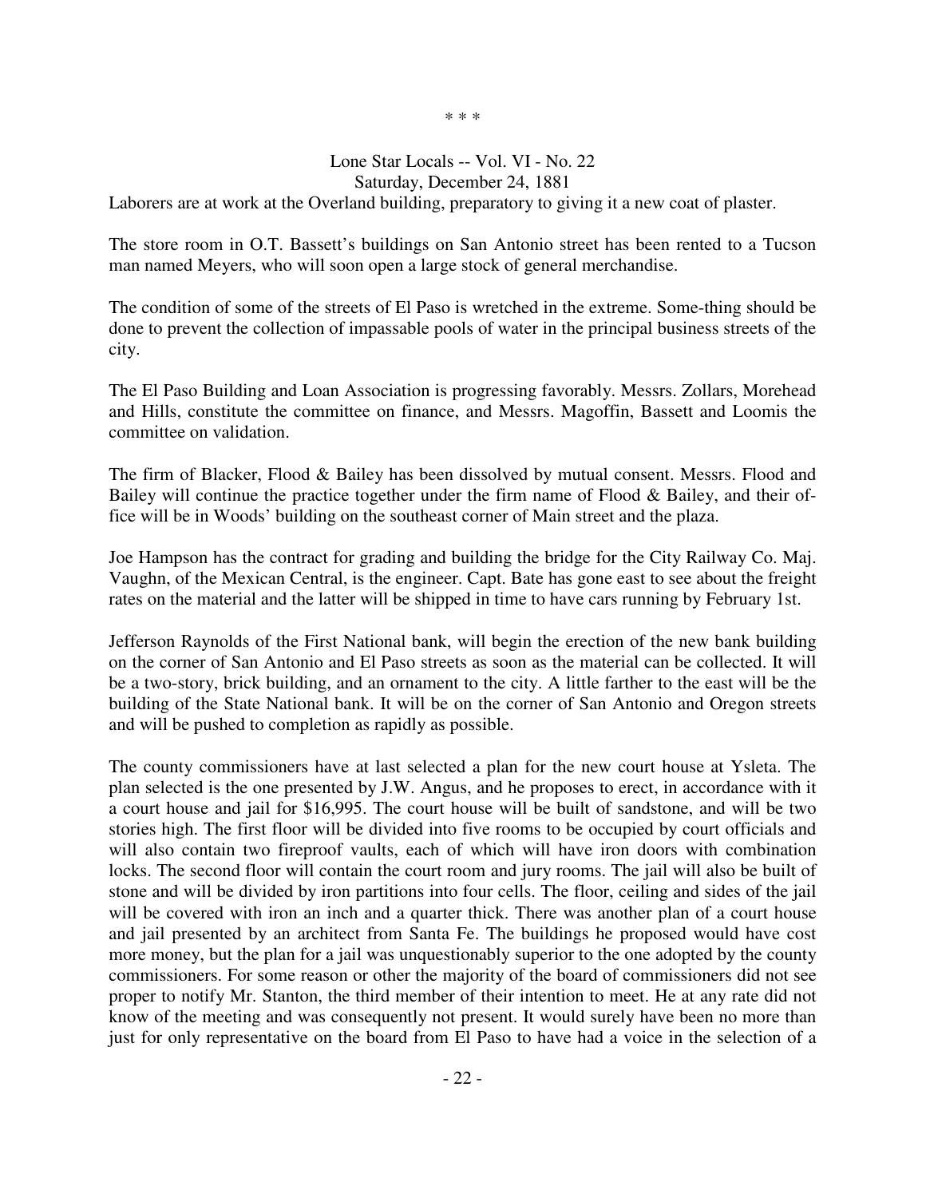\* \* \*

Lone Star Locals -- Vol. VI - No. 22
Saturday, December 24, 1881

Laborers are at work at the Overland building, preparatory to giving it a new coat of plaster.

The store room in O.T. Bassett's buildings on San Antonio street has been rented to a Tucson man named Meyers, who will soon open a large stock of general merchandise.

The condition of some of the streets of El Paso is wretched in the extreme. Some-thing should be done to prevent the collection of impassable pools of water in the principal business streets of the city.

The El Paso Building and Loan Association is progressing favorably. Messrs. Zollars, Morehead and Hills, constitute the committee on finance, and Messrs. Magoffin, Bassett and Loomis the committee on validation.

The firm of Blacker, Flood & Bailey has been dissolved by mutual consent. Messrs. Flood and Bailey will continue the practice together under the firm name of Flood & Bailey, and their of-fice will be in Woods' building on the southeast corner of Main street and the plaza.

Joe Hampson has the contract for grading and building the bridge for the City Railway Co. Maj. Vaughn, of the Mexican Central, is the engineer. Capt. Bate has gone east to see about the freight rates on the material and the latter will be shipped in time to have cars running by February 1st.

Jefferson Raynolds of the First National bank, will begin the erection of the new bank building on the corner of San Antonio and El Paso streets as soon as the material can be collected. It will be a two-story, brick building, and an ornament to the city. A little farther to the east will be the building of the State National bank. It will be on the corner of San Antonio and Oregon streets and will be pushed to completion as rapidly as possible.

The county commissioners have at last selected a plan for the new court house at Ysleta. The plan selected is the one presented by J.W. Angus, and he proposes to erect, in accordance with it a court house and jail for $16,995. The court house will be built of sandstone, and will be two stories high. The first floor will be divided into five rooms to be occupied by court officials and will also contain two fireproof vaults, each of which will have iron doors with combination locks. The second floor will contain the court room and jury rooms. The jail will also be built of stone and will be divided by iron partitions into four cells. The floor, ceiling and sides of the jail will be covered with iron an inch and a quarter thick. There was another plan of a court house and jail presented by an architect from Santa Fe. The buildings he proposed would have cost more money, but the plan for a jail was unquestionably superior to the one adopted by the county commissioners. For some reason or other the majority of the board of commissioners did not see proper to notify Mr. Stanton, the third member of their intention to meet. He at any rate did not know of the meeting and was consequently not present. It would surely have been no more than just for only representative on the board from El Paso to have had a voice in the selection of a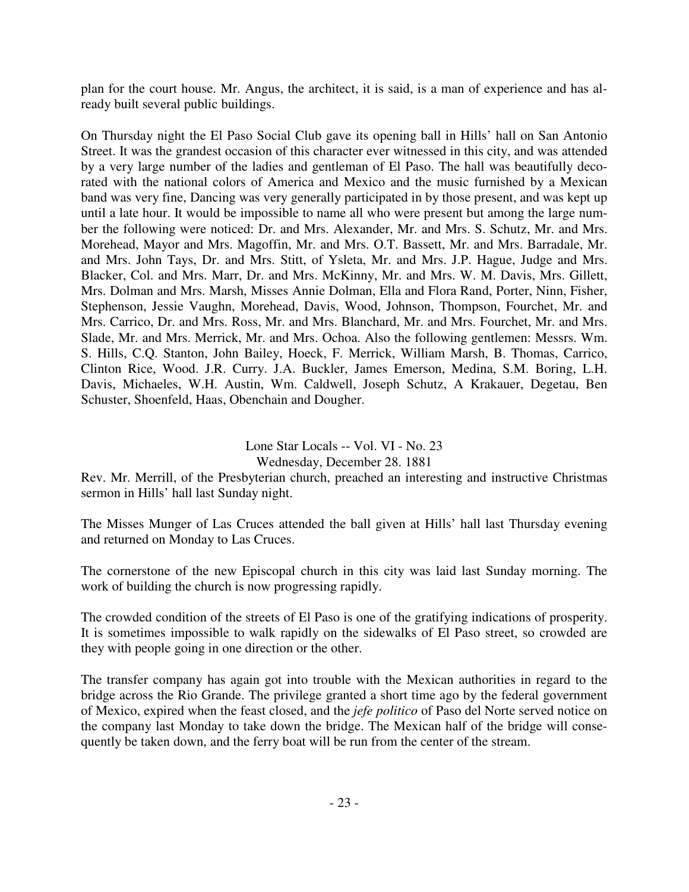plan for the court house. Mr. Angus, the architect, it is said, is a man of experience and has already built several public buildings.

On Thursday night the El Paso Social Club gave its opening ball in Hills' hall on San Antonio Street. It was the grandest occasion of this character ever witnessed in this city, and was attended by a very large number of the ladies and gentleman of El Paso. The hall was beautifully decorated with the national colors of America and Mexico and the music furnished by a Mexican band was very fine, Dancing was very generally participated in by those present, and was kept up until a late hour. It would be impossible to name all who were present but among the large number the following were noticed: Dr. and Mrs. Alexander, Mr. and Mrs. S. Schutz, Mr. and Mrs. Morehead, Mayor and Mrs. Magoffin, Mr. and Mrs. O.T. Bassett, Mr. and Mrs. Barradale, Mr. and Mrs. John Tays, Dr. and Mrs. Stitt, of Ysleta, Mr. and Mrs. J.P. Hague, Judge and Mrs. Blacker, Col. and Mrs. Marr, Dr. and Mrs. McKinny, Mr. and Mrs. W. M. Davis, Mrs. Gillett, Mrs. Dolman and Mrs. Marsh, Misses Annie Dolman, Ella and Flora Rand, Porter, Ninn, Fisher, Stephenson, Jessie Vaughn, Morehead, Davis, Wood, Johnson, Thompson, Fourchet, Mr. and Mrs. Carrico, Dr. and Mrs. Ross, Mr. and Mrs. Blanchard, Mr. and Mrs. Fourchet, Mr. and Mrs. Slade, Mr. and Mrs. Merrick, Mr. and Mrs. Ochoa. Also the following gentlemen: Messrs. Wm. S. Hills, C.Q. Stanton, John Bailey, Hoeck, F. Merrick, William Marsh, B. Thomas, Carrico, Clinton Rice, Wood. J.R. Curry. J.A. Buckler, James Emerson, Medina, S.M. Boring, L.H. Davis, Michaeles, W.H. Austin, Wm. Caldwell, Joseph Schutz, A Krakauer, Degetau, Ben Schuster, Shoenfeld, Haas, Obenchain and Dougher.

Lone Star Locals -- Vol. VI - No. 23
Wednesday, December 28. 1881

Rev. Mr. Merrill, of the Presbyterian church, preached an interesting and instructive Christmas sermon in Hills' hall last Sunday night.

The Misses Munger of Las Cruces attended the ball given at Hills' hall last Thursday evening and returned on Monday to Las Cruces.

The cornerstone of the new Episcopal church in this city was laid last Sunday morning. The work of building the church is now progressing rapidly.

The crowded condition of the streets of El Paso is one of the gratifying indications of prosperity. It is sometimes impossible to walk rapidly on the sidewalks of El Paso street, so crowded are they with people going in one direction or the other.

The transfer company has again got into trouble with the Mexican authorities in regard to the bridge across the Rio Grande. The privilege granted a short time ago by the federal government of Mexico, expired when the feast closed, and the *jefe politico* of Paso del Norte served notice on the company last Monday to take down the bridge. The Mexican half of the bridge will consequently be taken down, and the ferry boat will be run from the center of the stream.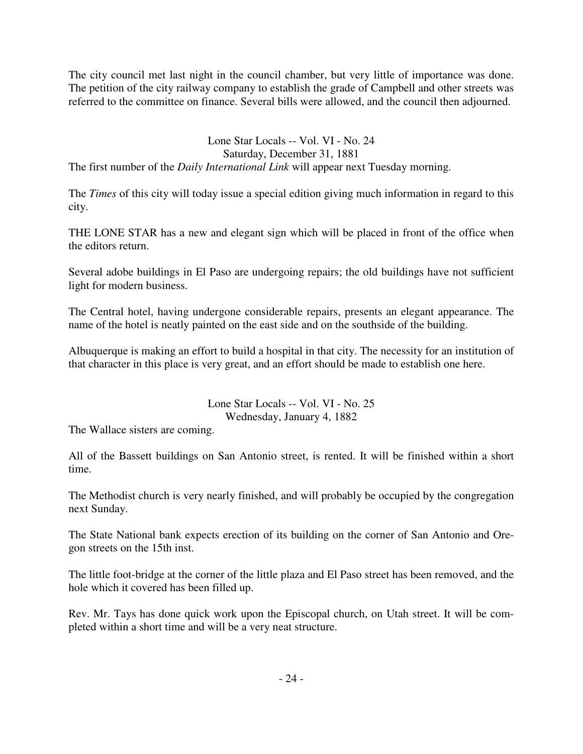The city council met last night in the council chamber, but very little of importance was done. The petition of the city railway company to establish the grade of Campbell and other streets was referred to the committee on finance. Several bills were allowed, and the council then adjourned.

Lone Star Locals -- Vol. VI - No. 24
Saturday, December 31, 1881

The first number of the *Daily International Link* will appear next Tuesday morning.

The *Times* of this city will today issue a special edition giving much information in regard to this city.

THE LONE STAR has a new and elegant sign which will be placed in front of the office when the editors return.

Several adobe buildings in El Paso are undergoing repairs; the old buildings have not sufficient light for modern business.

The Central hotel, having undergone considerable repairs, presents an elegant appearance. The name of the hotel is neatly painted on the east side and on the southside of the building.

Albuquerque is making an effort to build a hospital in that city. The necessity for an institution of that character in this place is very great, and an effort should be made to establish one here.

Lone Star Locals -- Vol. VI - No. 25
Wednesday, January 4, 1882

The Wallace sisters are coming.

All of the Bassett buildings on San Antonio street, is rented. It will be finished within a short time.

The Methodist church is very nearly finished, and will probably be occupied by the congregation next Sunday.

The State National bank expects erection of its building on the corner of San Antonio and Oregon streets on the 15th inst.

The little foot-bridge at the corner of the little plaza and El Paso street has been removed, and the hole which it covered has been filled up.

Rev. Mr. Tays has done quick work upon the Episcopal church, on Utah street. It will be completed within a short time and will be a very neat structure.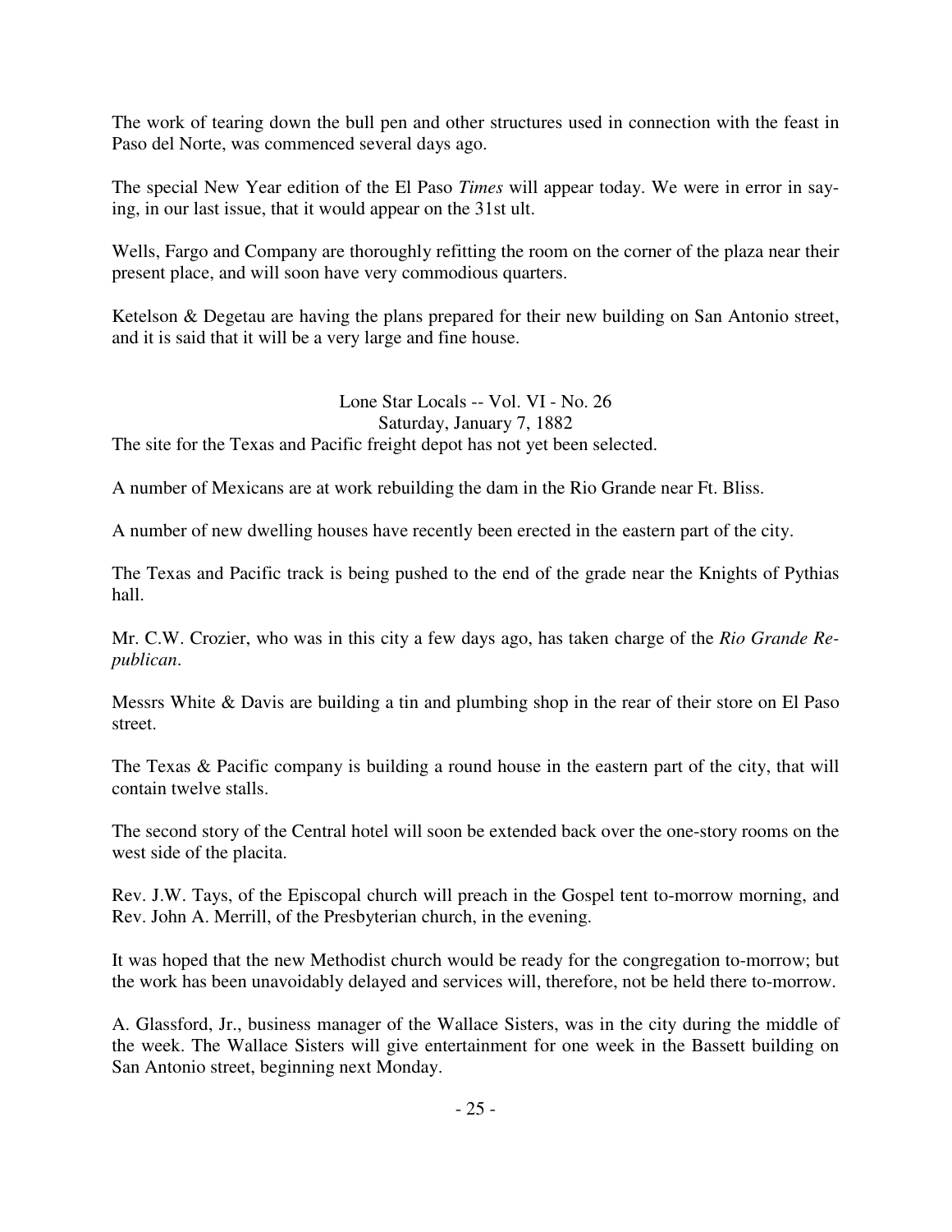The work of tearing down the bull pen and other structures used in connection with the feast in Paso del Norte, was commenced several days ago.

The special New Year edition of the El Paso *Times* will appear today. We were in error in saying, in our last issue, that it would appear on the 31st ult.

Wells, Fargo and Company are thoroughly refitting the room on the corner of the plaza near their present place, and will soon have very commodious quarters.

Ketelson & Degetau are having the plans prepared for their new building on San Antonio street, and it is said that it will be a very large and fine house.

## Lone Star Locals -- Vol. VI - No. 26
## Saturday, January 7, 1882

The site for the Texas and Pacific freight depot has not yet been selected.

A number of Mexicans are at work rebuilding the dam in the Rio Grande near Ft. Bliss.

A number of new dwelling houses have recently been erected in the eastern part of the city.

The Texas and Pacific track is being pushed to the end of the grade near the Knights of Pythias hall.

Mr. C.W. Crozier, who was in this city a few days ago, has taken charge of the *Rio Grande Republican*.

Messrs White & Davis are building a tin and plumbing shop in the rear of their store on El Paso street.

The Texas & Pacific company is building a round house in the eastern part of the city, that will contain twelve stalls.

The second story of the Central hotel will soon be extended back over the one-story rooms on the west side of the placita.

Rev. J.W. Tays, of the Episcopal church will preach in the Gospel tent to-morrow morning, and Rev. John A. Merrill, of the Presbyterian church, in the evening.

It was hoped that the new Methodist church would be ready for the congregation to-morrow; but the work has been unavoidably delayed and services will, therefore, not be held there to-morrow.

A. Glassford, Jr., business manager of the Wallace Sisters, was in the city during the middle of the week. The Wallace Sisters will give entertainment for one week in the Bassett building on San Antonio street, beginning next Monday.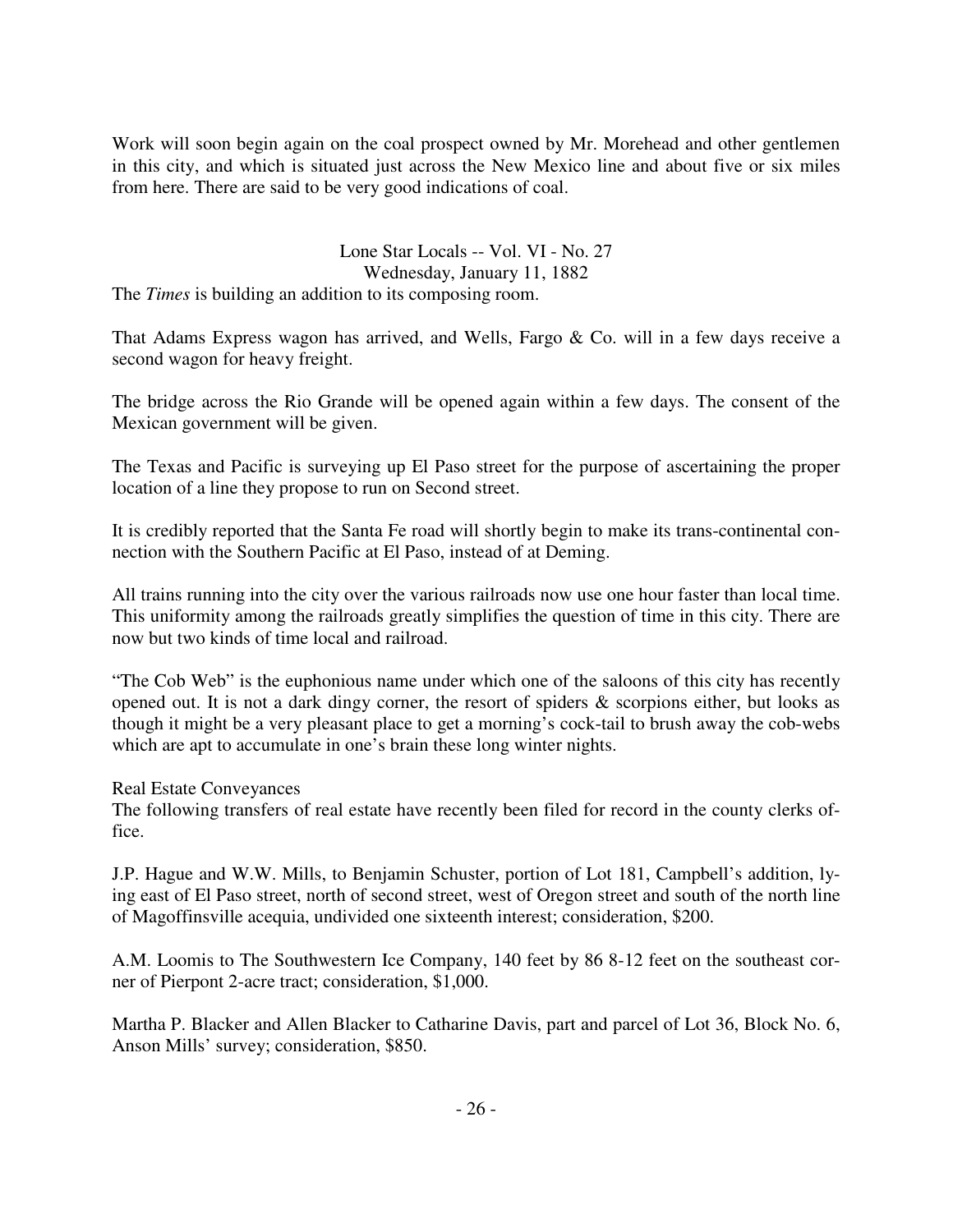Work will soon begin again on the coal prospect owned by Mr. Morehead and other gentlemen in this city, and which is situated just across the New Mexico line and about five or six miles from here. There are said to be very good indications of coal.

Lone Star Locals -- Vol. VI - No. 27
Wednesday, January 11, 1882

The *Times* is building an addition to its composing room.

That Adams Express wagon has arrived, and Wells, Fargo & Co. will in a few days receive a second wagon for heavy freight.

The bridge across the Rio Grande will be opened again within a few days. The consent of the Mexican government will be given.

The Texas and Pacific is surveying up El Paso street for the purpose of ascertaining the proper location of a line they propose to run on Second street.

It is credibly reported that the Santa Fe road will shortly begin to make its trans-continental connection with the Southern Pacific at El Paso, instead of at Deming.

All trains running into the city over the various railroads now use one hour faster than local time. This uniformity among the railroads greatly simplifies the question of time in this city. There are now but two kinds of time local and railroad.

"The Cob Web" is the euphonious name under which one of the saloons of this city has recently opened out. It is not a dark dingy corner, the resort of spiders & scorpions either, but looks as though it might be a very pleasant place to get a morning's cock-tail to brush away the cob-webs which are apt to accumulate in one's brain these long winter nights.

Real Estate Conveyances

The following transfers of real estate have recently been filed for record in the county clerks office.

J.P. Hague and W.W. Mills, to Benjamin Schuster, portion of Lot 181, Campbell's addition, lying east of El Paso street, north of second street, west of Oregon street and south of the north line of Magoffinsville acequia, undivided one sixteenth interest; consideration, $200.

A.M. Loomis to The Southwestern Ice Company, 140 feet by 86 8-12 feet on the southeast corner of Pierpont 2-acre tract; consideration, $1,000.

Martha P. Blacker and Allen Blacker to Catharine Davis, part and parcel of Lot 36, Block No. 6, Anson Mills' survey; consideration, $850.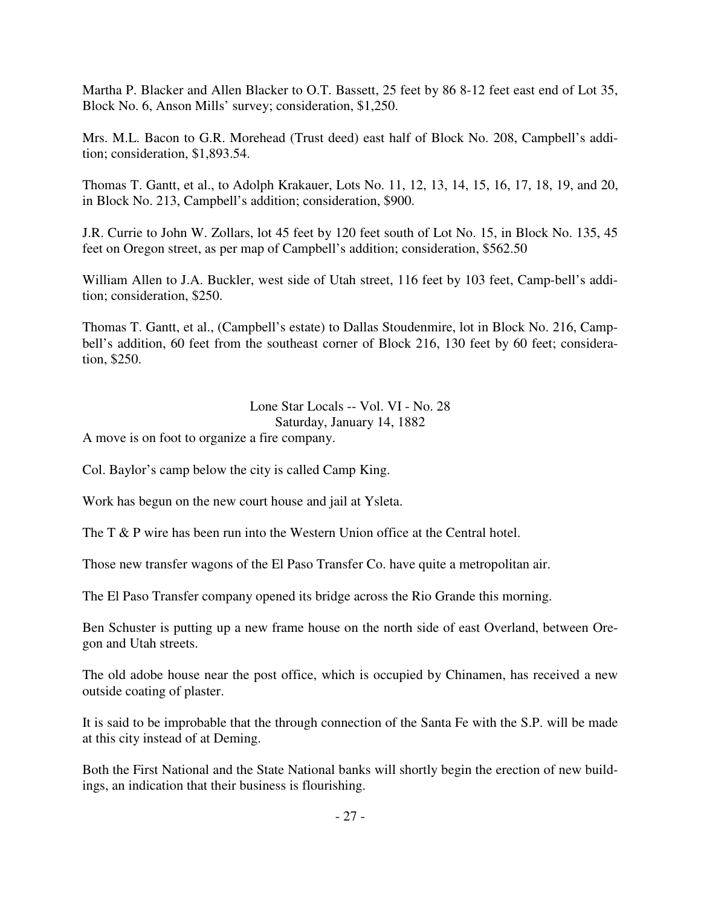Martha P. Blacker and Allen Blacker to O.T. Bassett, 25 feet by 86 8-12 feet east end of Lot 35, Block No. 6, Anson Mills' survey; consideration, $1,250.

Mrs. M.L. Bacon to G.R. Morehead (Trust deed) east half of Block No. 208, Campbell's addition; consideration, $1,893.54.

Thomas T. Gantt, et al., to Adolph Krakauer, Lots No. 11, 12, 13, 14, 15, 16, 17, 18, 19, and 20, in Block No. 213, Campbell's addition; consideration, $900.

J.R. Currie to John W. Zollars, lot 45 feet by 120 feet south of Lot No. 15, in Block No. 135, 45 feet on Oregon street, as per map of Campbell's addition; consideration, $562.50

William Allen to J.A. Buckler, west side of Utah street, 116 feet by 103 feet, Camp-bell's addition; consideration, $250.

Thomas T. Gantt, et al., (Campbell's estate) to Dallas Stoudenmire, lot in Block No. 216, Campbell's addition, 60 feet from the southeast corner of Block 216, 130 feet by 60 feet; consideration, $250.

Lone Star Locals -- Vol. VI - No. 28
Saturday, January 14, 1882

A move is on foot to organize a fire company.

Col. Baylor's camp below the city is called Camp King.

Work has begun on the new court house and jail at Ysleta.

The T & P wire has been run into the Western Union office at the Central hotel.

Those new transfer wagons of the El Paso Transfer Co. have quite a metropolitan air.

The El Paso Transfer company opened its bridge across the Rio Grande this morning.

Ben Schuster is putting up a new frame house on the north side of east Overland, between Oregon and Utah streets.

The old adobe house near the post office, which is occupied by Chinamen, has received a new outside coating of plaster.

It is said to be improbable that the through connection of the Santa Fe with the S.P. will be made at this city instead of at Deming.

Both the First National and the State National banks will shortly begin the erection of new buildings, an indication that their business is flourishing.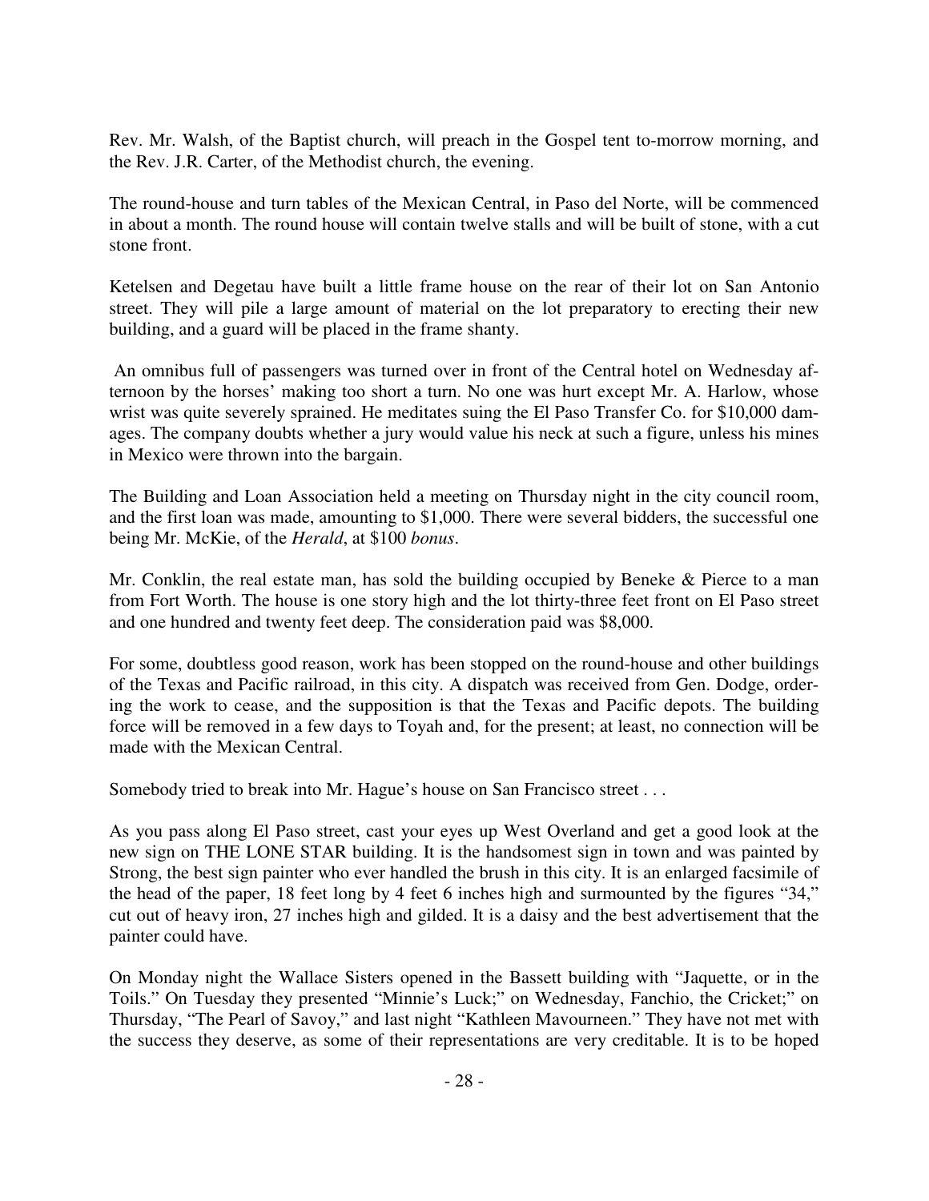Rev. Mr. Walsh, of the Baptist church, will preach in the Gospel tent to-morrow morning, and the Rev. J.R. Carter, of the Methodist church, the evening.

The round-house and turn tables of the Mexican Central, in Paso del Norte, will be commenced in about a month. The round house will contain twelve stalls and will be built of stone, with a cut stone front.

Ketelsen and Degetau have built a little frame house on the rear of their lot on San Antonio street. They will pile a large amount of material on the lot preparatory to erecting their new building, and a guard will be placed in the frame shanty.

An omnibus full of passengers was turned over in front of the Central hotel on Wednesday afternoon by the horses' making too short a turn. No one was hurt except Mr. A. Harlow, whose wrist was quite severely sprained. He meditates suing the El Paso Transfer Co. for $10,000 damages. The company doubts whether a jury would value his neck at such a figure, unless his mines in Mexico were thrown into the bargain.

The Building and Loan Association held a meeting on Thursday night in the city council room, and the first loan was made, amounting to $1,000. There were several bidders, the successful one being Mr. McKie, of the *Herald*, at $100 *bonus*.

Mr. Conklin, the real estate man, has sold the building occupied by Beneke & Pierce to a man from Fort Worth. The house is one story high and the lot thirty-three feet front on El Paso street and one hundred and twenty feet deep. The consideration paid was $8,000.

For some, doubtless good reason, work has been stopped on the round-house and other buildings of the Texas and Pacific railroad, in this city. A dispatch was received from Gen. Dodge, ordering the work to cease, and the supposition is that the Texas and Pacific depots. The building force will be removed in a few days to Toyah and, for the present; at least, no connection will be made with the Mexican Central.

Somebody tried to break into Mr. Hague's house on San Francisco street . . .

As you pass along El Paso street, cast your eyes up West Overland and get a good look at the new sign on THE LONE STAR building. It is the handsomest sign in town and was painted by Strong, the best sign painter who ever handled the brush in this city. It is an enlarged facsimile of the head of the paper, 18 feet long by 4 feet 6 inches high and surmounted by the figures "34," cut out of heavy iron, 27 inches high and gilded. It is a daisy and the best advertisement that the painter could have.

On Monday night the Wallace Sisters opened in the Bassett building with "Jaquette, or in the Toils." On Tuesday they presented "Minnie's Luck;" on Wednesday, Fanchio, the Cricket;" on Thursday, "The Pearl of Savoy," and last night "Kathleen Mavourneen." They have not met with the success they deserve, as some of their representations are very creditable. It is to be hoped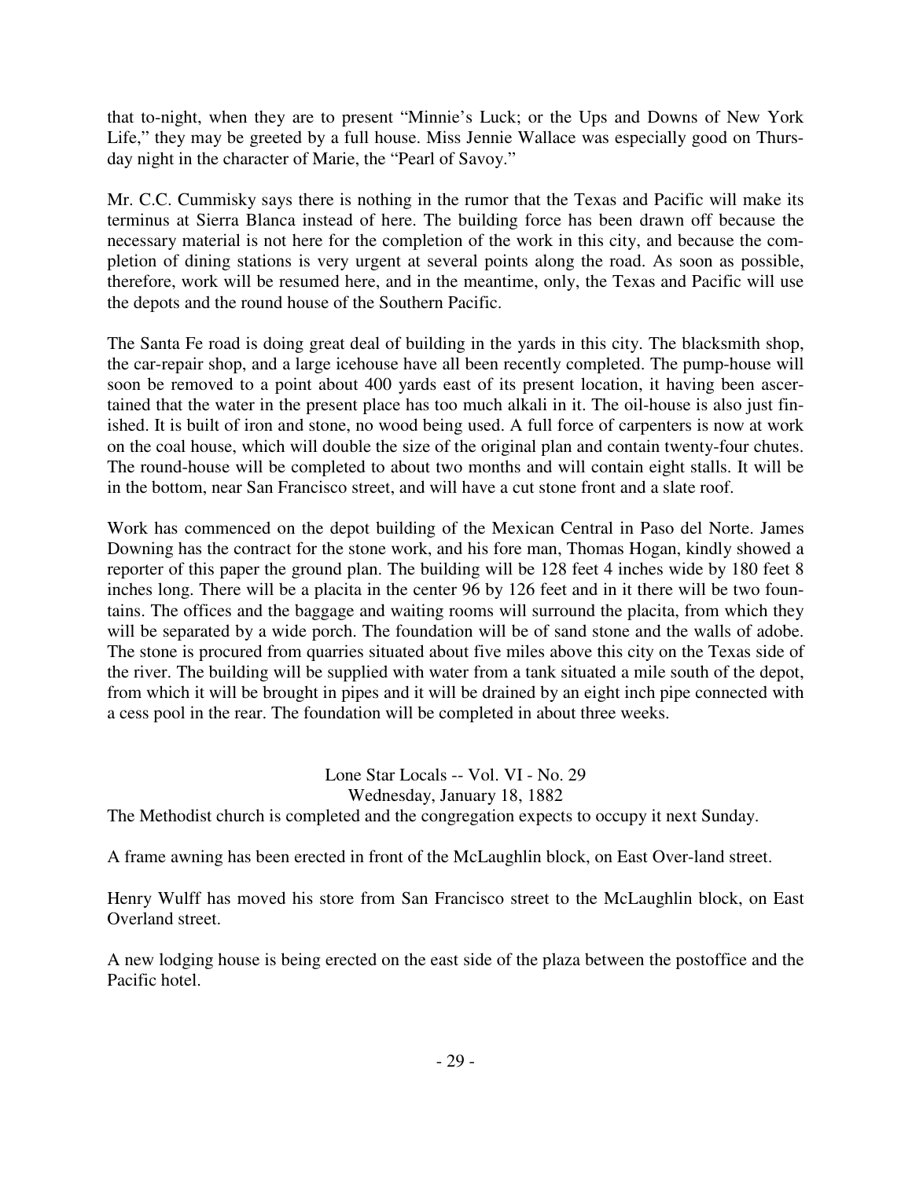that to-night, when they are to present "Minnie's Luck; or the Ups and Downs of New York Life," they may be greeted by a full house. Miss Jennie Wallace was especially good on Thursday night in the character of Marie, the "Pearl of Savoy."

Mr. C.C. Cummisky says there is nothing in the rumor that the Texas and Pacific will make its terminus at Sierra Blanca instead of here. The building force has been drawn off because the necessary material is not here for the completion of the work in this city, and because the completion of dining stations is very urgent at several points along the road. As soon as possible, therefore, work will be resumed here, and in the meantime, only, the Texas and Pacific will use the depots and the round house of the Southern Pacific.

The Santa Fe road is doing great deal of building in the yards in this city. The blacksmith shop, the car-repair shop, and a large icehouse have all been recently completed. The pump-house will soon be removed to a point about 400 yards east of its present location, it having been ascertained that the water in the present place has too much alkali in it. The oil-house is also just finished. It is built of iron and stone, no wood being used. A full force of carpenters is now at work on the coal house, which will double the size of the original plan and contain twenty-four chutes. The round-house will be completed to about two months and will contain eight stalls. It will be in the bottom, near San Francisco street, and will have a cut stone front and a slate roof.

Work has commenced on the depot building of the Mexican Central in Paso del Norte. James Downing has the contract for the stone work, and his fore man, Thomas Hogan, kindly showed a reporter of this paper the ground plan. The building will be 128 feet 4 inches wide by 180 feet 8 inches long. There will be a placita in the center 96 by 126 feet and in it there will be two fountains. The offices and the baggage and waiting rooms will surround the placita, from which they will be separated by a wide porch. The foundation will be of sand stone and the walls of adobe. The stone is procured from quarries situated about five miles above this city on the Texas side of the river. The building will be supplied with water from a tank situated a mile south of the depot, from which it will be brought in pipes and it will be drained by an eight inch pipe connected with a cess pool in the rear. The foundation will be completed in about three weeks.

## Lone Star Locals -- Vol. VI - No. 29
### Wednesday, January 18, 1882

The Methodist church is completed and the congregation expects to occupy it next Sunday.

A frame awning has been erected in front of the McLaughlin block, on East Over-land street.

Henry Wulff has moved his store from San Francisco street to the McLaughlin block, on East Overland street.

A new lodging house is being erected on the east side of the plaza between the postoffice and the Pacific hotel.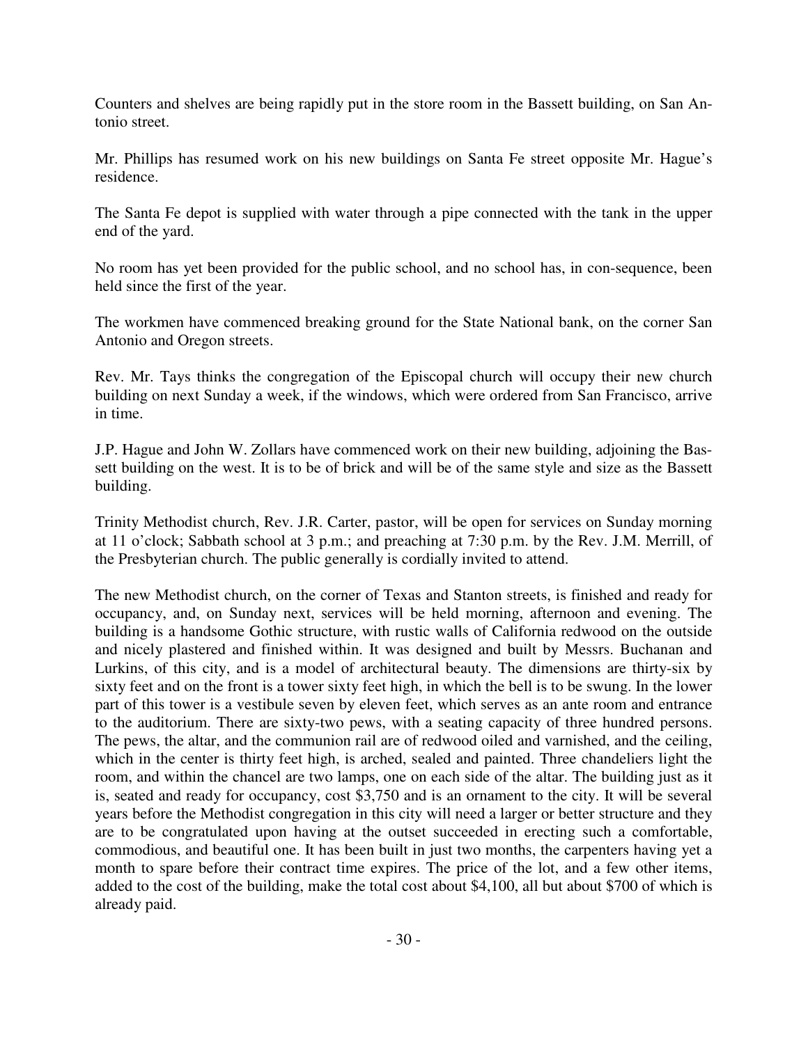Counters and shelves are being rapidly put in the store room in the Bassett building, on San Antonio street.

Mr. Phillips has resumed work on his new buildings on Santa Fe street opposite Mr. Hague's residence.

The Santa Fe depot is supplied with water through a pipe connected with the tank in the upper end of the yard.

No room has yet been provided for the public school, and no school has, in con-sequence, been held since the first of the year.

The workmen have commenced breaking ground for the State National bank, on the corner San Antonio and Oregon streets.

Rev. Mr. Tays thinks the congregation of the Episcopal church will occupy their new church building on next Sunday a week, if the windows, which were ordered from San Francisco, arrive in time.

J.P. Hague and John W. Zollars have commenced work on their new building, adjoining the Bassett building on the west. It is to be of brick and will be of the same style and size as the Bassett building.

Trinity Methodist church, Rev. J.R. Carter, pastor, will be open for services on Sunday morning at 11 o'clock; Sabbath school at 3 p.m.; and preaching at 7:30 p.m. by the Rev. J.M. Merrill, of the Presbyterian church. The public generally is cordially invited to attend.

The new Methodist church, on the corner of Texas and Stanton streets, is finished and ready for occupancy, and, on Sunday next, services will be held morning, afternoon and evening. The building is a handsome Gothic structure, with rustic walls of California redwood on the outside and nicely plastered and finished within. It was designed and built by Messrs. Buchanan and Lurkins, of this city, and is a model of architectural beauty. The dimensions are thirty-six by sixty feet and on the front is a tower sixty feet high, in which the bell is to be swung. In the lower part of this tower is a vestibule seven by eleven feet, which serves as an ante room and entrance to the auditorium. There are sixty-two pews, with a seating capacity of three hundred persons. The pews, the altar, and the communion rail are of redwood oiled and varnished, and the ceiling, which in the center is thirty feet high, is arched, sealed and painted. Three chandeliers light the room, and within the chancel are two lamps, one on each side of the altar. The building just as it is, seated and ready for occupancy, cost $3,750 and is an ornament to the city. It will be several years before the Methodist congregation in this city will need a larger or better structure and they are to be congratulated upon having at the outset succeeded in erecting such a comfortable, commodious, and beautiful one. It has been built in just two months, the carpenters having yet a month to spare before their contract time expires. The price of the lot, and a few other items, added to the cost of the building, make the total cost about $4,100, all but about $700 of which is already paid.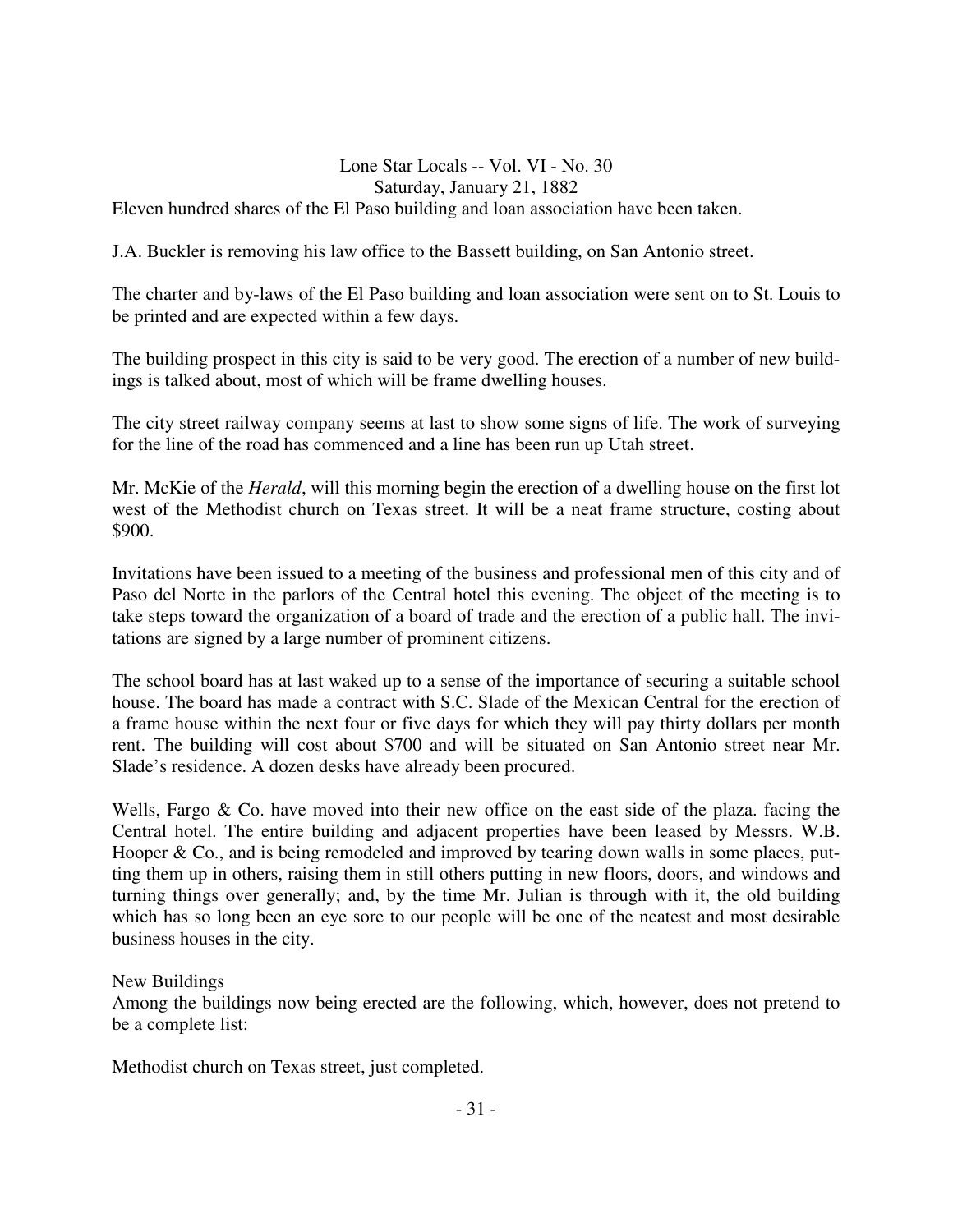Lone Star Locals -- Vol. VI - No. 30
Saturday, January 21, 1882

Eleven hundred shares of the El Paso building and loan association have been taken.

J.A. Buckler is removing his law office to the Bassett building, on San Antonio street.

The charter and by-laws of the El Paso building and loan association were sent on to St. Louis to be printed and are expected within a few days.

The building prospect in this city is said to be very good. The erection of a number of new buildings is talked about, most of which will be frame dwelling houses.

The city street railway company seems at last to show some signs of life. The work of surveying for the line of the road has commenced and a line has been run up Utah street.

Mr. McKie of the *Herald*, will this morning begin the erection of a dwelling house on the first lot west of the Methodist church on Texas street. It will be a neat frame structure, costing about $900.

Invitations have been issued to a meeting of the business and professional men of this city and of Paso del Norte in the parlors of the Central hotel this evening. The object of the meeting is to take steps toward the organization of a board of trade and the erection of a public hall. The invitations are signed by a large number of prominent citizens.

The school board has at last waked up to a sense of the importance of securing a suitable school house. The board has made a contract with S.C. Slade of the Mexican Central for the erection of a frame house within the next four or five days for which they will pay thirty dollars per month rent. The building will cost about $700 and will be situated on San Antonio street near Mr. Slade's residence. A dozen desks have already been procured.

Wells, Fargo & Co. have moved into their new office on the east side of the plaza. facing the Central hotel. The entire building and adjacent properties have been leased by Messrs. W.B. Hooper & Co., and is being remodeled and improved by tearing down walls in some places, putting them up in others, raising them in still others putting in new floors, doors, and windows and turning things over generally; and, by the time Mr. Julian is through with it, the old building which has so long been an eye sore to our people will be one of the neatest and most desirable business houses in the city.

New Buildings

Among the buildings now being erected are the following, which, however, does not pretend to be a complete list:

Methodist church on Texas street, just completed.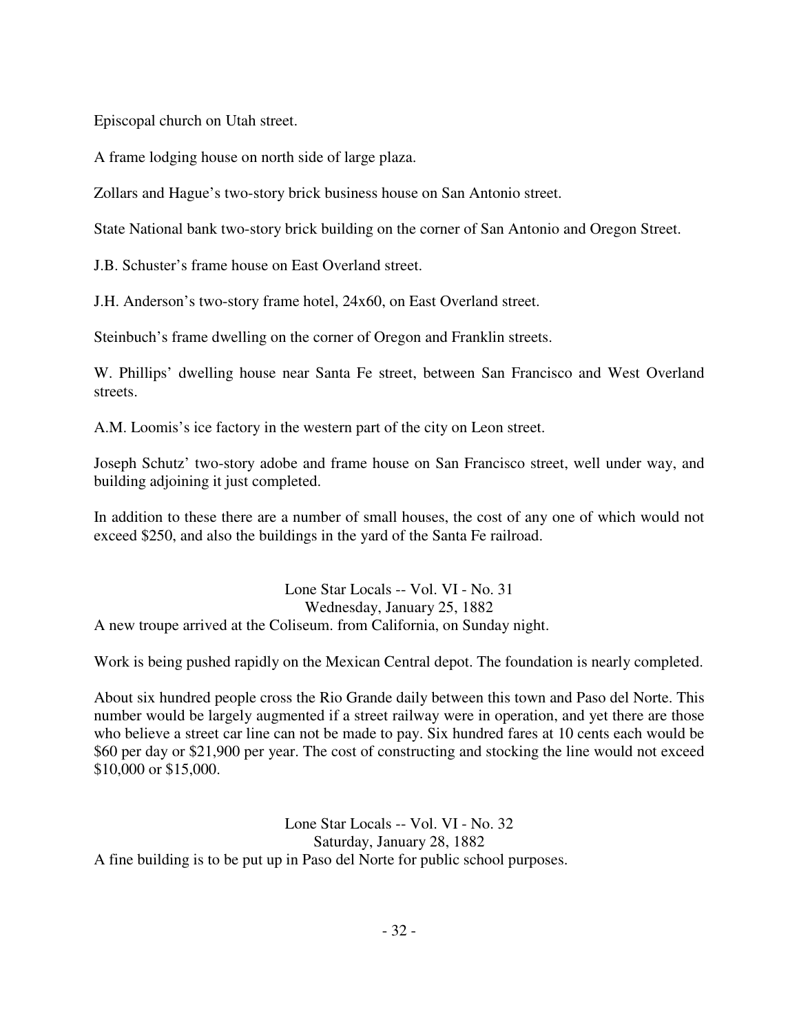Episcopal church on Utah street.

A frame lodging house on north side of large plaza.

Zollars and Hague's two-story brick business house on San Antonio street.

State National bank two-story brick building on the corner of San Antonio and Oregon Street.

J.B. Schuster's frame house on East Overland street.

J.H. Anderson's two-story frame hotel, 24x60, on East Overland street.

Steinbuch's frame dwelling on the corner of Oregon and Franklin streets.

W. Phillips' dwelling house near Santa Fe street, between San Francisco and West Overland streets.

A.M. Loomis's ice factory in the western part of the city on Leon street.

Joseph Schutz' two-story adobe and frame house on San Francisco street, well under way, and building adjoining it just completed.

In addition to these there are a number of small houses, the cost of any one of which would not exceed $250, and also the buildings in the yard of the Santa Fe railroad.

Lone Star Locals -- Vol. VI - No. 31
Wednesday, January 25, 1882

A new troupe arrived at the Coliseum. from California, on Sunday night.

Work is being pushed rapidly on the Mexican Central depot. The foundation is nearly completed.

About six hundred people cross the Rio Grande daily between this town and Paso del Norte. This number would be largely augmented if a street railway were in operation, and yet there are those who believe a street car line can not be made to pay. Six hundred fares at 10 cents each would be $60 per day or $21,900 per year. The cost of constructing and stocking the line would not exceed $10,000 or $15,000.

Lone Star Locals -- Vol. VI - No. 32
Saturday, January 28, 1882

A fine building is to be put up in Paso del Norte for public school purposes.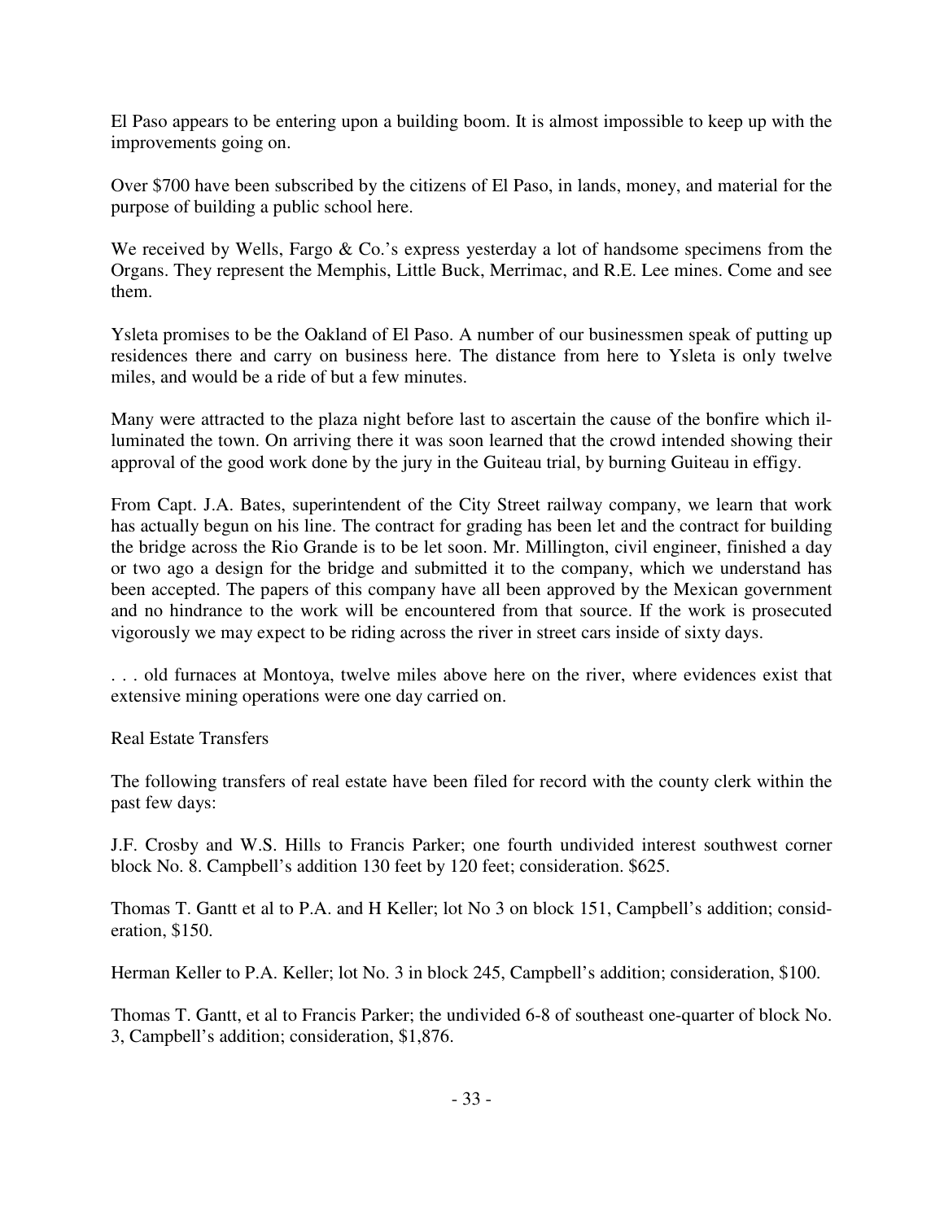El Paso appears to be entering upon a building boom. It is almost impossible to keep up with the improvements going on.

Over $700 have been subscribed by the citizens of El Paso, in lands, money, and material for the purpose of building a public school here.

We received by Wells, Fargo & Co.'s express yesterday a lot of handsome specimens from the Organs. They represent the Memphis, Little Buck, Merrimac, and R.E. Lee mines. Come and see them.

Ysleta promises to be the Oakland of El Paso. A number of our businessmen speak of putting up residences there and carry on business here. The distance from here to Ysleta is only twelve miles, and would be a ride of but a few minutes.

Many were attracted to the plaza night before last to ascertain the cause of the bonfire which illuminated the town. On arriving there it was soon learned that the crowd intended showing their approval of the good work done by the jury in the Guiteau trial, by burning Guiteau in effigy.

From Capt. J.A. Bates, superintendent of the City Street railway company, we learn that work has actually begun on his line. The contract for grading has been let and the contract for building the bridge across the Rio Grande is to be let soon. Mr. Millington, civil engineer, finished a day or two ago a design for the bridge and submitted it to the company, which we understand has been accepted. The papers of this company have all been approved by the Mexican government and no hindrance to the work will be encountered from that source. If the work is prosecuted vigorously we may expect to be riding across the river in street cars inside of sixty days.

. . . old furnaces at Montoya, twelve miles above here on the river, where evidences exist that extensive mining operations were one day carried on.

Real Estate Transfers

The following transfers of real estate have been filed for record with the county clerk within the past few days:

J.F. Crosby and W.S. Hills to Francis Parker; one fourth undivided interest southwest corner block No. 8. Campbell's addition 130 feet by 120 feet; consideration. $625.

Thomas T. Gantt et al to P.A. and H Keller; lot No 3 on block 151, Campbell's addition; consideration, $150.

Herman Keller to P.A. Keller; lot No. 3 in block 245, Campbell's addition; consideration, $100.

Thomas T. Gantt, et al to Francis Parker; the undivided 6-8 of southeast one-quarter of block No. 3, Campbell's addition; consideration, $1,876.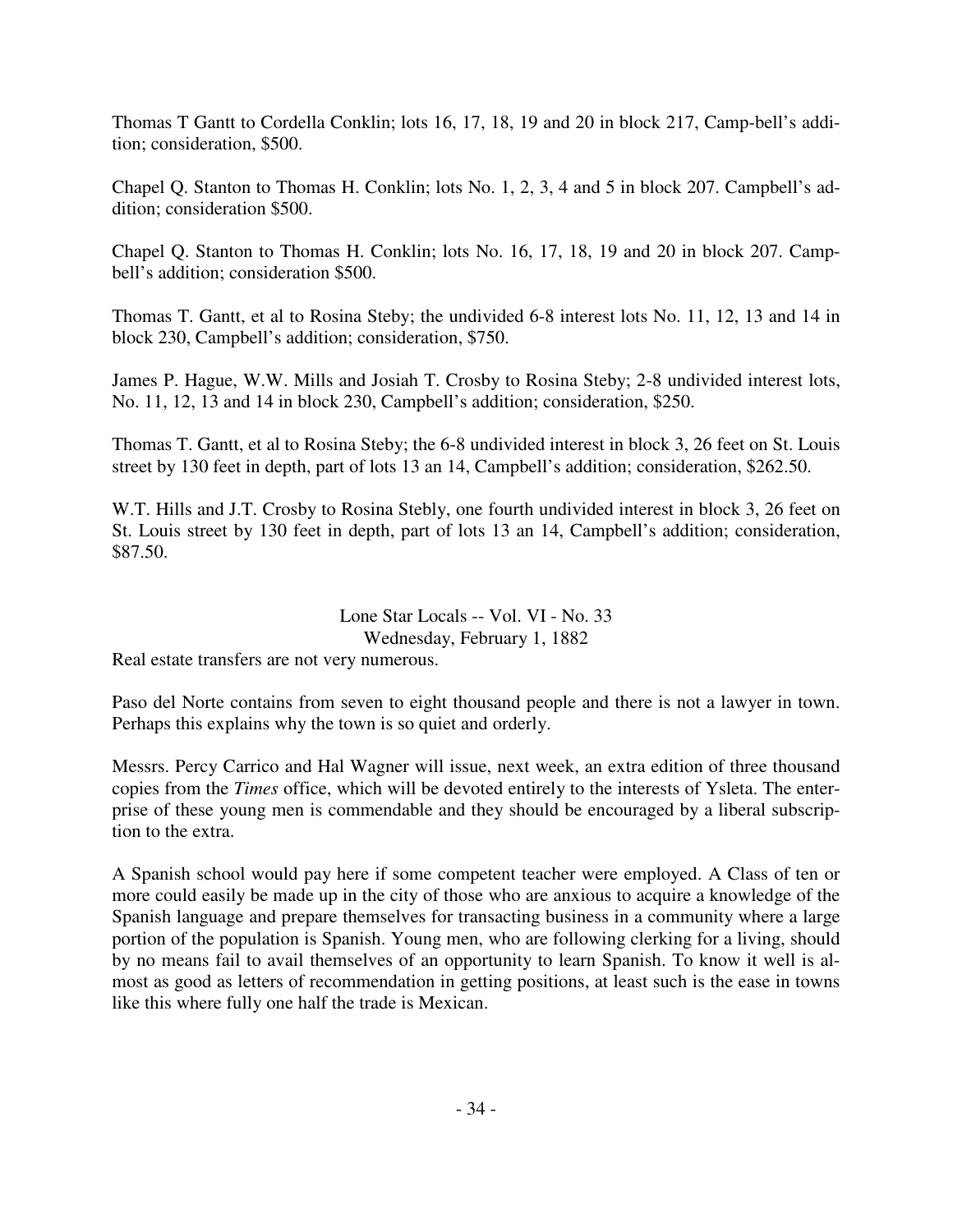Thomas T Gantt to Cordella Conklin; lots 16, 17, 18, 19 and 20 in block 217, Camp-bell's addition; consideration, $500.

Chapel Q. Stanton to Thomas H. Conklin; lots No. 1, 2, 3, 4 and 5 in block 207. Campbell's addition; consideration $500.

Chapel Q. Stanton to Thomas H. Conklin; lots No. 16, 17, 18, 19 and 20 in block 207. Campbell's addition; consideration $500.

Thomas T. Gantt, et al to Rosina Steby; the undivided 6-8 interest lots No. 11, 12, 13 and 14 in block 230, Campbell's addition; consideration, $750.

James P. Hague, W.W. Mills and Josiah T. Crosby to Rosina Steby; 2-8 undivided interest lots, No. 11, 12, 13 and 14 in block 230, Campbell's addition; consideration, $250.

Thomas T. Gantt, et al to Rosina Steby; the 6-8 undivided interest in block 3, 26 feet on St. Louis street by 130 feet in depth, part of lots 13 an 14, Campbell's addition; consideration, $262.50.

W.T. Hills and J.T. Crosby to Rosina Stebly, one fourth undivided interest in block 3, 26 feet on St. Louis street by 130 feet in depth, part of lots 13 an 14, Campbell's addition; consideration, $87.50.

Lone Star Locals -- Vol. VI - No. 33
Wednesday, February 1, 1882

Real estate transfers are not very numerous.

Paso del Norte contains from seven to eight thousand people and there is not a lawyer in town. Perhaps this explains why the town is so quiet and orderly.

Messrs. Percy Carrico and Hal Wagner will issue, next week, an extra edition of three thousand copies from the *Times* office, which will be devoted entirely to the interests of Ysleta. The enterprise of these young men is commendable and they should be encouraged by a liberal subscription to the extra.

A Spanish school would pay here if some competent teacher were employed. A Class of ten or more could easily be made up in the city of those who are anxious to acquire a knowledge of the Spanish language and prepare themselves for transacting business in a community where a large portion of the population is Spanish. Young men, who are following clerking for a living, should by no means fail to avail themselves of an opportunity to learn Spanish. To know it well is almost as good as letters of recommendation in getting positions, at least such is the ease in towns like this where fully one half the trade is Mexican.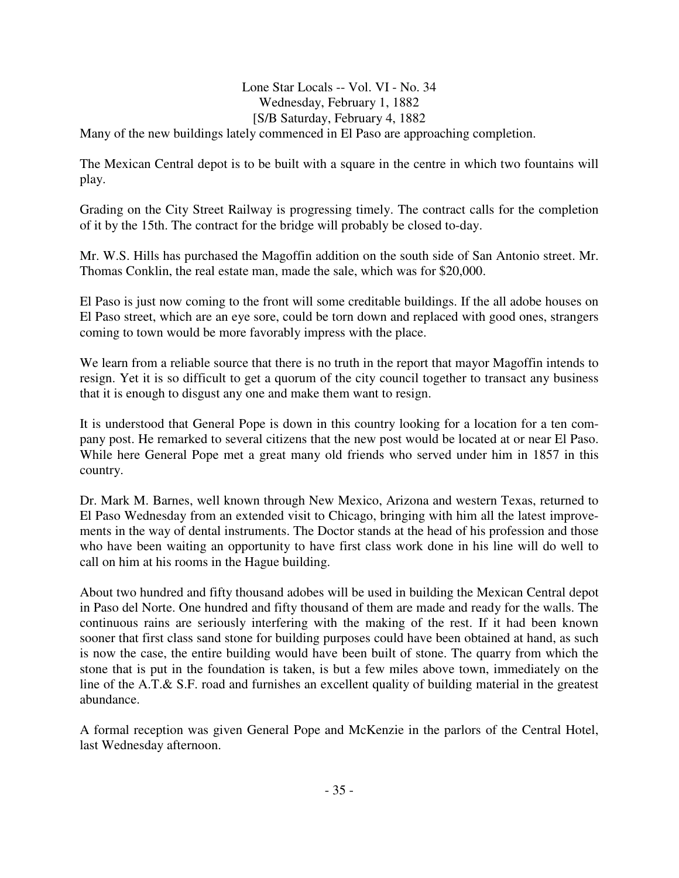Lone Star Locals -- Vol. VI - No. 34
Wednesday, February 1, 1882
[S/B Saturday, February 4, 1882

Many of the new buildings lately commenced in El Paso are approaching completion.

The Mexican Central depot is to be built with a square in the centre in which two fountains will play.

Grading on the City Street Railway is progressing timely. The contract calls for the completion of it by the 15th. The contract for the bridge will probably be closed to-day.

Mr. W.S. Hills has purchased the Magoffin addition on the south side of San Antonio street. Mr. Thomas Conklin, the real estate man, made the sale, which was for $20,000.

El Paso is just now coming to the front will some creditable buildings. If the all adobe houses on El Paso street, which are an eye sore, could be torn down and replaced with good ones, strangers coming to town would be more favorably impress with the place.

We learn from a reliable source that there is no truth in the report that mayor Magoffin intends to resign. Yet it is so difficult to get a quorum of the city council together to transact any business that it is enough to disgust any one and make them want to resign.

It is understood that General Pope is down in this country looking for a location for a ten company post. He remarked to several citizens that the new post would be located at or near El Paso. While here General Pope met a great many old friends who served under him in 1857 in this country.

Dr. Mark M. Barnes, well known through New Mexico, Arizona and western Texas, returned to El Paso Wednesday from an extended visit to Chicago, bringing with him all the latest improvements in the way of dental instruments. The Doctor stands at the head of his profession and those who have been waiting an opportunity to have first class work done in his line will do well to call on him at his rooms in the Hague building.

About two hundred and fifty thousand adobes will be used in building the Mexican Central depot in Paso del Norte. One hundred and fifty thousand of them are made and ready for the walls. The continuous rains are seriously interfering with the making of the rest. If it had been known sooner that first class sand stone for building purposes could have been obtained at hand, as such is now the case, the entire building would have been built of stone. The quarry from which the stone that is put in the foundation is taken, is but a few miles above town, immediately on the line of the A.T.& S.F. road and furnishes an excellent quality of building material in the greatest abundance.

A formal reception was given General Pope and McKenzie in the parlors of the Central Hotel, last Wednesday afternoon.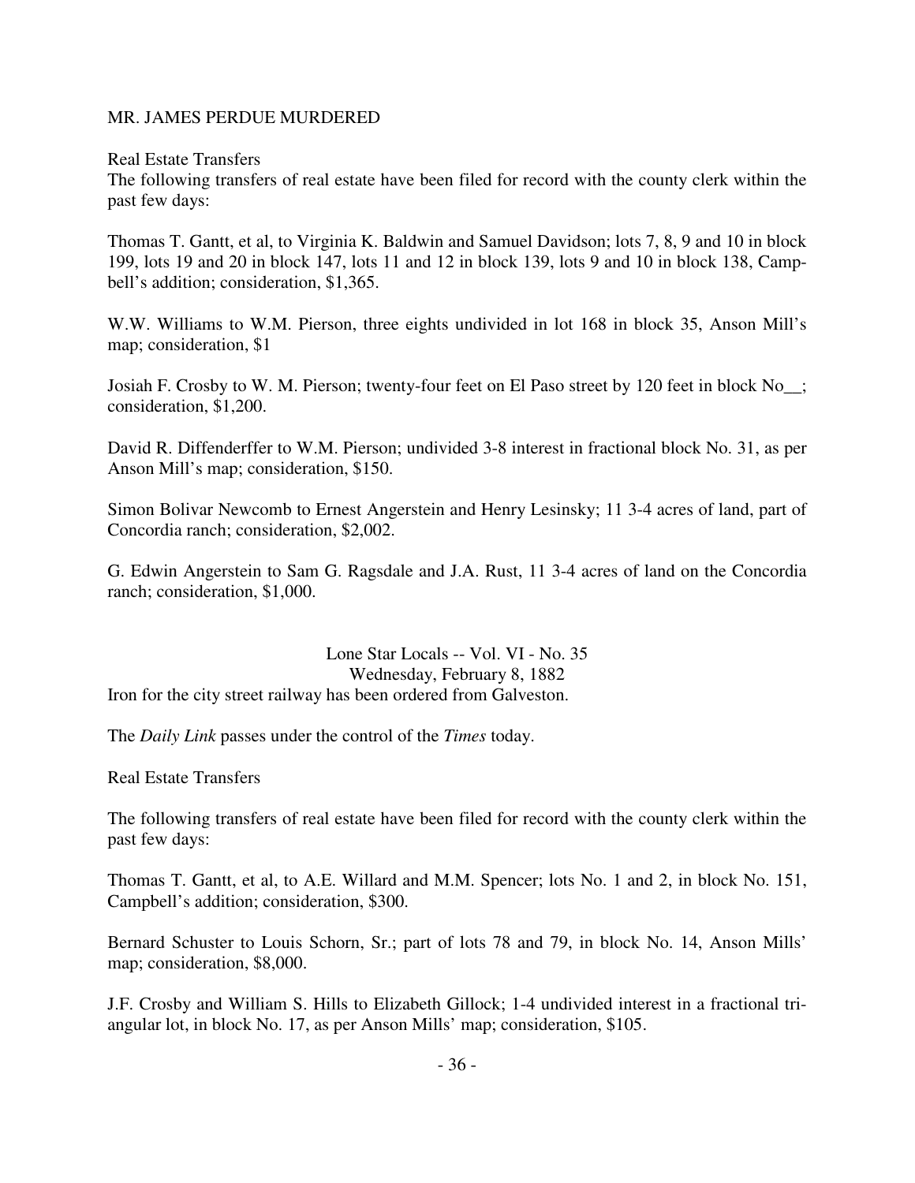MR. JAMES PERDUE MURDERED

Real Estate Transfers

The following transfers of real estate have been filed for record with the county clerk within the past few days:

Thomas T. Gantt, et al, to Virginia K. Baldwin and Samuel Davidson; lots 7, 8, 9 and 10 in block 199, lots 19 and 20 in block 147, lots 11 and 12 in block 139, lots 9 and 10 in block 138, Campbell's addition; consideration, $1,365.

W.W. Williams to W.M. Pierson, three eights undivided in lot 168 in block 35, Anson Mill's map; consideration, $1

Josiah F. Crosby to W. M. Pierson; twenty-four feet on El Paso street by 120 feet in block No__; consideration, $1,200.

David R. Diffenderffer to W.M. Pierson; undivided 3-8 interest in fractional block No. 31, as per Anson Mill's map; consideration, $150.

Simon Bolivar Newcomb to Ernest Angerstein and Henry Lesinsky; 11 3-4 acres of land, part of Concordia ranch; consideration, $2,002.

G. Edwin Angerstein to Sam G. Ragsdale and J.A. Rust, 11 3-4 acres of land on the Concordia ranch; consideration, $1,000.

Lone Star Locals -- Vol. VI - No. 35
Wednesday, February 8, 1882

Iron for the city street railway has been ordered from Galveston.

The *Daily Link* passes under the control of the *Times* today.

Real Estate Transfers

The following transfers of real estate have been filed for record with the county clerk within the past few days:

Thomas T. Gantt, et al, to A.E. Willard and M.M. Spencer; lots No. 1 and 2, in block No. 151, Campbell's addition; consideration, $300.

Bernard Schuster to Louis Schorn, Sr.; part of lots 78 and 79, in block No. 14, Anson Mills' map; consideration, $8,000.

J.F. Crosby and William S. Hills to Elizabeth Gillock; 1-4 undivided interest in a fractional triangular lot, in block No. 17, as per Anson Mills' map; consideration, $105.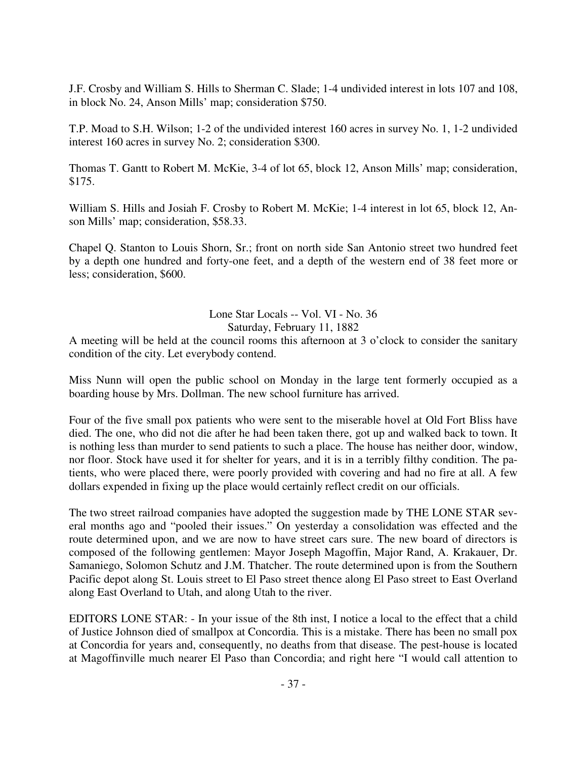J.F. Crosby and William S. Hills to Sherman C. Slade; 1-4 undivided interest in lots 107 and 108, in block No. 24, Anson Mills' map; consideration $750.

T.P. Moad to S.H. Wilson; 1-2 of the undivided interest 160 acres in survey No. 1, 1-2 undivided interest 160 acres in survey No. 2; consideration $300.

Thomas T. Gantt to Robert M. McKie, 3-4 of lot 65, block 12, Anson Mills' map; consideration, $175.

William S. Hills and Josiah F. Crosby to Robert M. McKie; 1-4 interest in lot 65, block 12, Anson Mills' map; consideration, $58.33.

Chapel Q. Stanton to Louis Shorn, Sr.; front on north side San Antonio street two hundred feet by a depth one hundred and forty-one feet, and a depth of the western end of 38 feet more or less; consideration, $600.

Lone Star Locals -- Vol. VI - No. 36
Saturday, February 11, 1882

A meeting will be held at the council rooms this afternoon at 3 o'clock to consider the sanitary condition of the city. Let everybody contend.

Miss Nunn will open the public school on Monday in the large tent formerly occupied as a boarding house by Mrs. Dollman. The new school furniture has arrived.

Four of the five small pox patients who were sent to the miserable hovel at Old Fort Bliss have died. The one, who did not die after he had been taken there, got up and walked back to town. It is nothing less than murder to send patients to such a place. The house has neither door, window, nor floor. Stock have used it for shelter for years, and it is in a terribly filthy condition. The patients, who were placed there, were poorly provided with covering and had no fire at all. A few dollars expended in fixing up the place would certainly reflect credit on our officials.

The two street railroad companies have adopted the suggestion made by THE LONE STAR several months ago and "pooled their issues." On yesterday a consolidation was effected and the route determined upon, and we are now to have street cars sure. The new board of directors is composed of the following gentlemen: Mayor Joseph Magoffin, Major Rand, A. Krakauer, Dr. Samaniego, Solomon Schutz and J.M. Thatcher. The route determined upon is from the Southern Pacific depot along St. Louis street to El Paso street thence along El Paso street to East Overland along East Overland to Utah, and along Utah to the river.

EDITORS LONE STAR: - In your issue of the 8th inst, I notice a local to the effect that a child of Justice Johnson died of smallpox at Concordia. This is a mistake. There has been no small pox at Concordia for years and, consequently, no deaths from that disease. The pest-house is located at Magoffinville much nearer El Paso than Concordia; and right here "I would call attention to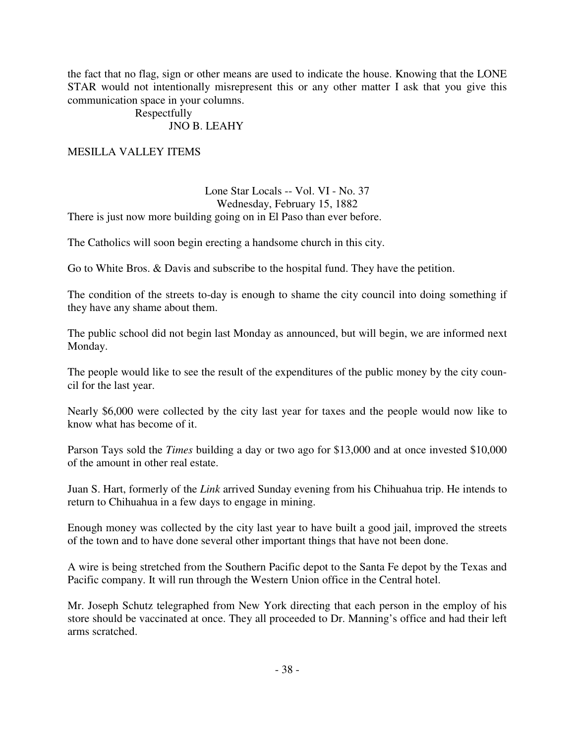the fact that no flag, sign or other means are used to indicate the house. Knowing that the LONE STAR would not intentionally misrepresent this or any other matter I ask that you give this communication space in your columns.

Respectfully
JNO B. LEAHY

MESILLA VALLEY ITEMS

Lone Star Locals -- Vol. VI - No. 37
Wednesday, February 15, 1882

There is just now more building going on in El Paso than ever before.

The Catholics will soon begin erecting a handsome church in this city.

Go to White Bros. & Davis and subscribe to the hospital fund. They have the petition.

The condition of the streets to-day is enough to shame the city council into doing something if they have any shame about them.

The public school did not begin last Monday as announced, but will begin, we are informed next Monday.

The people would like to see the result of the expenditures of the public money by the city council for the last year.

Nearly $6,000 were collected by the city last year for taxes and the people would now like to know what has become of it.

Parson Tays sold the *Times* building a day or two ago for $13,000 and at once invested $10,000 of the amount in other real estate.

Juan S. Hart, formerly of the *Link* arrived Sunday evening from his Chihuahua trip. He intends to return to Chihuahua in a few days to engage in mining.

Enough money was collected by the city last year to have built a good jail, improved the streets of the town and to have done several other important things that have not been done.

A wire is being stretched from the Southern Pacific depot to the Santa Fe depot by the Texas and Pacific company. It will run through the Western Union office in the Central hotel.

Mr. Joseph Schutz telegraphed from New York directing that each person in the employ of his store should be vaccinated at once. They all proceeded to Dr. Manning's office and had their left arms scratched.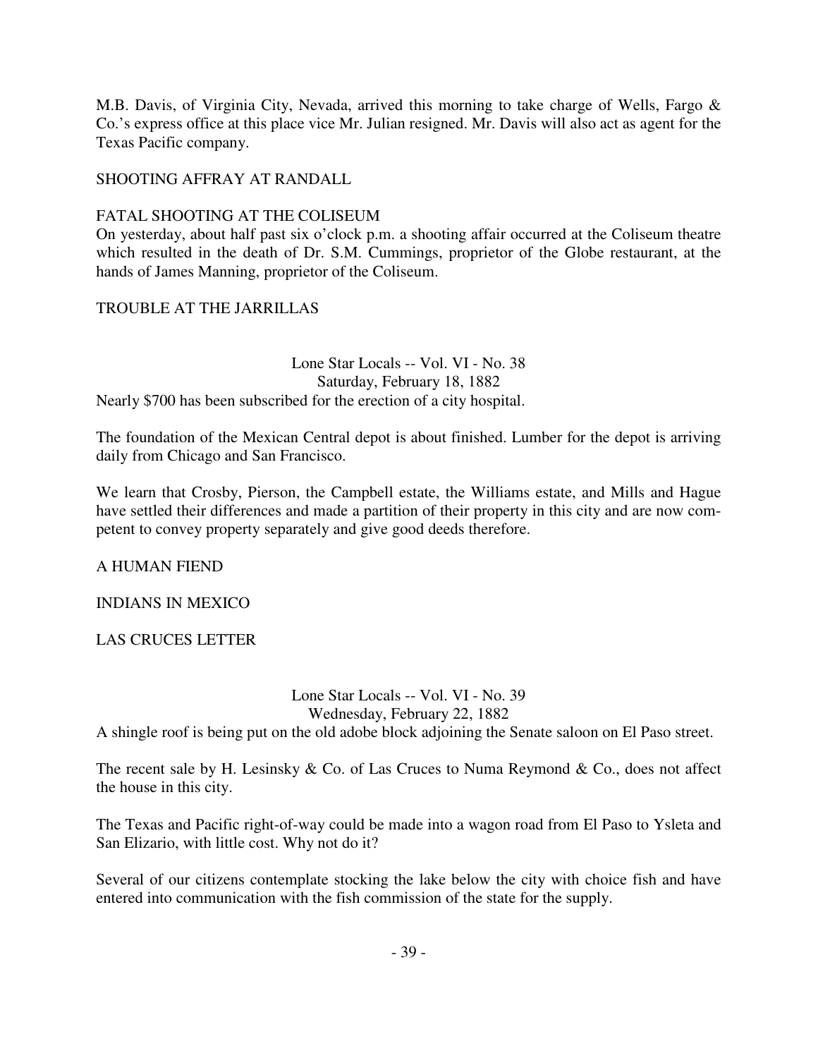M.B. Davis, of Virginia City, Nevada, arrived this morning to take charge of Wells, Fargo & Co.'s express office at this place vice Mr. Julian resigned. Mr. Davis will also act as agent for the Texas Pacific company.

SHOOTING AFFRAY AT RANDALL

FATAL SHOOTING AT THE COLISEUM
On yesterday, about half past six o'clock p.m. a shooting affair occurred at the Coliseum theatre which resulted in the death of Dr. S.M. Cummings, proprietor of the Globe restaurant, at the hands of James Manning, proprietor of the Coliseum.

TROUBLE AT THE JARRILLAS

Lone Star Locals -- Vol. VI - No. 38
Saturday, February 18, 1882

Nearly $700 has been subscribed for the erection of a city hospital.

The foundation of the Mexican Central depot is about finished. Lumber for the depot is arriving daily from Chicago and San Francisco.

We learn that Crosby, Pierson, the Campbell estate, the Williams estate, and Mills and Hague have settled their differences and made a partition of their property in this city and are now competent to convey property separately and give good deeds therefore.

A HUMAN FIEND

INDIANS IN MEXICO

LAS CRUCES LETTER

Lone Star Locals -- Vol. VI - No. 39
Wednesday, February 22, 1882

A shingle roof is being put on the old adobe block adjoining the Senate saloon on El Paso street.

The recent sale by H. Lesinsky & Co. of Las Cruces to Numa Reymond & Co., does not affect the house in this city.

The Texas and Pacific right-of-way could be made into a wagon road from El Paso to Ysleta and San Elizario, with little cost. Why not do it?

Several of our citizens contemplate stocking the lake below the city with choice fish and have entered into communication with the fish commission of the state for the supply.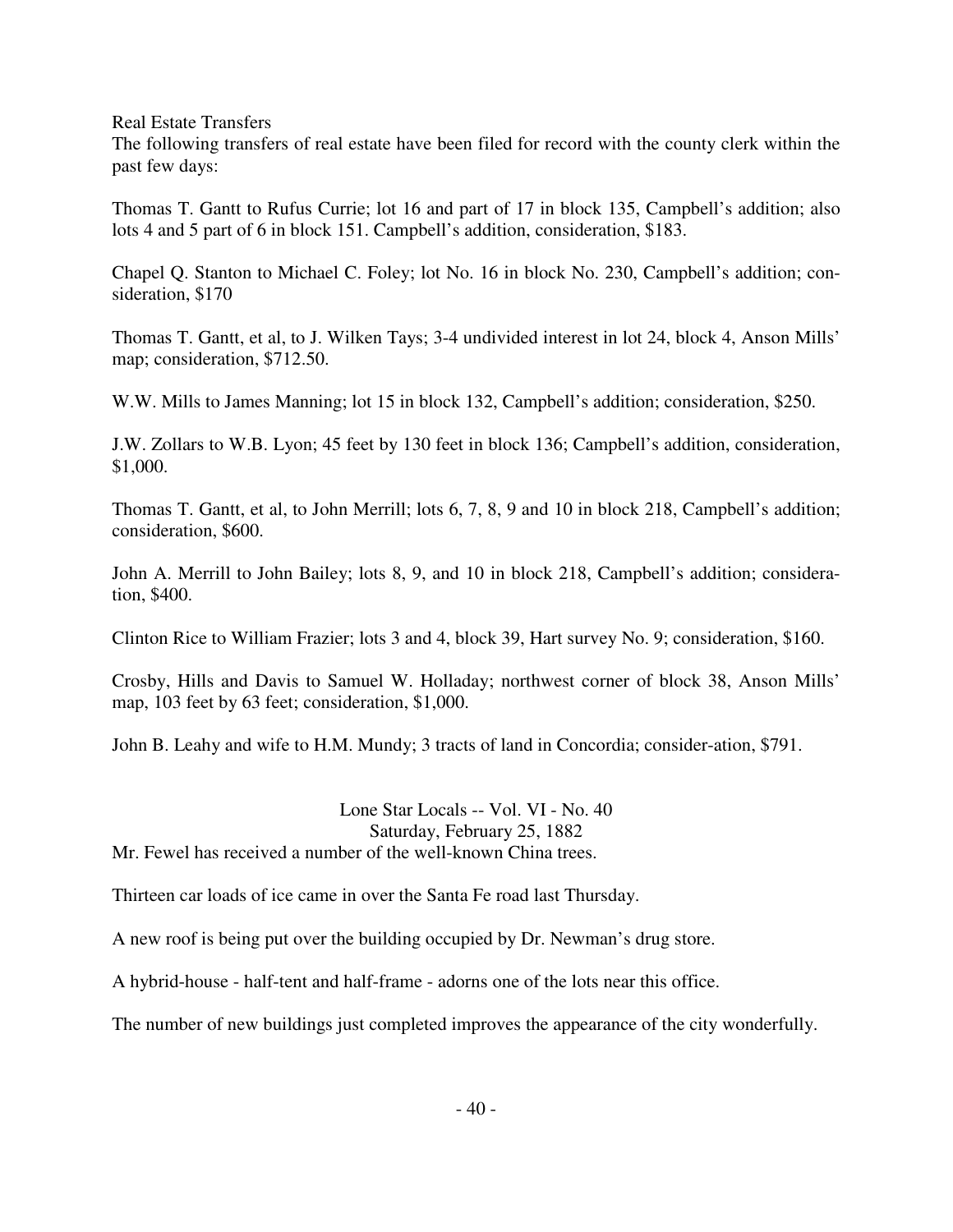Real Estate Transfers

The following transfers of real estate have been filed for record with the county clerk within the past few days:

Thomas T. Gantt to Rufus Currie; lot 16 and part of 17 in block 135, Campbell's addition; also lots 4 and 5 part of 6 in block 151. Campbell's addition, consideration, $183.

Chapel Q. Stanton to Michael C. Foley; lot No. 16 in block No. 230, Campbell's addition; consideration, $170

Thomas T. Gantt, et al, to J. Wilken Tays; 3-4 undivided interest in lot 24, block 4, Anson Mills' map; consideration, $712.50.

W.W. Mills to James Manning; lot 15 in block 132, Campbell's addition; consideration, $250.

J.W. Zollars to W.B. Lyon; 45 feet by 130 feet in block 136; Campbell's addition, consideration, $1,000.

Thomas T. Gantt, et al, to John Merrill; lots 6, 7, 8, 9 and 10 in block 218, Campbell's addition; consideration, $600.

John A. Merrill to John Bailey; lots 8, 9, and 10 in block 218, Campbell's addition; consideration, $400.

Clinton Rice to William Frazier; lots 3 and 4, block 39, Hart survey No. 9; consideration, $160.

Crosby, Hills and Davis to Samuel W. Holladay; northwest corner of block 38, Anson Mills' map, 103 feet by 63 feet; consideration, $1,000.

John B. Leahy and wife to H.M. Mundy; 3 tracts of land in Concordia; consider-ation, $791.

Lone Star Locals -- Vol. VI - No. 40

Saturday, February 25, 1882

Mr. Fewel has received a number of the well-known China trees.

Thirteen car loads of ice came in over the Santa Fe road last Thursday.

A new roof is being put over the building occupied by Dr. Newman's drug store.

A hybrid-house - half-tent and half-frame - adorns one of the lots near this office.

The number of new buildings just completed improves the appearance of the city wonderfully.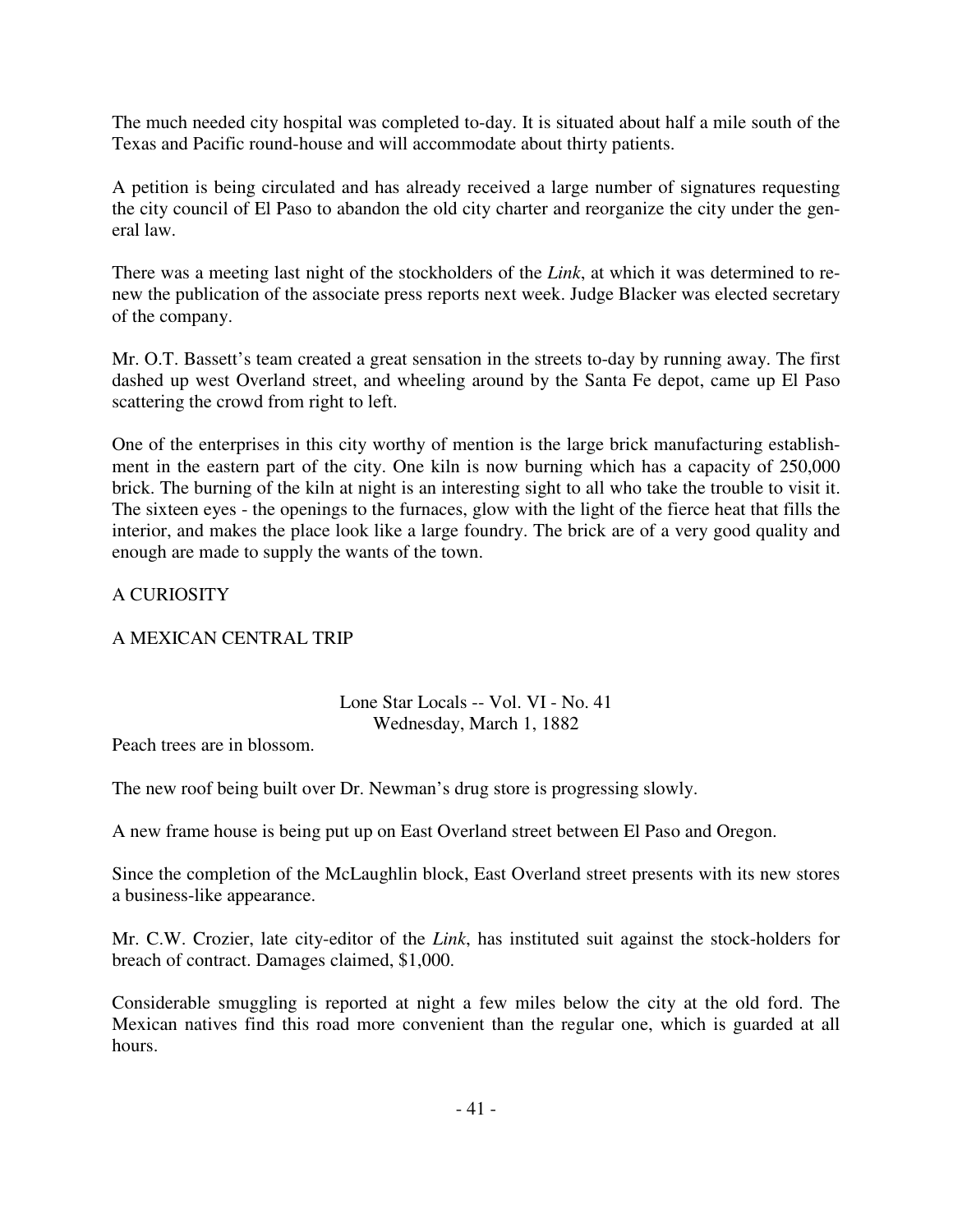The much needed city hospital was completed to-day. It is situated about half a mile south of the Texas and Pacific round-house and will accommodate about thirty patients.

A petition is being circulated and has already received a large number of signatures requesting the city council of El Paso to abandon the old city charter and reorganize the city under the general law.

There was a meeting last night of the stockholders of the *Link*, at which it was determined to renew the publication of the associate press reports next week. Judge Blacker was elected secretary of the company.

Mr. O.T. Bassett's team created a great sensation in the streets to-day by running away. The first dashed up west Overland street, and wheeling around by the Santa Fe depot, came up El Paso scattering the crowd from right to left.

One of the enterprises in this city worthy of mention is the large brick manufacturing establishment in the eastern part of the city. One kiln is now burning which has a capacity of 250,000 brick. The burning of the kiln at night is an interesting sight to all who take the trouble to visit it. The sixteen eyes - the openings to the furnaces, glow with the light of the fierce heat that fills the interior, and makes the place look like a large foundry. The brick are of a very good quality and enough are made to supply the wants of the town.

A CURIOSITY

A MEXICAN CENTRAL TRIP

## Lone Star Locals -- Vol. VI - No. 41
Wednesday, March 1, 1882

Peach trees are in blossom.

The new roof being built over Dr. Newman's drug store is progressing slowly.

A new frame house is being put up on East Overland street between El Paso and Oregon.

Since the completion of the McLaughlin block, East Overland street presents with its new stores a business-like appearance.

Mr. C.W. Crozier, late city-editor of the *Link*, has instituted suit against the stock-holders for breach of contract. Damages claimed, $1,000.

Considerable smuggling is reported at night a few miles below the city at the old ford. The Mexican natives find this road more convenient than the regular one, which is guarded at all hours.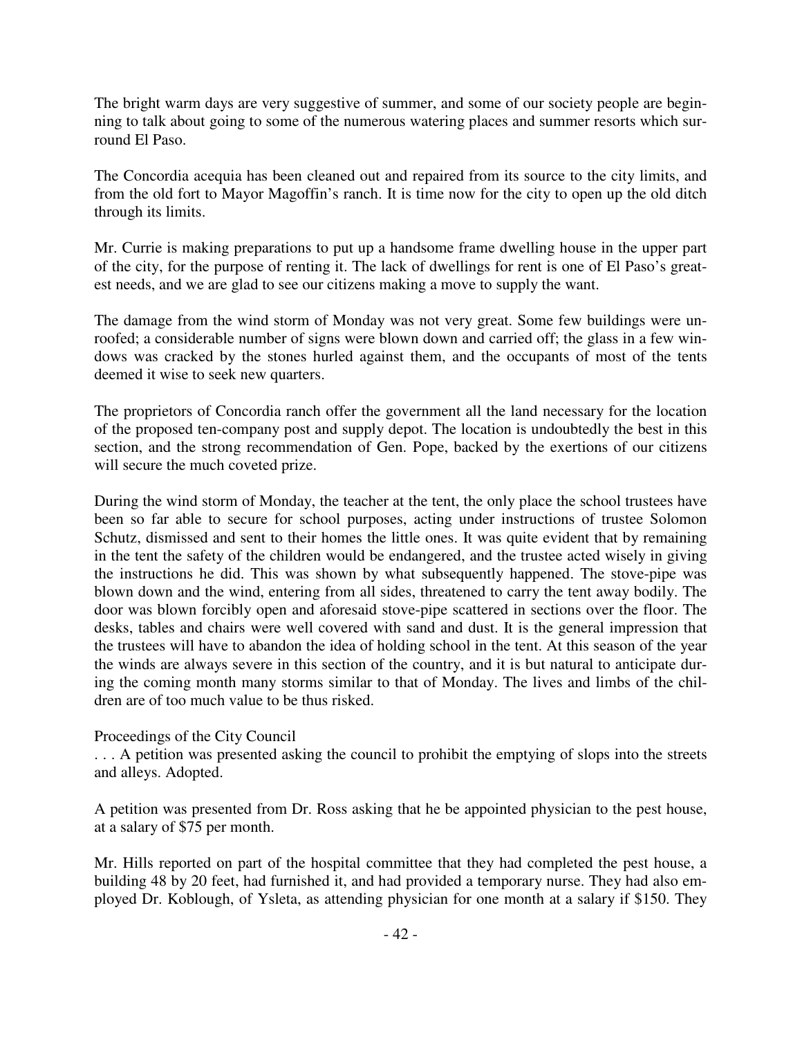The bright warm days are very suggestive of summer, and some of our society people are beginning to talk about going to some of the numerous watering places and summer resorts which surround El Paso.

The Concordia acequia has been cleaned out and repaired from its source to the city limits, and from the old fort to Mayor Magoffin's ranch. It is time now for the city to open up the old ditch through its limits.

Mr. Currie is making preparations to put up a handsome frame dwelling house in the upper part of the city, for the purpose of renting it. The lack of dwellings for rent is one of El Paso's greatest needs, and we are glad to see our citizens making a move to supply the want.

The damage from the wind storm of Monday was not very great. Some few buildings were unroofed; a considerable number of signs were blown down and carried off; the glass in a few windows was cracked by the stones hurled against them, and the occupants of most of the tents deemed it wise to seek new quarters.

The proprietors of Concordia ranch offer the government all the land necessary for the location of the proposed ten-company post and supply depot. The location is undoubtedly the best in this section, and the strong recommendation of Gen. Pope, backed by the exertions of our citizens will secure the much coveted prize.

During the wind storm of Monday, the teacher at the tent, the only place the school trustees have been so far able to secure for school purposes, acting under instructions of trustee Solomon Schutz, dismissed and sent to their homes the little ones. It was quite evident that by remaining in the tent the safety of the children would be endangered, and the trustee acted wisely in giving the instructions he did. This was shown by what subsequently happened. The stove-pipe was blown down and the wind, entering from all sides, threatened to carry the tent away bodily. The door was blown forcibly open and aforesaid stove-pipe scattered in sections over the floor. The desks, tables and chairs were well covered with sand and dust. It is the general impression that the trustees will have to abandon the idea of holding school in the tent. At this season of the year the winds are always severe in this section of the country, and it is but natural to anticipate during the coming month many storms similar to that of Monday. The lives and limbs of the children are of too much value to be thus risked.

Proceedings of the City Council

. . . A petition was presented asking the council to prohibit the emptying of slops into the streets and alleys. Adopted.

A petition was presented from Dr. Ross asking that he be appointed physician to the pest house, at a salary of $75 per month.

Mr. Hills reported on part of the hospital committee that they had completed the pest house, a building 48 by 20 feet, had furnished it, and had provided a temporary nurse. They had also employed Dr. Koblough, of Ysleta, as attending physician for one month at a salary if $150. They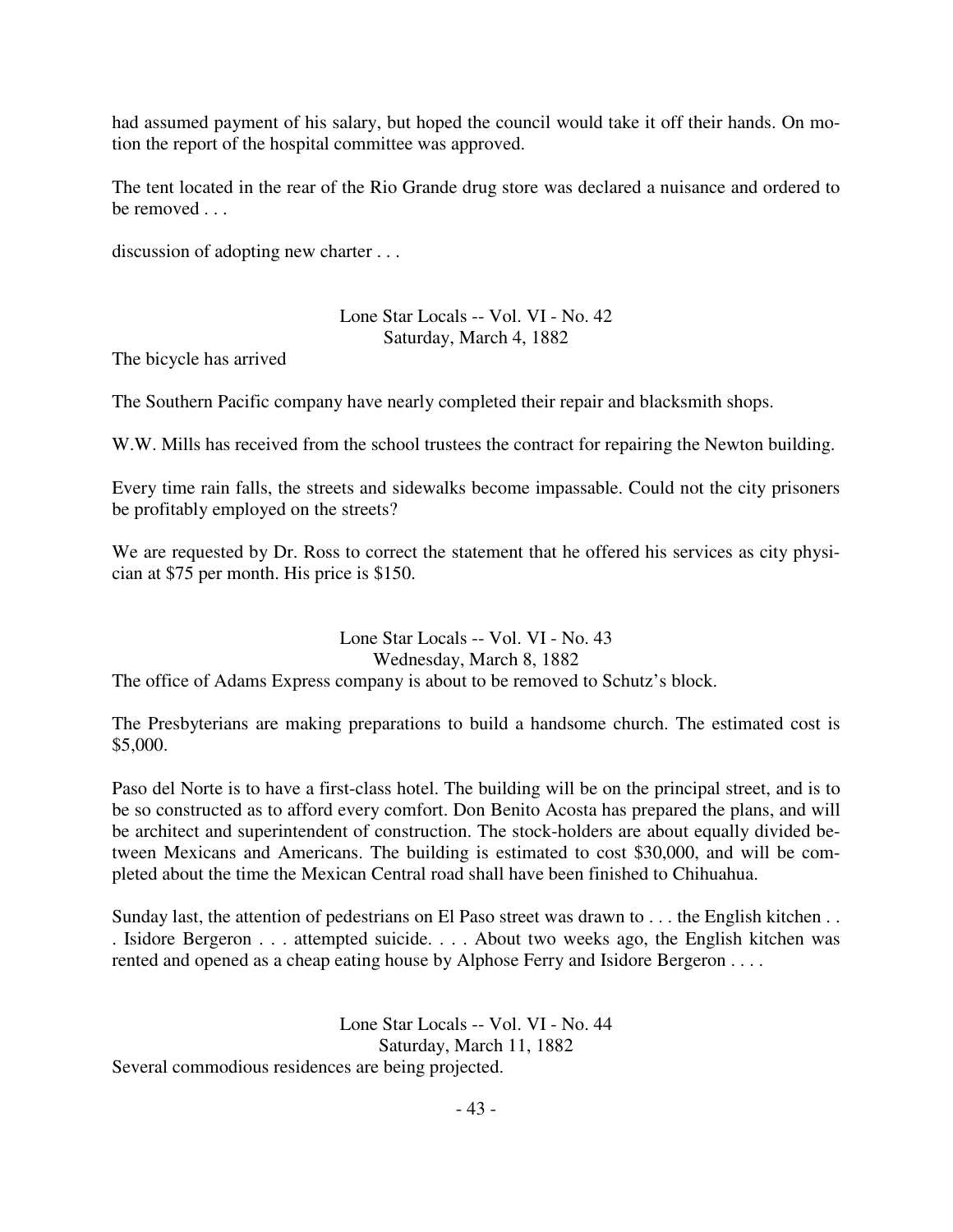had assumed payment of his salary, but hoped the council would take it off their hands. On motion the report of the hospital committee was approved.

The tent located in the rear of the Rio Grande drug store was declared a nuisance and ordered to be removed . . .

discussion of adopting new charter . . .

### Lone Star Locals -- Vol. VI - No. 42
### Saturday, March 4, 1882

The bicycle has arrived

The Southern Pacific company have nearly completed their repair and blacksmith shops.

W.W. Mills has received from the school trustees the contract for repairing the Newton building.

Every time rain falls, the streets and sidewalks become impassable. Could not the city prisoners be profitably employed on the streets?

We are requested by Dr. Ross to correct the statement that he offered his services as city physician at $75 per month. His price is $150.

### Lone Star Locals -- Vol. VI - No. 43
### Wednesday, March 8, 1882

The office of Adams Express company is about to be removed to Schutz's block.

The Presbyterians are making preparations to build a handsome church. The estimated cost is $5,000.

Paso del Norte is to have a first-class hotel. The building will be on the principal street, and is to be so constructed as to afford every comfort. Don Benito Acosta has prepared the plans, and will be architect and superintendent of construction. The stock-holders are about equally divided between Mexicans and Americans. The building is estimated to cost $30,000, and will be completed about the time the Mexican Central road shall have been finished to Chihuahua.

Sunday last, the attention of pedestrians on El Paso street was drawn to . . . the English kitchen . . . Isidore Bergeron . . . attempted suicide. . . . About two weeks ago, the English kitchen was rented and opened as a cheap eating house by Alphose Ferry and Isidore Bergeron . . . .

### Lone Star Locals -- Vol. VI - No. 44
### Saturday, March 11, 1882

Several commodious residences are being projected.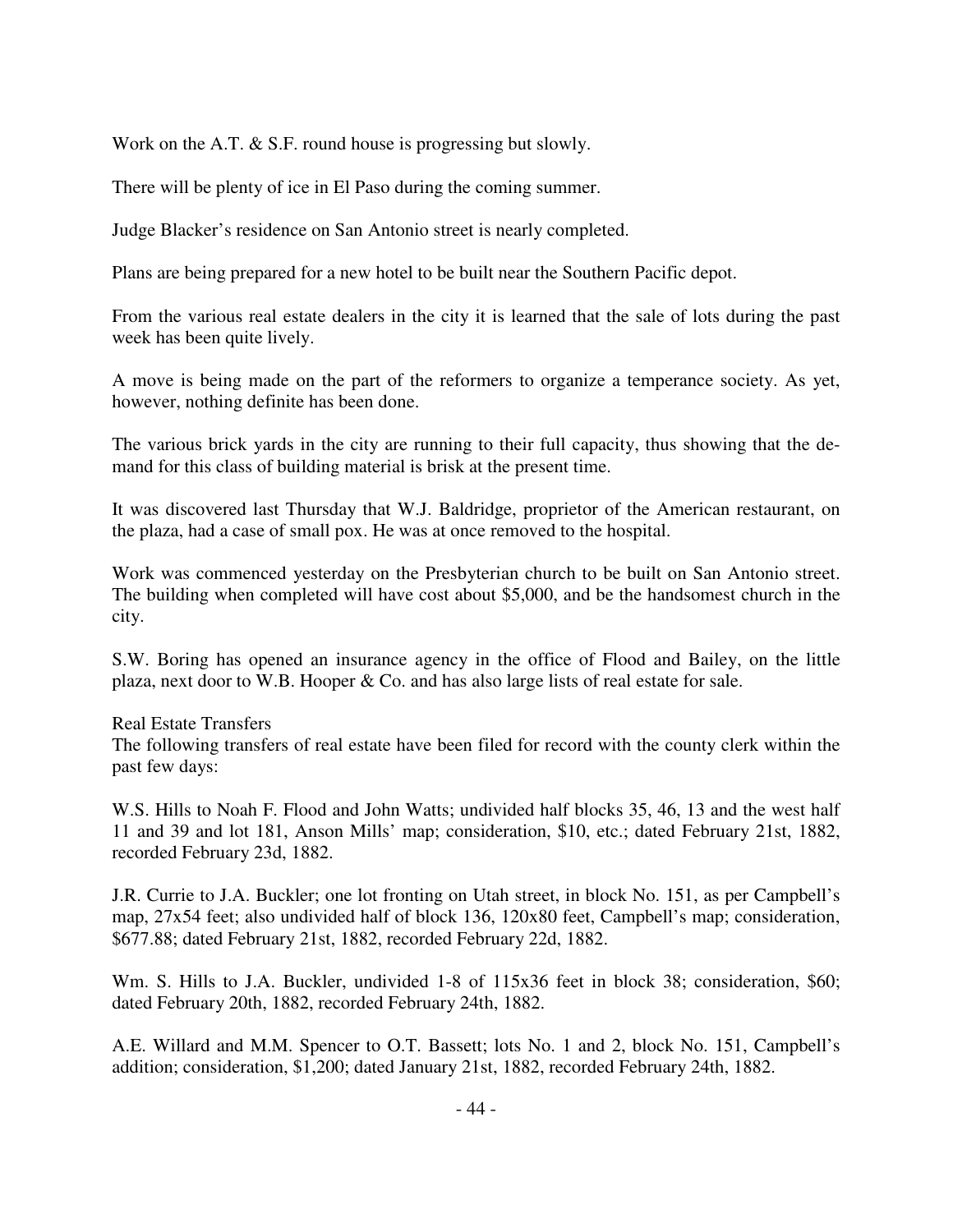Work on the A.T. & S.F. round house is progressing but slowly.

There will be plenty of ice in El Paso during the coming summer.

Judge Blacker's residence on San Antonio street is nearly completed.

Plans are being prepared for a new hotel to be built near the Southern Pacific depot.

From the various real estate dealers in the city it is learned that the sale of lots during the past week has been quite lively.

A move is being made on the part of the reformers to organize a temperance society. As yet, however, nothing definite has been done.

The various brick yards in the city are running to their full capacity, thus showing that the demand for this class of building material is brisk at the present time.

It was discovered last Thursday that W.J. Baldridge, proprietor of the American restaurant, on the plaza, had a case of small pox. He was at once removed to the hospital.

Work was commenced yesterday on the Presbyterian church to be built on San Antonio street. The building when completed will have cost about $5,000, and be the handsomest church in the city.

S.W. Boring has opened an insurance agency in the office of Flood and Bailey, on the little plaza, next door to W.B. Hooper & Co. and has also large lists of real estate for sale.

Real Estate Transfers

The following transfers of real estate have been filed for record with the county clerk within the past few days:

W.S. Hills to Noah F. Flood and John Watts; undivided half blocks 35, 46, 13 and the west half 11 and 39 and lot 181, Anson Mills' map; consideration, $10, etc.; dated February 21st, 1882, recorded February 23d, 1882.

J.R. Currie to J.A. Buckler; one lot fronting on Utah street, in block No. 151, as per Campbell's map, 27x54 feet; also undivided half of block 136, 120x80 feet, Campbell's map; consideration, $677.88; dated February 21st, 1882, recorded February 22d, 1882.

Wm. S. Hills to J.A. Buckler, undivided 1-8 of 115x36 feet in block 38; consideration, $60; dated February 20th, 1882, recorded February 24th, 1882.

A.E. Willard and M.M. Spencer to O.T. Bassett; lots No. 1 and 2, block No. 151, Campbell's addition; consideration, $1,200; dated January 21st, 1882, recorded February 24th, 1882.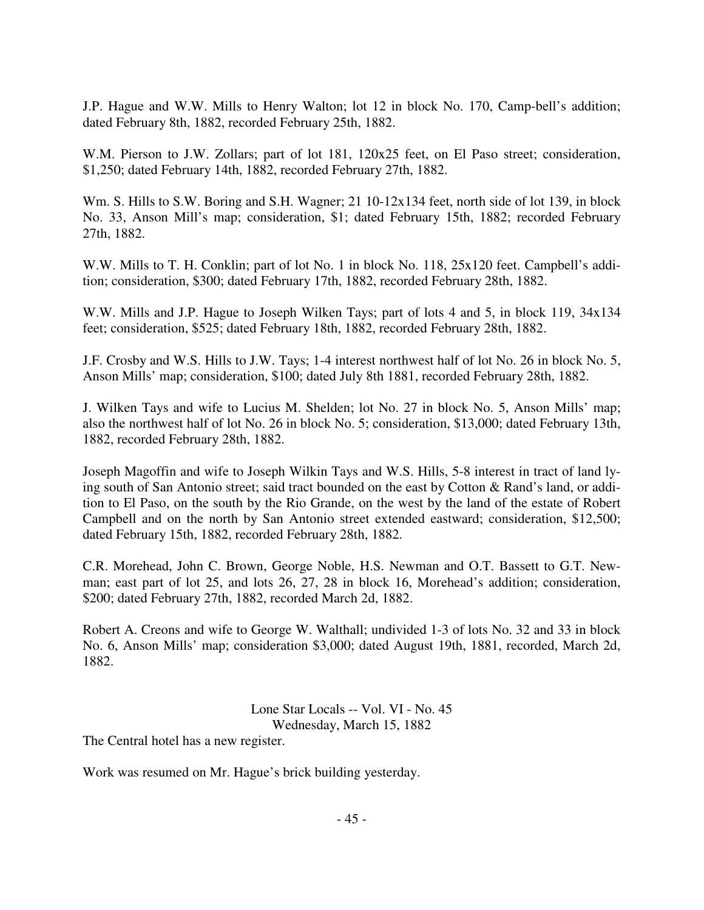J.P. Hague and W.W. Mills to Henry Walton; lot 12 in block No. 170, Camp-bell's addition; dated February 8th, 1882, recorded February 25th, 1882.

W.M. Pierson to J.W. Zollars; part of lot 181, 120x25 feet, on El Paso street; consideration, $1,250; dated February 14th, 1882, recorded February 27th, 1882.

Wm. S. Hills to S.W. Boring and S.H. Wagner; 21 10-12x134 feet, north side of lot 139, in block No. 33, Anson Mill's map; consideration, $1; dated February 15th, 1882; recorded February 27th, 1882.

W.W. Mills to T. H. Conklin; part of lot No. 1 in block No. 118, 25x120 feet. Campbell's addi-tion; consideration, $300; dated February 17th, 1882, recorded February 28th, 1882.

W.W. Mills and J.P. Hague to Joseph Wilken Tays; part of lots 4 and 5, in block 119, 34x134 feet; consideration, $525; dated February 18th, 1882, recorded February 28th, 1882.

J.F. Crosby and W.S. Hills to J.W. Tays; 1-4 interest northwest half of lot No. 26 in block No. 5, Anson Mills' map; consideration, $100; dated July 8th 1881, recorded February 28th, 1882.

J. Wilken Tays and wife to Lucius M. Shelden; lot No. 27 in block No. 5, Anson Mills' map; also the northwest half of lot No. 26 in block No. 5; consideration, $13,000; dated February 13th, 1882, recorded February 28th, 1882.

Joseph Magoffin and wife to Joseph Wilkin Tays and W.S. Hills, 5-8 interest in tract of land ly-ing south of San Antonio street; said tract bounded on the east by Cotton & Rand's land, or addi-tion to El Paso, on the south by the Rio Grande, on the west by the land of the estate of Robert Campbell and on the north by San Antonio street extended eastward; consideration, $12,500; dated February 15th, 1882, recorded February 28th, 1882.

C.R. Morehead, John C. Brown, George Noble, H.S. Newman and O.T. Bassett to G.T. New-man; east part of lot 25, and lots 26, 27, 28 in block 16, Morehead's addition; consideration, $200; dated February 27th, 1882, recorded March 2d, 1882.

Robert A. Creons and wife to George W. Walthall; undivided 1-3 of lots No. 32 and 33 in block No. 6, Anson Mills' map; consideration $3,000; dated August 19th, 1881, recorded, March 2d, 1882.

Lone Star Locals -- Vol. VI - No. 45
Wednesday, March 15, 1882

The Central hotel has a new register.

Work was resumed on Mr. Hague's brick building yesterday.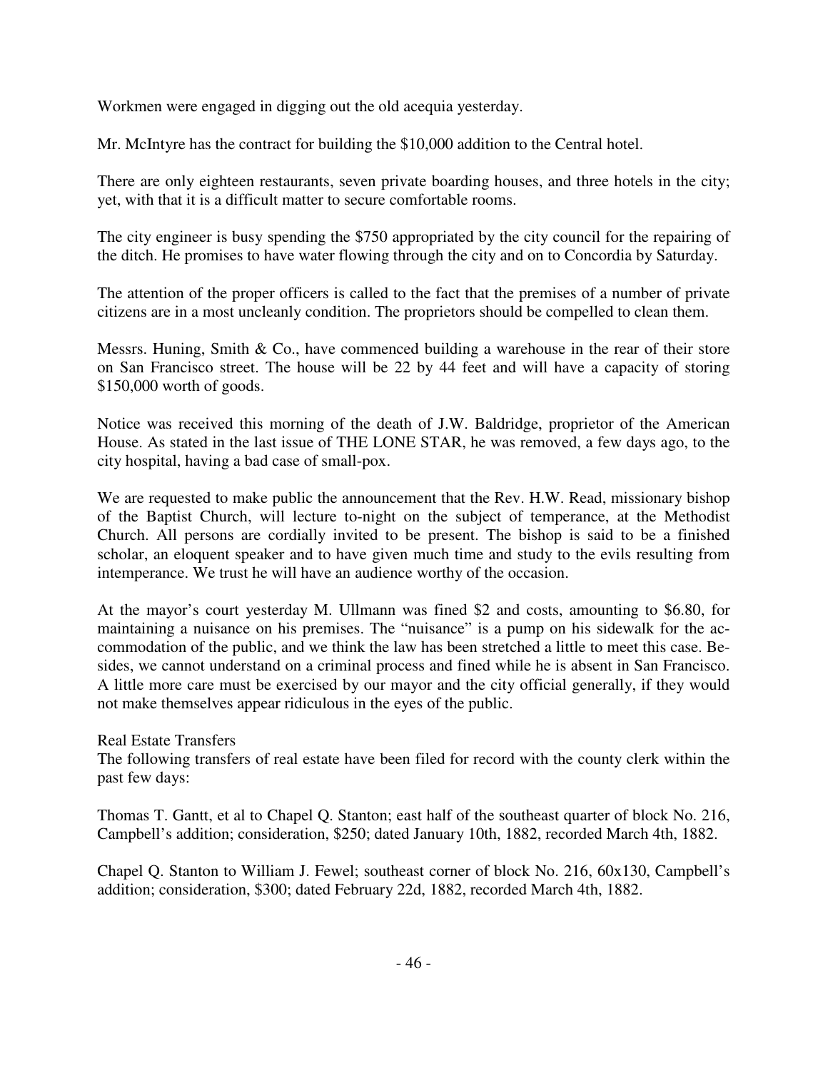Workmen were engaged in digging out the old acequia yesterday.

Mr. McIntyre has the contract for building the $10,000 addition to the Central hotel.

There are only eighteen restaurants, seven private boarding houses, and three hotels in the city; yet, with that it is a difficult matter to secure comfortable rooms.

The city engineer is busy spending the $750 appropriated by the city council for the repairing of the ditch. He promises to have water flowing through the city and on to Concordia by Saturday.

The attention of the proper officers is called to the fact that the premises of a number of private citizens are in a most uncleanly condition. The proprietors should be compelled to clean them.

Messrs. Huning, Smith & Co., have commenced building a warehouse in the rear of their store on San Francisco street. The house will be 22 by 44 feet and will have a capacity of storing $150,000 worth of goods.

Notice was received this morning of the death of J.W. Baldridge, proprietor of the American House. As stated in the last issue of THE LONE STAR, he was removed, a few days ago, to the city hospital, having a bad case of small-pox.

We are requested to make public the announcement that the Rev. H.W. Read, missionary bishop of the Baptist Church, will lecture to-night on the subject of temperance, at the Methodist Church. All persons are cordially invited to be present. The bishop is said to be a finished scholar, an eloquent speaker and to have given much time and study to the evils resulting from intemperance. We trust he will have an audience worthy of the occasion.

At the mayor's court yesterday M. Ullmann was fined $2 and costs, amounting to $6.80, for maintaining a nuisance on his premises. The "nuisance" is a pump on his sidewalk for the accommodation of the public, and we think the law has been stretched a little to meet this case. Besides, we cannot understand on a criminal process and fined while he is absent in San Francisco. A little more care must be exercised by our mayor and the city official generally, if they would not make themselves appear ridiculous in the eyes of the public.

Real Estate Transfers

The following transfers of real estate have been filed for record with the county clerk within the past few days:

Thomas T. Gantt, et al to Chapel Q. Stanton; east half of the southeast quarter of block No. 216, Campbell's addition; consideration, $250; dated January 10th, 1882, recorded March 4th, 1882.

Chapel Q. Stanton to William J. Fewel; southeast corner of block No. 216, 60x130, Campbell's addition; consideration, $300; dated February 22d, 1882, recorded March 4th, 1882.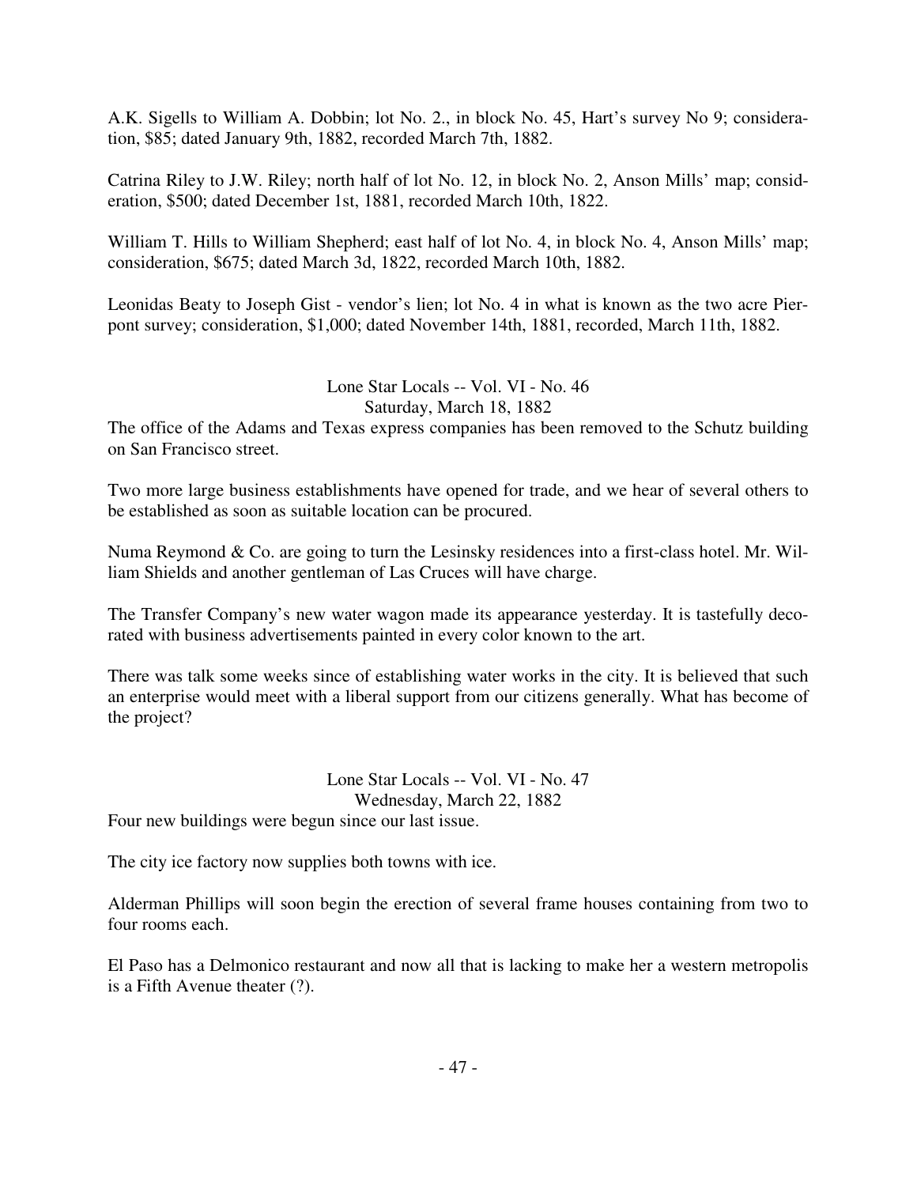A.K. Sigells to William A. Dobbin; lot No. 2., in block No. 45, Hart's survey No 9; consideration, $85; dated January 9th, 1882, recorded March 7th, 1882.

Catrina Riley to J.W. Riley; north half of lot No. 12, in block No. 2, Anson Mills' map; consideration, $500; dated December 1st, 1881, recorded March 10th, 1822.

William T. Hills to William Shepherd; east half of lot No. 4, in block No. 4, Anson Mills' map; consideration, $675; dated March 3d, 1822, recorded March 10th, 1882.

Leonidas Beaty to Joseph Gist - vendor's lien; lot No. 4 in what is known as the two acre Pierpont survey; consideration, $1,000; dated November 14th, 1881, recorded, March 11th, 1882.

Lone Star Locals -- Vol. VI - No. 46
Saturday, March 18, 1882

The office of the Adams and Texas express companies has been removed to the Schutz building on San Francisco street.

Two more large business establishments have opened for trade, and we hear of several others to be established as soon as suitable location can be procured.

Numa Reymond & Co. are going to turn the Lesinsky residences into a first-class hotel. Mr. William Shields and another gentleman of Las Cruces will have charge.

The Transfer Company's new water wagon made its appearance yesterday. It is tastefully decorated with business advertisements painted in every color known to the art.

There was talk some weeks since of establishing water works in the city. It is believed that such an enterprise would meet with a liberal support from our citizens generally. What has become of the project?

Lone Star Locals -- Vol. VI - No. 47
Wednesday, March 22, 1882

Four new buildings were begun since our last issue.

The city ice factory now supplies both towns with ice.

Alderman Phillips will soon begin the erection of several frame houses containing from two to four rooms each.

El Paso has a Delmonico restaurant and now all that is lacking to make her a western metropolis is a Fifth Avenue theater (?).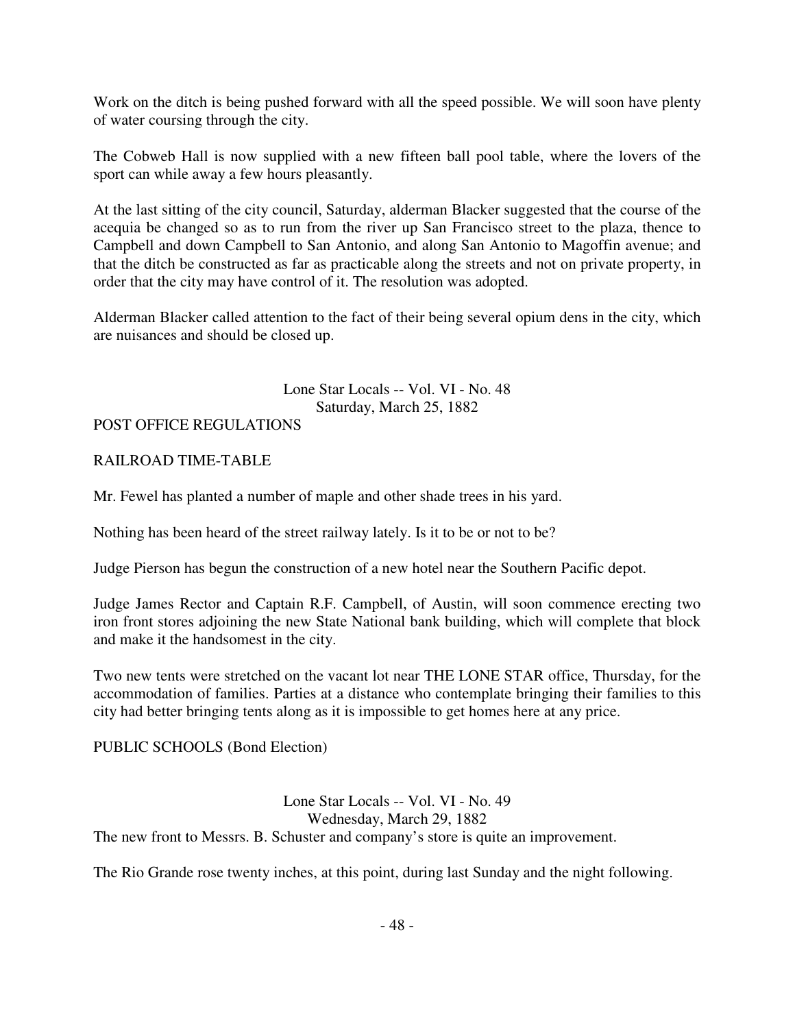Work on the ditch is being pushed forward with all the speed possible. We will soon have plenty of water coursing through the city.

The Cobweb Hall is now supplied with a new fifteen ball pool table, where the lovers of the sport can while away a few hours pleasantly.

At the last sitting of the city council, Saturday, alderman Blacker suggested that the course of the acequia be changed so as to run from the river up San Francisco street to the plaza, thence to Campbell and down Campbell to San Antonio, and along San Antonio to Magoffin avenue; and that the ditch be constructed as far as practicable along the streets and not on private property, in order that the city may have control of it. The resolution was adopted.

Alderman Blacker called attention to the fact of their being several opium dens in the city, which are nuisances and should be closed up.

Lone Star Locals -- Vol. VI - No. 48
Saturday, March 25, 1882

POST OFFICE REGULATIONS

RAILROAD TIME-TABLE

Mr. Fewel has planted a number of maple and other shade trees in his yard.

Nothing has been heard of the street railway lately. Is it to be or not to be?

Judge Pierson has begun the construction of a new hotel near the Southern Pacific depot.

Judge James Rector and Captain R.F. Campbell, of Austin, will soon commence erecting two iron front stores adjoining the new State National bank building, which will complete that block and make it the handsomest in the city.

Two new tents were stretched on the vacant lot near THE LONE STAR office, Thursday, for the accommodation of families. Parties at a distance who contemplate bringing their families to this city had better bringing tents along as it is impossible to get homes here at any price.

PUBLIC SCHOOLS (Bond Election)

Lone Star Locals -- Vol. VI - No. 49
Wednesday, March 29, 1882

The new front to Messrs. B. Schuster and company's store is quite an improvement.

The Rio Grande rose twenty inches, at this point, during last Sunday and the night following.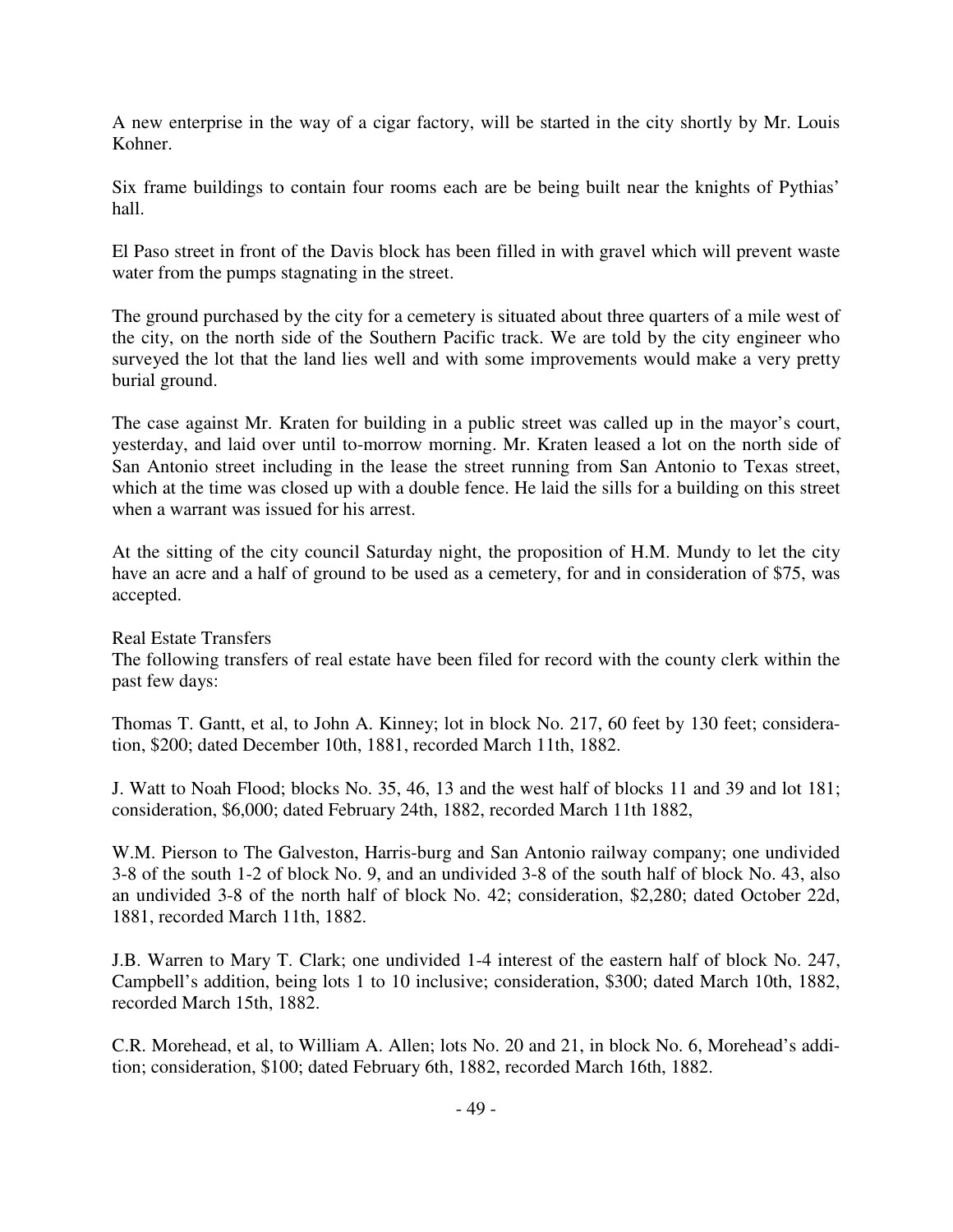A new enterprise in the way of a cigar factory, will be started in the city shortly by Mr. Louis Kohner.

Six frame buildings to contain four rooms each are be being built near the knights of Pythias' hall.

El Paso street in front of the Davis block has been filled in with gravel which will prevent waste water from the pumps stagnating in the street.

The ground purchased by the city for a cemetery is situated about three quarters of a mile west of the city, on the north side of the Southern Pacific track. We are told by the city engineer who surveyed the lot that the land lies well and with some improvements would make a very pretty burial ground.

The case against Mr. Kraten for building in a public street was called up in the mayor's court, yesterday, and laid over until to-morrow morning. Mr. Kraten leased a lot on the north side of San Antonio street including in the lease the street running from San Antonio to Texas street, which at the time was closed up with a double fence. He laid the sills for a building on this street when a warrant was issued for his arrest.

At the sitting of the city council Saturday night, the proposition of H.M. Mundy to let the city have an acre and a half of ground to be used as a cemetery, for and in consideration of $75, was accepted.

Real Estate Transfers
The following transfers of real estate have been filed for record with the county clerk within the past few days:

Thomas T. Gantt, et al, to John A. Kinney; lot in block No. 217, 60 feet by 130 feet; consideration, $200; dated December 10th, 1881, recorded March 11th, 1882.

J. Watt to Noah Flood; blocks No. 35, 46, 13 and the west half of blocks 11 and 39 and lot 181; consideration, $6,000; dated February 24th, 1882, recorded March 11th 1882,

W.M. Pierson to The Galveston, Harris-burg and San Antonio railway company; one undivided 3-8 of the south 1-2 of block No. 9, and an undivided 3-8 of the south half of block No. 43, also an undivided 3-8 of the north half of block No. 42; consideration, $2,280; dated October 22d, 1881, recorded March 11th, 1882.

J.B. Warren to Mary T. Clark; one undivided 1-4 interest of the eastern half of block No. 247, Campbell's addition, being lots 1 to 10 inclusive; consideration, $300; dated March 10th, 1882, recorded March 15th, 1882.

C.R. Morehead, et al, to William A. Allen; lots No. 20 and 21, in block No. 6, Morehead's addition; consideration, $100; dated February 6th, 1882, recorded March 16th, 1882.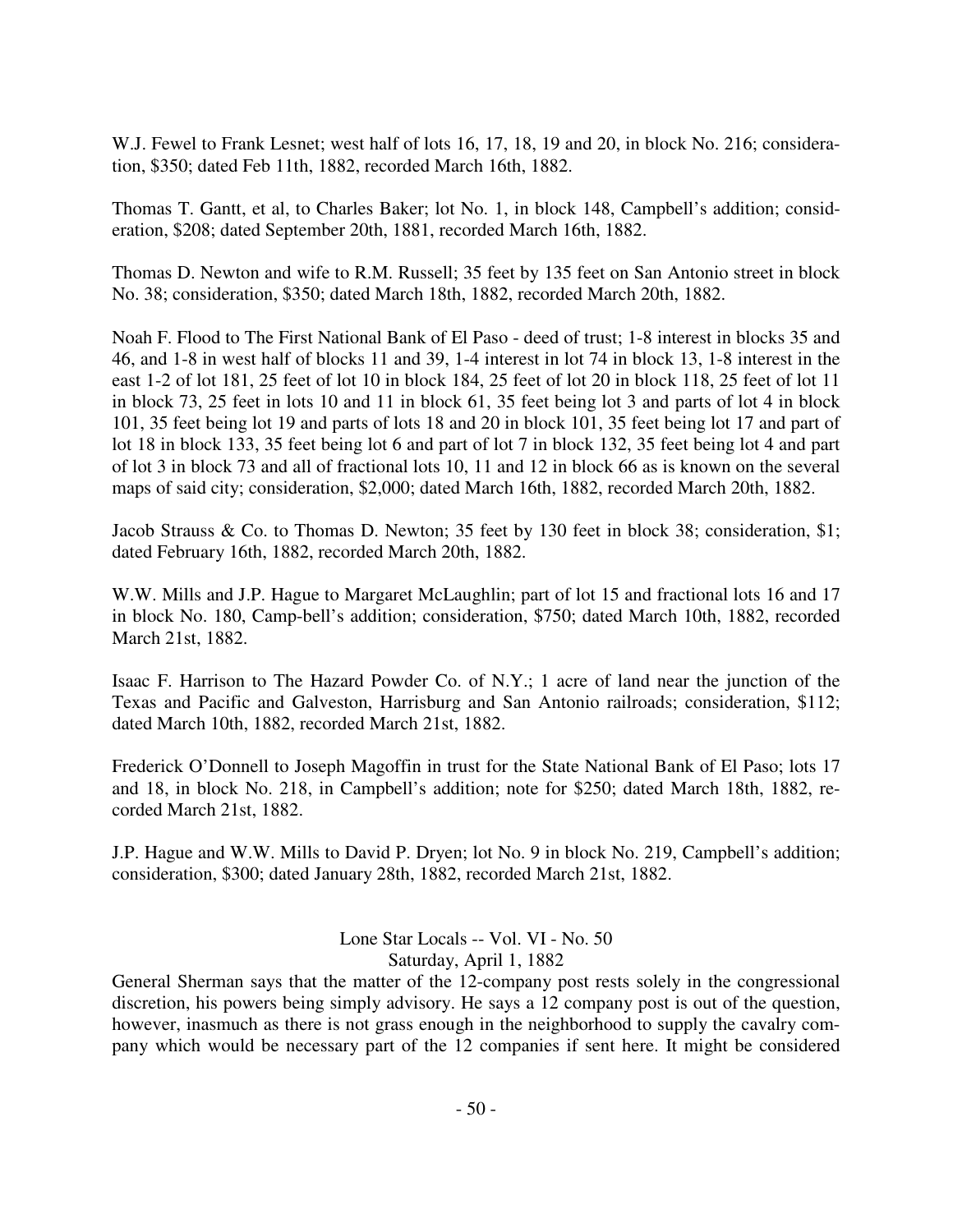W.J. Fewel to Frank Lesnet; west half of lots 16, 17, 18, 19 and 20, in block No. 216; consideration, $350; dated Feb 11th, 1882, recorded March 16th, 1882.

Thomas T. Gantt, et al, to Charles Baker; lot No. 1, in block 148, Campbell's addition; consideration, $208; dated September 20th, 1881, recorded March 16th, 1882.

Thomas D. Newton and wife to R.M. Russell; 35 feet by 135 feet on San Antonio street in block No. 38; consideration, $350; dated March 18th, 1882, recorded March 20th, 1882.

Noah F. Flood to The First National Bank of El Paso - deed of trust; 1-8 interest in blocks 35 and 46, and 1-8 in west half of blocks 11 and 39, 1-4 interest in lot 74 in block 13, 1-8 interest in the east 1-2 of lot 181, 25 feet of lot 10 in block 184, 25 feet of lot 20 in block 118, 25 feet of lot 11 in block 73, 25 feet in lots 10 and 11 in block 61, 35 feet being lot 3 and parts of lot 4 in block 101, 35 feet being lot 19 and parts of lots 18 and 20 in block 101, 35 feet being lot 17 and part of lot 18 in block 133, 35 feet being lot 6 and part of lot 7 in block 132, 35 feet being lot 4 and part of lot 3 in block 73 and all of fractional lots 10, 11 and 12 in block 66 as is known on the several maps of said city; consideration, $2,000; dated March 16th, 1882, recorded March 20th, 1882.

Jacob Strauss & Co. to Thomas D. Newton; 35 feet by 130 feet in block 38; consideration, $1; dated February 16th, 1882, recorded March 20th, 1882.

W.W. Mills and J.P. Hague to Margaret McLaughlin; part of lot 15 and fractional lots 16 and 17 in block No. 180, Camp-bell's addition; consideration, $750; dated March 10th, 1882, recorded March 21st, 1882.

Isaac F. Harrison to The Hazard Powder Co. of N.Y.; 1 acre of land near the junction of the Texas and Pacific and Galveston, Harrisburg and San Antonio railroads; consideration, $112; dated March 10th, 1882, recorded March 21st, 1882.

Frederick O'Donnell to Joseph Magoffin in trust for the State National Bank of El Paso; lots 17 and 18, in block No. 218, in Campbell's addition; note for $250; dated March 18th, 1882, recorded March 21st, 1882.

J.P. Hague and W.W. Mills to David P. Dryen; lot No. 9 in block No. 219, Campbell's addition; consideration, $300; dated January 28th, 1882, recorded March 21st, 1882.

Lone Star Locals -- Vol. VI - No. 50
Saturday, April 1, 1882

General Sherman says that the matter of the 12-company post rests solely in the congressional discretion, his powers being simply advisory. He says a 12 company post is out of the question, however, inasmuch as there is not grass enough in the neighborhood to supply the cavalry company which would be necessary part of the 12 companies if sent here. It might be considered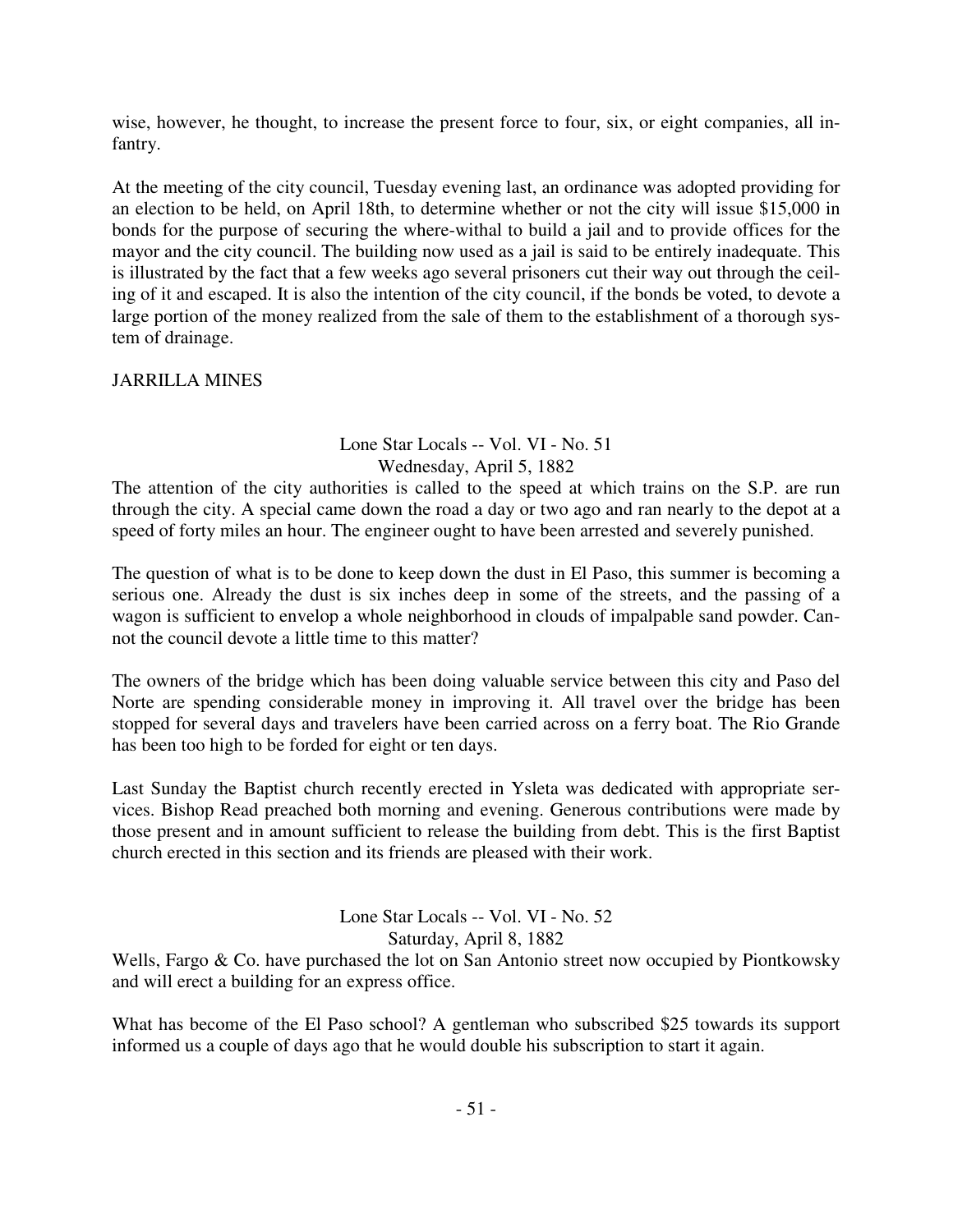wise, however, he thought, to increase the present force to four, six, or eight companies, all infantry.

At the meeting of the city council, Tuesday evening last, an ordinance was adopted providing for an election to be held, on April 18th, to determine whether or not the city will issue $15,000 in bonds for the purpose of securing the where-withal to build a jail and to provide offices for the mayor and the city council. The building now used as a jail is said to be entirely inadequate. This is illustrated by the fact that a few weeks ago several prisoners cut their way out through the ceiling of it and escaped. It is also the intention of the city council, if the bonds be voted, to devote a large portion of the money realized from the sale of them to the establishment of a thorough system of drainage.

JARRILLA MINES

## Lone Star Locals -- Vol. VI - No. 51
### Wednesday, April 5, 1882

The attention of the city authorities is called to the speed at which trains on the S.P. are run through the city. A special came down the road a day or two ago and ran nearly to the depot at a speed of forty miles an hour. The engineer ought to have been arrested and severely punished.

The question of what is to be done to keep down the dust in El Paso, this summer is becoming a serious one. Already the dust is six inches deep in some of the streets, and the passing of a wagon is sufficient to envelop a whole neighborhood in clouds of impalpable sand powder. Cannot the council devote a little time to this matter?

The owners of the bridge which has been doing valuable service between this city and Paso del Norte are spending considerable money in improving it. All travel over the bridge has been stopped for several days and travelers have been carried across on a ferry boat. The Rio Grande has been too high to be forded for eight or ten days.

Last Sunday the Baptist church recently erected in Ysleta was dedicated with appropriate services. Bishop Read preached both morning and evening. Generous contributions were made by those present and in amount sufficient to release the building from debt. This is the first Baptist church erected in this section and its friends are pleased with their work.

## Lone Star Locals -- Vol. VI - No. 52
### Saturday, April 8, 1882

Wells, Fargo & Co. have purchased the lot on San Antonio street now occupied by Piontkowsky and will erect a building for an express office.

What has become of the El Paso school? A gentleman who subscribed $25 towards its support informed us a couple of days ago that he would double his subscription to start it again.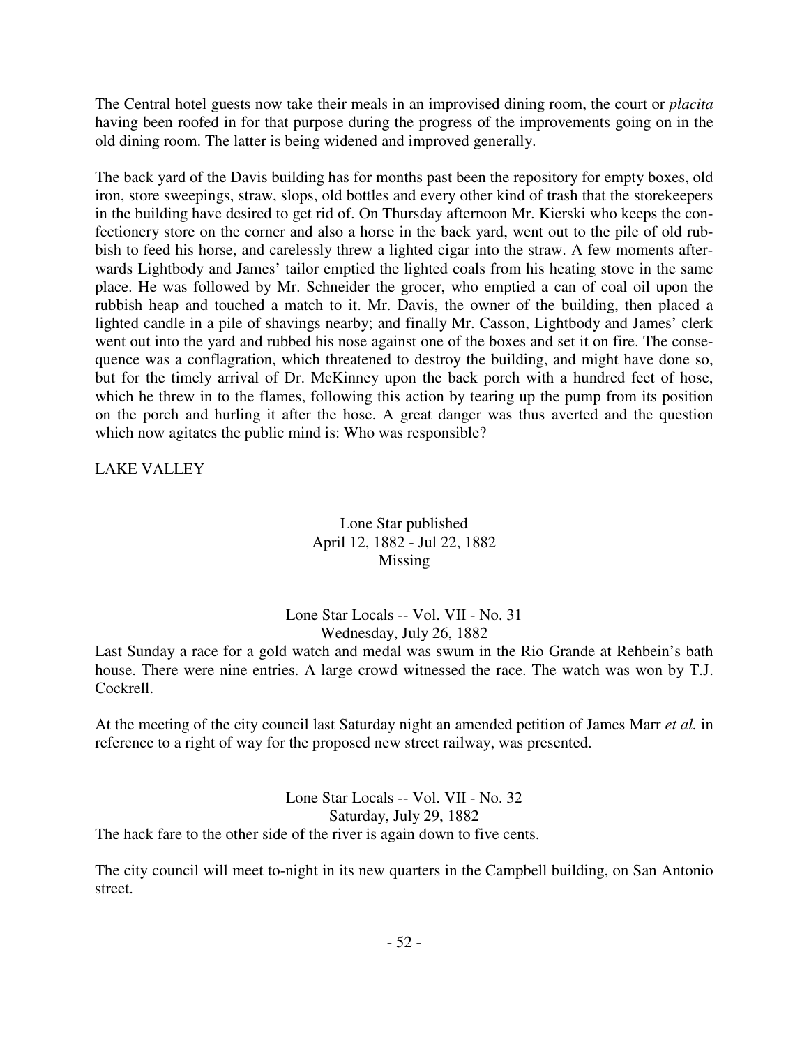The Central hotel guests now take their meals in an improvised dining room, the court or *placita* having been roofed in for that purpose during the progress of the improvements going on in the old dining room. The latter is being widened and improved generally.

The back yard of the Davis building has for months past been the repository for empty boxes, old iron, store sweepings, straw, slops, old bottles and every other kind of trash that the storekeepers in the building have desired to get rid of. On Thursday afternoon Mr. Kierski who keeps the confectionery store on the corner and also a horse in the back yard, went out to the pile of old rubbish to feed his horse, and carelessly threw a lighted cigar into the straw. A few moments afterwards Lightbody and James' tailor emptied the lighted coals from his heating stove in the same place. He was followed by Mr. Schneider the grocer, who emptied a can of coal oil upon the rubbish heap and touched a match to it. Mr. Davis, the owner of the building, then placed a lighted candle in a pile of shavings nearby; and finally Mr. Casson, Lightbody and James' clerk went out into the yard and rubbed his nose against one of the boxes and set it on fire. The consequence was a conflagration, which threatened to destroy the building, and might have done so, but for the timely arrival of Dr. McKinney upon the back porch with a hundred feet of hose, which he threw in to the flames, following this action by tearing up the pump from its position on the porch and hurling it after the hose. A great danger was thus averted and the question which now agitates the public mind is: Who was responsible?

LAKE VALLEY

Lone Star published
April 12, 1882 - Jul 22, 1882
Missing

Lone Star Locals -- Vol. VII - No. 31
Wednesday, July 26, 1882

Last Sunday a race for a gold watch and medal was swum in the Rio Grande at Rehbein's bath house. There were nine entries. A large crowd witnessed the race. The watch was won by T.J. Cockrell.

At the meeting of the city council last Saturday night an amended petition of James Marr *et al.* in reference to a right of way for the proposed new street railway, was presented.

Lone Star Locals -- Vol. VII - No. 32
Saturday, July 29, 1882

The hack fare to the other side of the river is again down to five cents.

The city council will meet to-night in its new quarters in the Campbell building, on San Antonio street.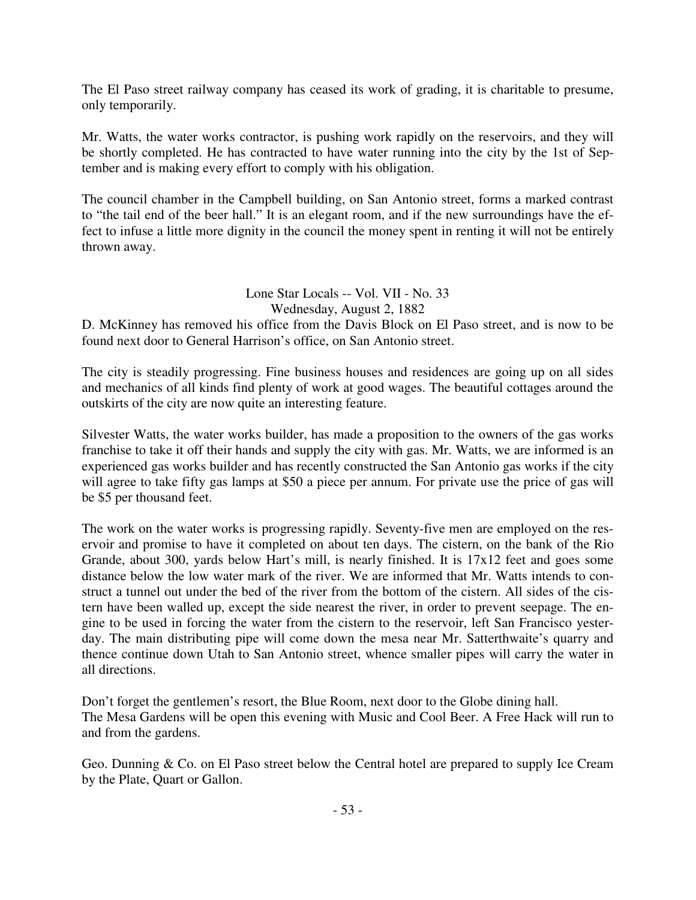The El Paso street railway company has ceased its work of grading, it is charitable to presume, only temporarily.

Mr. Watts, the water works contractor, is pushing work rapidly on the reservoirs, and they will be shortly completed. He has contracted to have water running into the city by the 1st of September and is making every effort to comply with his obligation.

The council chamber in the Campbell building, on San Antonio street, forms a marked contrast to "the tail end of the beer hall." It is an elegant room, and if the new surroundings have the effect to infuse a little more dignity in the council the money spent in renting it will not be entirely thrown away.

Lone Star Locals -- Vol. VII - No. 33
Wednesday, August 2, 1882

D. McKinney has removed his office from the Davis Block on El Paso street, and is now to be found next door to General Harrison's office, on San Antonio street.

The city is steadily progressing. Fine business houses and residences are going up on all sides and mechanics of all kinds find plenty of work at good wages. The beautiful cottages around the outskirts of the city are now quite an interesting feature.

Silvester Watts, the water works builder, has made a proposition to the owners of the gas works franchise to take it off their hands and supply the city with gas. Mr. Watts, we are informed is an experienced gas works builder and has recently constructed the San Antonio gas works if the city will agree to take fifty gas lamps at $50 a piece per annum. For private use the price of gas will be $5 per thousand feet.

The work on the water works is progressing rapidly. Seventy-five men are employed on the reservoir and promise to have it completed on about ten days. The cistern, on the bank of the Rio Grande, about 300, yards below Hart's mill, is nearly finished. It is 17x12 feet and goes some distance below the low water mark of the river. We are informed that Mr. Watts intends to construct a tunnel out under the bed of the river from the bottom of the cistern. All sides of the cistern have been walled up, except the side nearest the river, in order to prevent seepage. The engine to be used in forcing the water from the cistern to the reservoir, left San Francisco yesterday. The main distributing pipe will come down the mesa near Mr. Satterthwaite's quarry and thence continue down Utah to San Antonio street, whence smaller pipes will carry the water in all directions.

Don't forget the gentlemen's resort, the Blue Room, next door to the Globe dining hall.
The Mesa Gardens will be open this evening with Music and Cool Beer. A Free Hack will run to and from the gardens.

Geo. Dunning & Co. on El Paso street below the Central hotel are prepared to supply Ice Cream by the Plate, Quart or Gallon.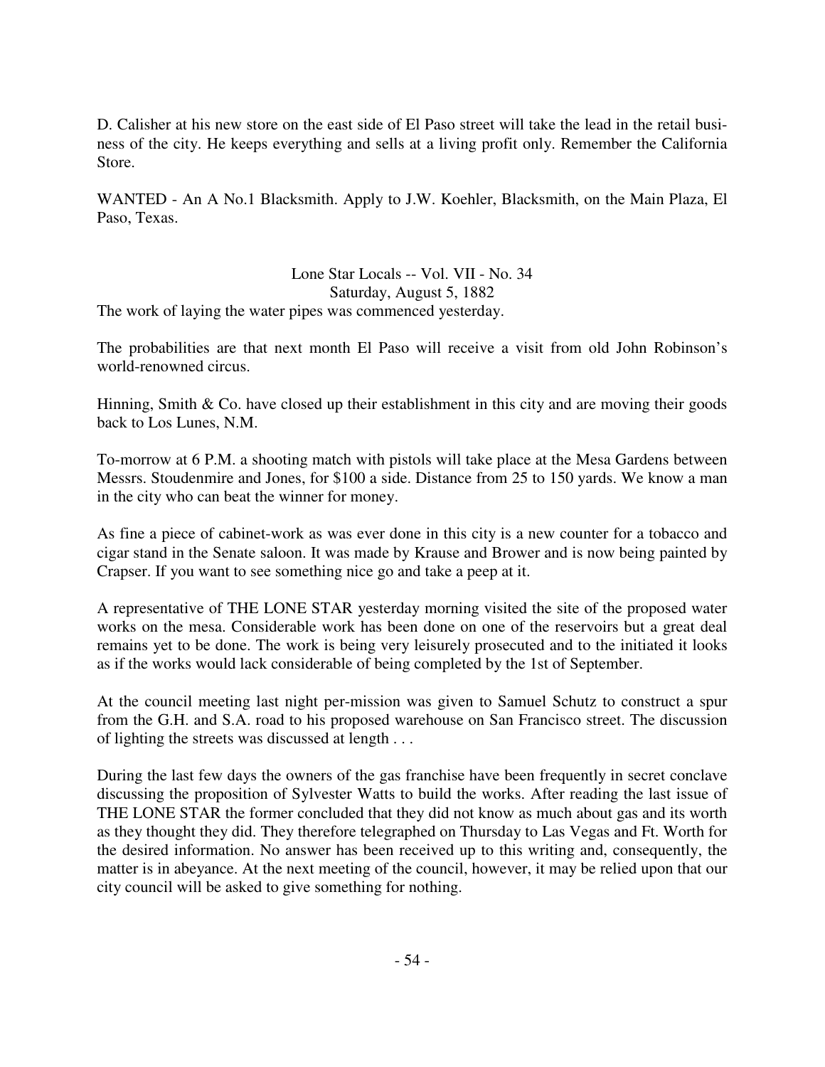D. Calisher at his new store on the east side of El Paso street will take the lead in the retail business of the city. He keeps everything and sells at a living profit only. Remember the California Store.

WANTED - An A No.1 Blacksmith. Apply to J.W. Koehler, Blacksmith, on the Main Plaza, El Paso, Texas.

Lone Star Locals -- Vol. VII - No. 34
Saturday, August 5, 1882

The work of laying the water pipes was commenced yesterday.

The probabilities are that next month El Paso will receive a visit from old John Robinson's world-renowned circus.

Hinning, Smith & Co. have closed up their establishment in this city and are moving their goods back to Los Lunes, N.M.

To-morrow at 6 P.M. a shooting match with pistols will take place at the Mesa Gardens between Messrs. Stoudenmire and Jones, for $100 a side. Distance from 25 to 150 yards. We know a man in the city who can beat the winner for money.

As fine a piece of cabinet-work as was ever done in this city is a new counter for a tobacco and cigar stand in the Senate saloon. It was made by Krause and Brower and is now being painted by Crapser. If you want to see something nice go and take a peep at it.

A representative of THE LONE STAR yesterday morning visited the site of the proposed water works on the mesa. Considerable work has been done on one of the reservoirs but a great deal remains yet to be done. The work is being very leisurely prosecuted and to the initiated it looks as if the works would lack considerable of being completed by the 1st of September.

At the council meeting last night per-mission was given to Samuel Schutz to construct a spur from the G.H. and S.A. road to his proposed warehouse on San Francisco street. The discussion of lighting the streets was discussed at length . . .

During the last few days the owners of the gas franchise have been frequently in secret conclave discussing the proposition of Sylvester Watts to build the works. After reading the last issue of THE LONE STAR the former concluded that they did not know as much about gas and its worth as they thought they did. They therefore telegraphed on Thursday to Las Vegas and Ft. Worth for the desired information. No answer has been received up to this writing and, consequently, the matter is in abeyance. At the next meeting of the council, however, it may be relied upon that our city council will be asked to give something for nothing.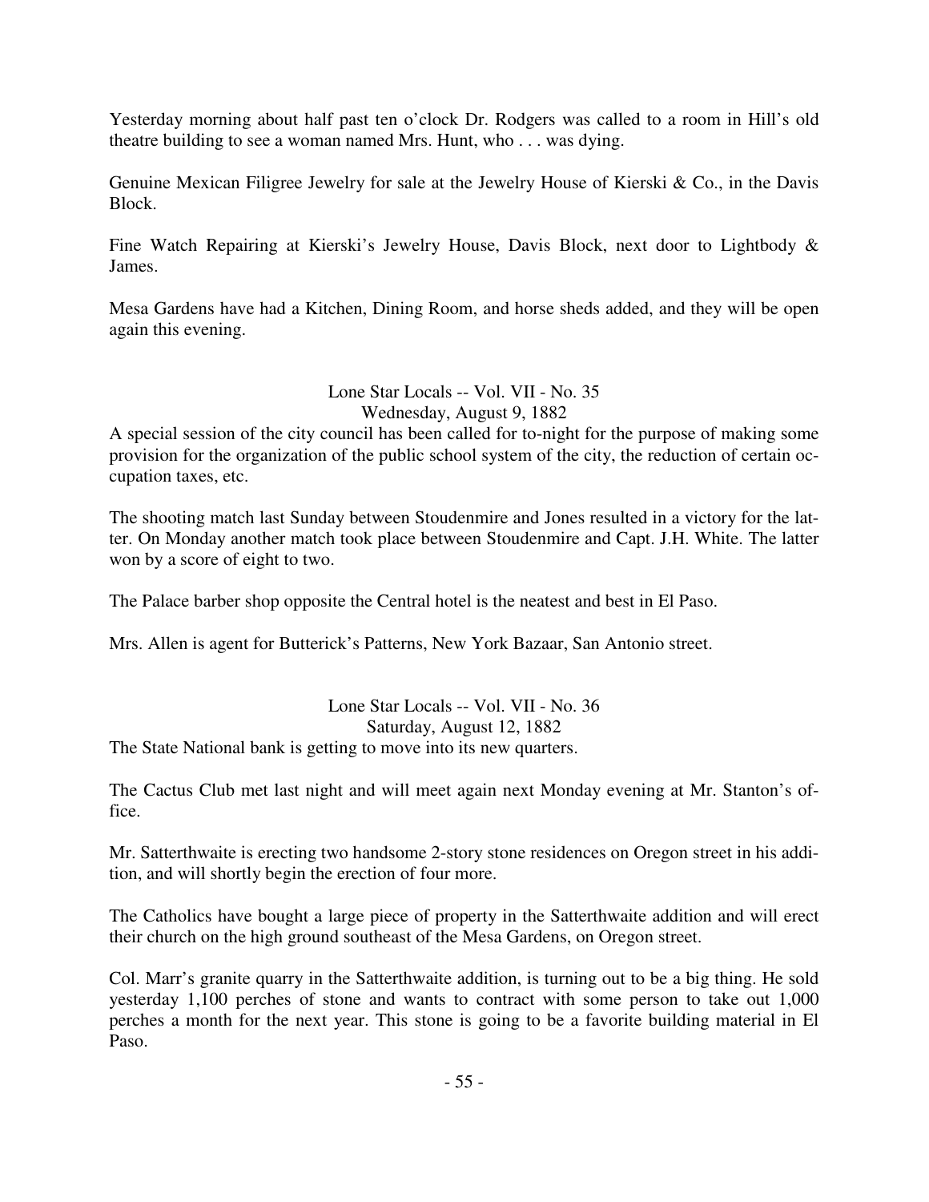Yesterday morning about half past ten o'clock Dr. Rodgers was called to a room in Hill's old theatre building to see a woman named Mrs. Hunt, who . . . was dying.

Genuine Mexican Filigree Jewelry for sale at the Jewelry House of Kierski & Co., in the Davis Block.

Fine Watch Repairing at Kierski's Jewelry House, Davis Block, next door to Lightbody & James.

Mesa Gardens have had a Kitchen, Dining Room, and horse sheds added, and they will be open again this evening.

### Lone Star Locals -- Vol. VII - No. 35
### Wednesday, August 9, 1882

A special session of the city council has been called for to-night for the purpose of making some provision for the organization of the public school system of the city, the reduction of certain occupation taxes, etc.

The shooting match last Sunday between Stoudenmire and Jones resulted in a victory for the latter. On Monday another match took place between Stoudenmire and Capt. J.H. White. The latter won by a score of eight to two.

The Palace barber shop opposite the Central hotel is the neatest and best in El Paso.

Mrs. Allen is agent for Butterick's Patterns, New York Bazaar, San Antonio street.

### Lone Star Locals -- Vol. VII - No. 36
### Saturday, August 12, 1882

The State National bank is getting to move into its new quarters.

The Cactus Club met last night and will meet again next Monday evening at Mr. Stanton's office.

Mr. Satterthwaite is erecting two handsome 2-story stone residences on Oregon street in his addition, and will shortly begin the erection of four more.

The Catholics have bought a large piece of property in the Satterthwaite addition and will erect their church on the high ground southeast of the Mesa Gardens, on Oregon street.

Col. Marr's granite quarry in the Satterthwaite addition, is turning out to be a big thing. He sold yesterday 1,100 perches of stone and wants to contract with some person to take out 1,000 perches a month for the next year. This stone is going to be a favorite building material in El Paso.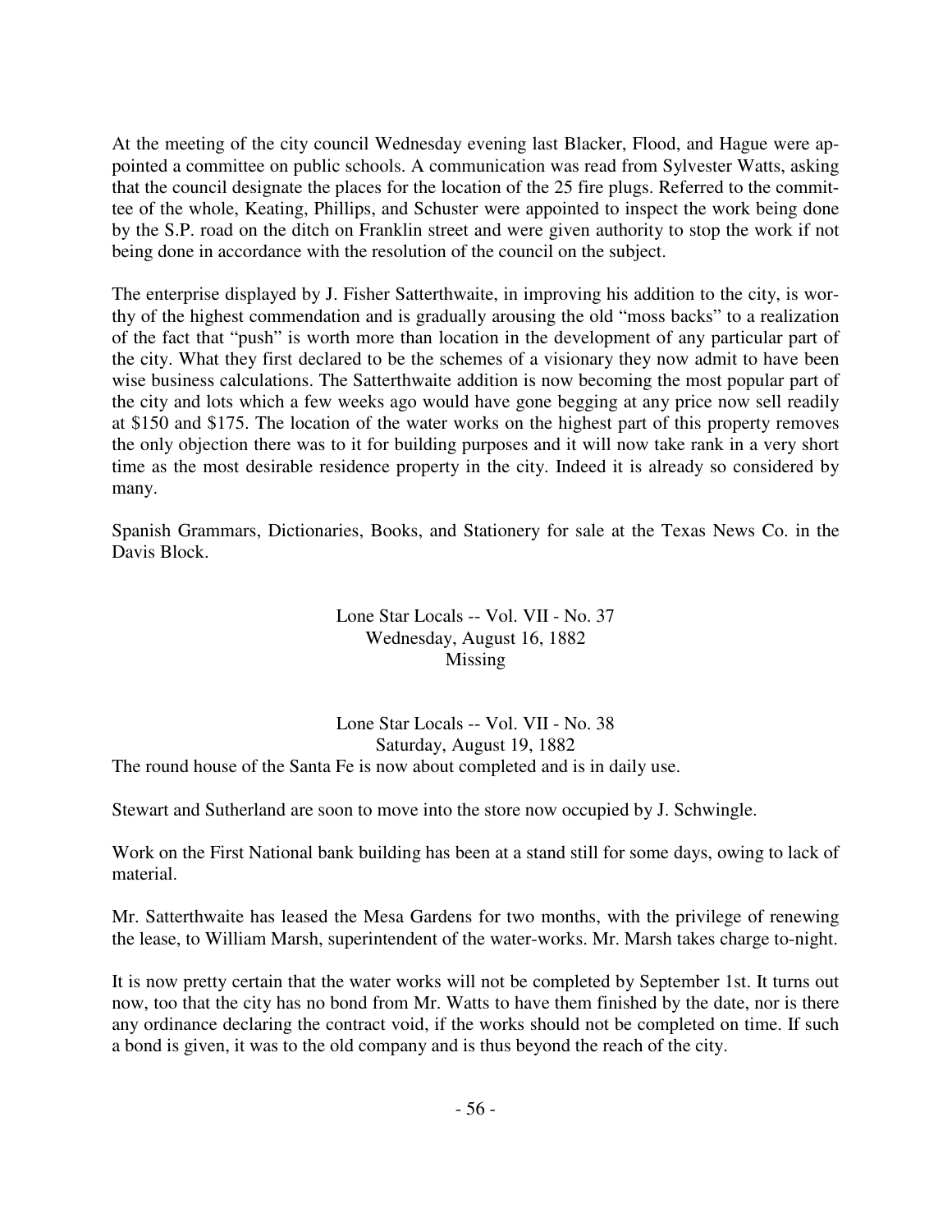At the meeting of the city council Wednesday evening last Blacker, Flood, and Hague were appointed a committee on public schools. A communication was read from Sylvester Watts, asking that the council designate the places for the location of the 25 fire plugs. Referred to the committee of the whole, Keating, Phillips, and Schuster were appointed to inspect the work being done by the S.P. road on the ditch on Franklin street and were given authority to stop the work if not being done in accordance with the resolution of the council on the subject.

The enterprise displayed by J. Fisher Satterthwaite, in improving his addition to the city, is worthy of the highest commendation and is gradually arousing the old "moss backs" to a realization of the fact that "push" is worth more than location in the development of any particular part of the city. What they first declared to be the schemes of a visionary they now admit to have been wise business calculations. The Satterthwaite addition is now becoming the most popular part of the city and lots which a few weeks ago would have gone begging at any price now sell readily at $150 and $175. The location of the water works on the highest part of this property removes the only objection there was to it for building purposes and it will now take rank in a very short time as the most desirable residence property in the city. Indeed it is already so considered by many.

Spanish Grammars, Dictionaries, Books, and Stationery for sale at the Texas News Co. in the Davis Block.

Lone Star Locals -- Vol. VII - No. 37
Wednesday, August 16, 1882
Missing

Lone Star Locals -- Vol. VII - No. 38
Saturday, August 19, 1882

The round house of the Santa Fe is now about completed and is in daily use.

Stewart and Sutherland are soon to move into the store now occupied by J. Schwingle.

Work on the First National bank building has been at a stand still for some days, owing to lack of material.

Mr. Satterthwaite has leased the Mesa Gardens for two months, with the privilege of renewing the lease, to William Marsh, superintendent of the water-works. Mr. Marsh takes charge to-night.

It is now pretty certain that the water works will not be completed by September 1st. It turns out now, too that the city has no bond from Mr. Watts to have them finished by the date, nor is there any ordinance declaring the contract void, if the works should not be completed on time. If such a bond is given, it was to the old company and is thus beyond the reach of the city.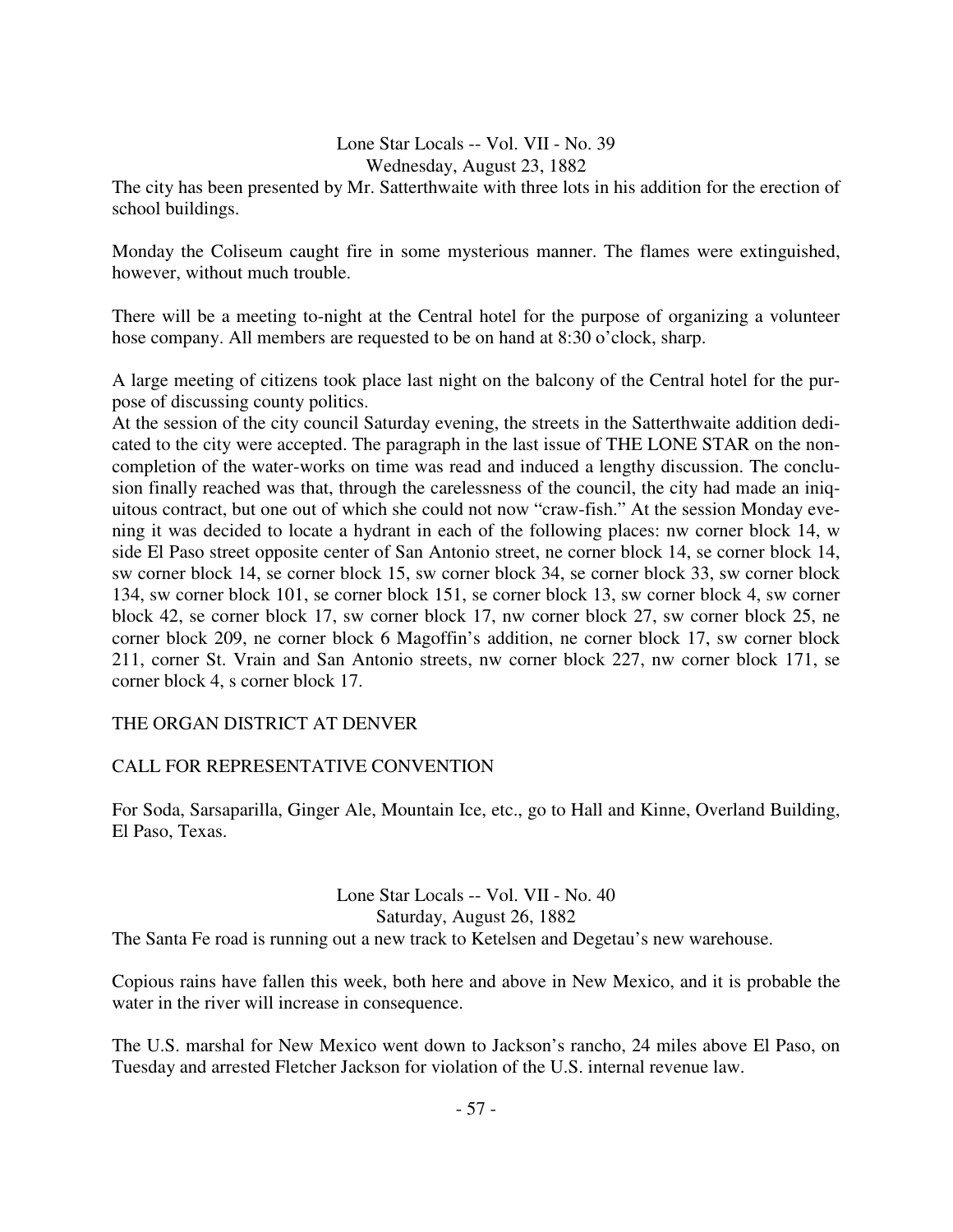## Lone Star Locals -- Vol. VII - No. 39
### Wednesday, August 23, 1882

The city has been presented by Mr. Satterthwaite with three lots in his addition for the erection of school buildings.

Monday the Coliseum caught fire in some mysterious manner. The flames were extinguished, however, without much trouble.

There will be a meeting to-night at the Central hotel for the purpose of organizing a volunteer hose company. All members are requested to be on hand at 8:30 o'clock, sharp.

A large meeting of citizens took place last night on the balcony of the Central hotel for the purpose of discussing county politics.

At the session of the city council Saturday evening, the streets in the Satterthwaite addition dedicated to the city were accepted. The paragraph in the last issue of THE LONE STAR on the non-completion of the water-works on time was read and induced a lengthy discussion. The conclusion finally reached was that, through the carelessness of the council, the city had made an iniquitous contract, but one out of which she could not now "craw-fish." At the session Monday evening it was decided to locate a hydrant in each of the following places: nw corner block 14, w side El Paso street opposite center of San Antonio street, ne corner block 14, se corner block 14, sw corner block 14, se corner block 15, sw corner block 34, se corner block 33, sw corner block 134, sw corner block 101, se corner block 151, se corner block 13, sw corner block 4, sw corner block 42, se corner block 17, sw corner block 17, nw corner block 27, sw corner block 25, ne corner block 209, ne corner block 6 Magoffin's addition, ne corner block 17, sw corner block 211, corner St. Vrain and San Antonio streets, nw corner block 227, nw corner block 171, se corner block 4, s corner block 17.

THE ORGAN DISTRICT AT DENVER

CALL FOR REPRESENTATIVE CONVENTION

For Soda, Sarsaparilla, Ginger Ale, Mountain Ice, etc., go to Hall and Kinne, Overland Building, El Paso, Texas.

## Lone Star Locals -- Vol. VII - No. 40
### Saturday, August 26, 1882

The Santa Fe road is running out a new track to Ketelsen and Degetau's new warehouse.

Copious rains have fallen this week, both here and above in New Mexico, and it is probable the water in the river will increase in consequence.

The U.S. marshal for New Mexico went down to Jackson's rancho, 24 miles above El Paso, on Tuesday and arrested Fletcher Jackson for violation of the U.S. internal revenue law.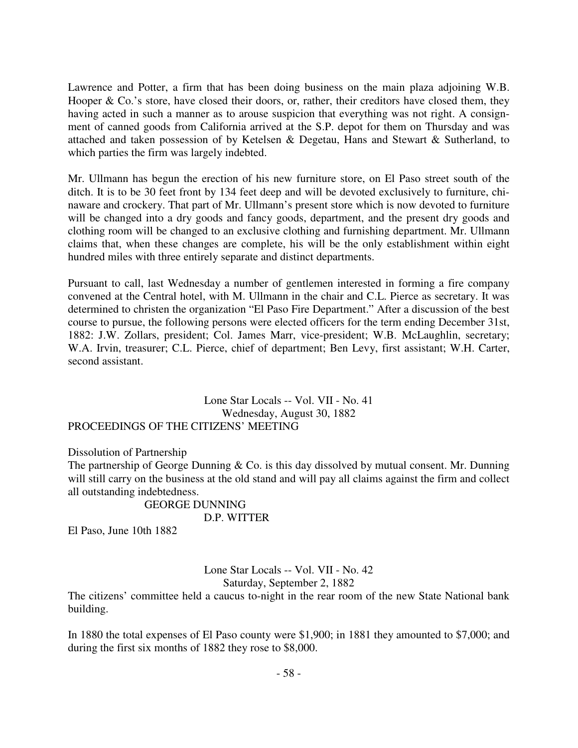Lawrence and Potter, a firm that has been doing business on the main plaza adjoining W.B. Hooper & Co.'s store, have closed their doors, or, rather, their creditors have closed them, they having acted in such a manner as to arouse suspicion that everything was not right. A consignment of canned goods from California arrived at the S.P. depot for them on Thursday and was attached and taken possession of by Ketelsen & Degetau, Hans and Stewart & Sutherland, to which parties the firm was largely indebted.

Mr. Ullmann has begun the erection of his new furniture store, on El Paso street south of the ditch. It is to be 30 feet front by 134 feet deep and will be devoted exclusively to furniture, chinaware and crockery. That part of Mr. Ullmann's present store which is now devoted to furniture will be changed into a dry goods and fancy goods, department, and the present dry goods and clothing room will be changed to an exclusive clothing and furnishing department. Mr. Ullmann claims that, when these changes are complete, his will be the only establishment within eight hundred miles with three entirely separate and distinct departments.

Pursuant to call, last Wednesday a number of gentlemen interested in forming a fire company convened at the Central hotel, with M. Ullmann in the chair and C.L. Pierce as secretary. It was determined to christen the organization "El Paso Fire Department." After a discussion of the best course to pursue, the following persons were elected officers for the term ending December 31st, 1882: J.W. Zollars, president; Col. James Marr, vice-president; W.B. McLaughlin, secretary; W.A. Irvin, treasurer; C.L. Pierce, chief of department; Ben Levy, first assistant; W.H. Carter, second assistant.

Lone Star Locals -- Vol. VII - No. 41
Wednesday, August 30, 1882

PROCEEDINGS OF THE CITIZENS' MEETING

Dissolution of Partnership

The partnership of George Dunning & Co. is this day dissolved by mutual consent. Mr. Dunning will still carry on the business at the old stand and will pay all claims against the firm and collect all outstanding indebtedness.

GEORGE DUNNING
D.P. WITTER

El Paso, June 10th 1882

Lone Star Locals -- Vol. VII - No. 42
Saturday, September 2, 1882

The citizens' committee held a caucus to-night in the rear room of the new State National bank building.

In 1880 the total expenses of El Paso county were $1,900; in 1881 they amounted to $7,000; and during the first six months of 1882 they rose to $8,000.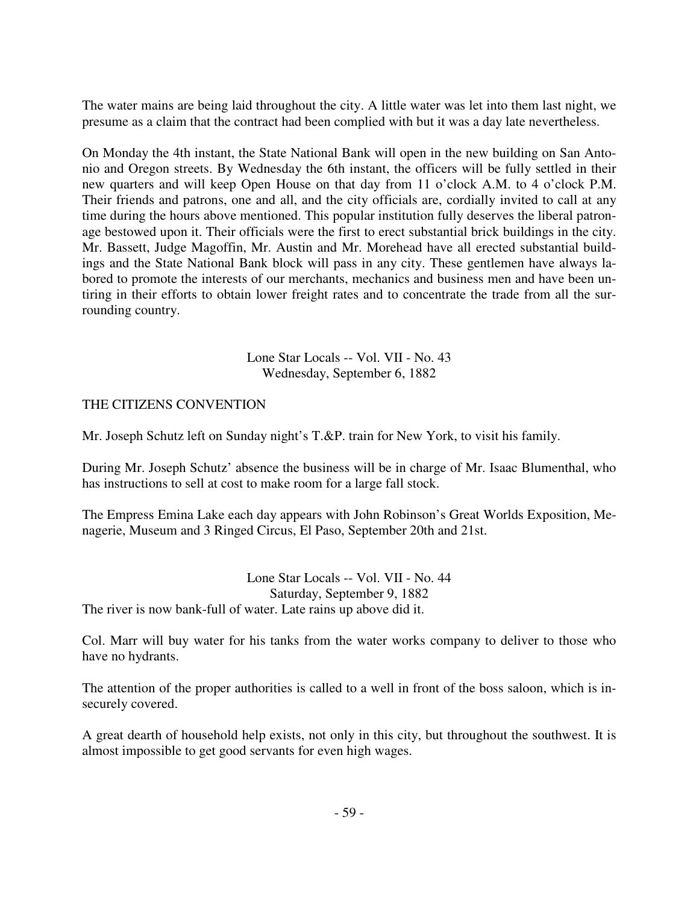The water mains are being laid throughout the city. A little water was let into them last night, we presume as a claim that the contract had been complied with but it was a day late nevertheless.

On Monday the 4th instant, the State National Bank will open in the new building on San Antonio and Oregon streets. By Wednesday the 6th instant, the officers will be fully settled in their new quarters and will keep Open House on that day from 11 o'clock A.M. to 4 o'clock P.M. Their friends and patrons, one and all, and the city officials are, cordially invited to call at any time during the hours above mentioned. This popular institution fully deserves the liberal patronage bestowed upon it. Their officials were the first to erect substantial brick buildings in the city. Mr. Bassett, Judge Magoffin, Mr. Austin and Mr. Morehead have all erected substantial buildings and the State National Bank block will pass in any city. These gentlemen have always labored to promote the interests of our merchants, mechanics and business men and have been untiring in their efforts to obtain lower freight rates and to concentrate the trade from all the surrounding country.

Lone Star Locals -- Vol. VII - No. 43
Wednesday, September 6, 1882

THE CITIZENS CONVENTION

Mr. Joseph Schutz left on Sunday night's T.&P. train for New York, to visit his family.

During Mr. Joseph Schutz' absence the business will be in charge of Mr. Isaac Blumenthal, who has instructions to sell at cost to make room for a large fall stock.

The Empress Emina Lake each day appears with John Robinson's Great Worlds Exposition, Menagerie, Museum and 3 Ringed Circus, El Paso, September 20th and 21st.

Lone Star Locals -- Vol. VII - No. 44
Saturday, September 9, 1882

The river is now bank-full of water. Late rains up above did it.

Col. Marr will buy water for his tanks from the water works company to deliver to those who have no hydrants.

The attention of the proper authorities is called to a well in front of the boss saloon, which is insecurely covered.

A great dearth of household help exists, not only in this city, but throughout the southwest. It is almost impossible to get good servants for even high wages.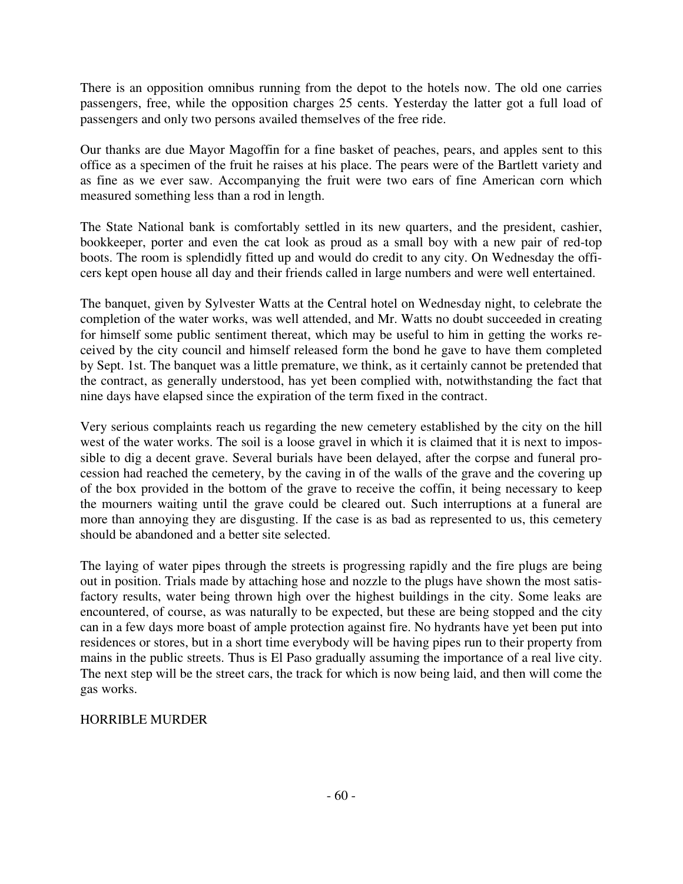There is an opposition omnibus running from the depot to the hotels now. The old one carries passengers, free, while the opposition charges 25 cents. Yesterday the latter got a full load of passengers and only two persons availed themselves of the free ride.

Our thanks are due Mayor Magoffin for a fine basket of peaches, pears, and apples sent to this office as a specimen of the fruit he raises at his place. The pears were of the Bartlett variety and as fine as we ever saw. Accompanying the fruit were two ears of fine American corn which measured something less than a rod in length.

The State National bank is comfortably settled in its new quarters, and the president, cashier, bookkeeper, porter and even the cat look as proud as a small boy with a new pair of red-top boots. The room is splendidly fitted up and would do credit to any city. On Wednesday the officers kept open house all day and their friends called in large numbers and were well entertained.

The banquet, given by Sylvester Watts at the Central hotel on Wednesday night, to celebrate the completion of the water works, was well attended, and Mr. Watts no doubt succeeded in creating for himself some public sentiment thereat, which may be useful to him in getting the works received by the city council and himself released form the bond he gave to have them completed by Sept. 1st. The banquet was a little premature, we think, as it certainly cannot be pretended that the contract, as generally understood, has yet been complied with, notwithstanding the fact that nine days have elapsed since the expiration of the term fixed in the contract.

Very serious complaints reach us regarding the new cemetery established by the city on the hill west of the water works. The soil is a loose gravel in which it is claimed that it is next to impossible to dig a decent grave. Several burials have been delayed, after the corpse and funeral procession had reached the cemetery, by the caving in of the walls of the grave and the covering up of the box provided in the bottom of the grave to receive the coffin, it being necessary to keep the mourners waiting until the grave could be cleared out. Such interruptions at a funeral are more than annoying they are disgusting. If the case is as bad as represented to us, this cemetery should be abandoned and a better site selected.

The laying of water pipes through the streets is progressing rapidly and the fire plugs are being out in position. Trials made by attaching hose and nozzle to the plugs have shown the most satisfactory results, water being thrown high over the highest buildings in the city. Some leaks are encountered, of course, as was naturally to be expected, but these are being stopped and the city can in a few days more boast of ample protection against fire. No hydrants have yet been put into residences or stores, but in a short time everybody will be having pipes run to their property from mains in the public streets. Thus is El Paso gradually assuming the importance of a real live city. The next step will be the street cars, the track for which is now being laid, and then will come the gas works.

HORRIBLE MURDER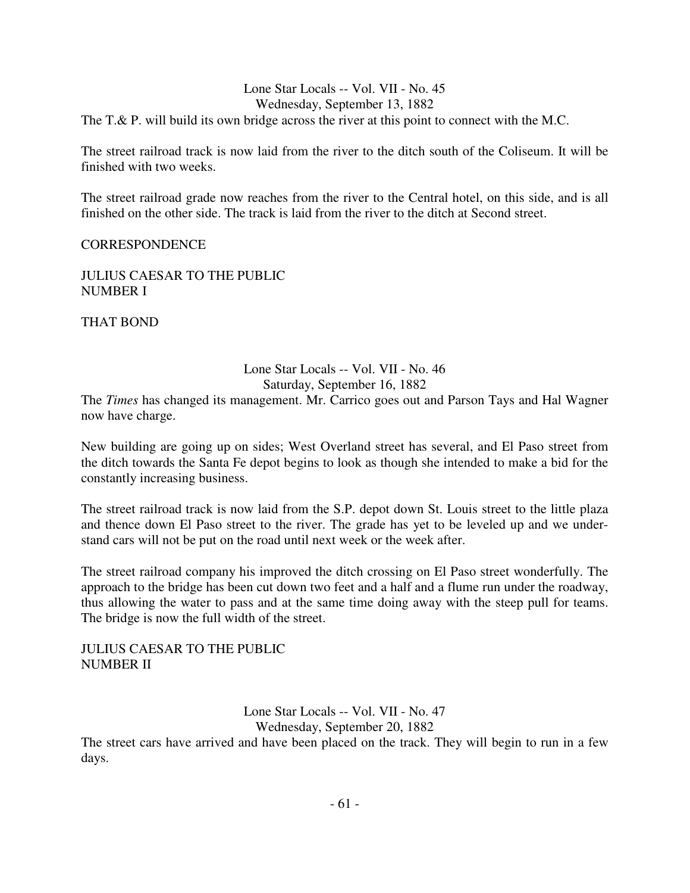Lone Star Locals -- Vol. VII - No. 45
Wednesday, September 13, 1882

The T.& P. will build its own bridge across the river at this point to connect with the M.C.

The street railroad track is now laid from the river to the ditch south of the Coliseum. It will be finished with two weeks.

The street railroad grade now reaches from the river to the Central hotel, on this side, and is all finished on the other side. The track is laid from the river to the ditch at Second street.

CORRESPONDENCE

JULIUS CAESAR TO THE PUBLIC
NUMBER I

THAT BOND

Lone Star Locals -- Vol. VII - No. 46
Saturday, September 16, 1882

The *Times* has changed its management. Mr. Carrico goes out and Parson Tays and Hal Wagner now have charge.

New building are going up on sides; West Overland street has several, and El Paso street from the ditch towards the Santa Fe depot begins to look as though she intended to make a bid for the constantly increasing business.

The street railroad track is now laid from the S.P. depot down St. Louis street to the little plaza and thence down El Paso street to the river. The grade has yet to be leveled up and we understand cars will not be put on the road until next week or the week after.

The street railroad company his improved the ditch crossing on El Paso street wonderfully. The approach to the bridge has been cut down two feet and a half and a flume run under the roadway, thus allowing the water to pass and at the same time doing away with the steep pull for teams. The bridge is now the full width of the street.

JULIUS CAESAR TO THE PUBLIC
NUMBER II

Lone Star Locals -- Vol. VII - No. 47
Wednesday, September 20, 1882

The street cars have arrived and have been placed on the track. They will begin to run in a few days.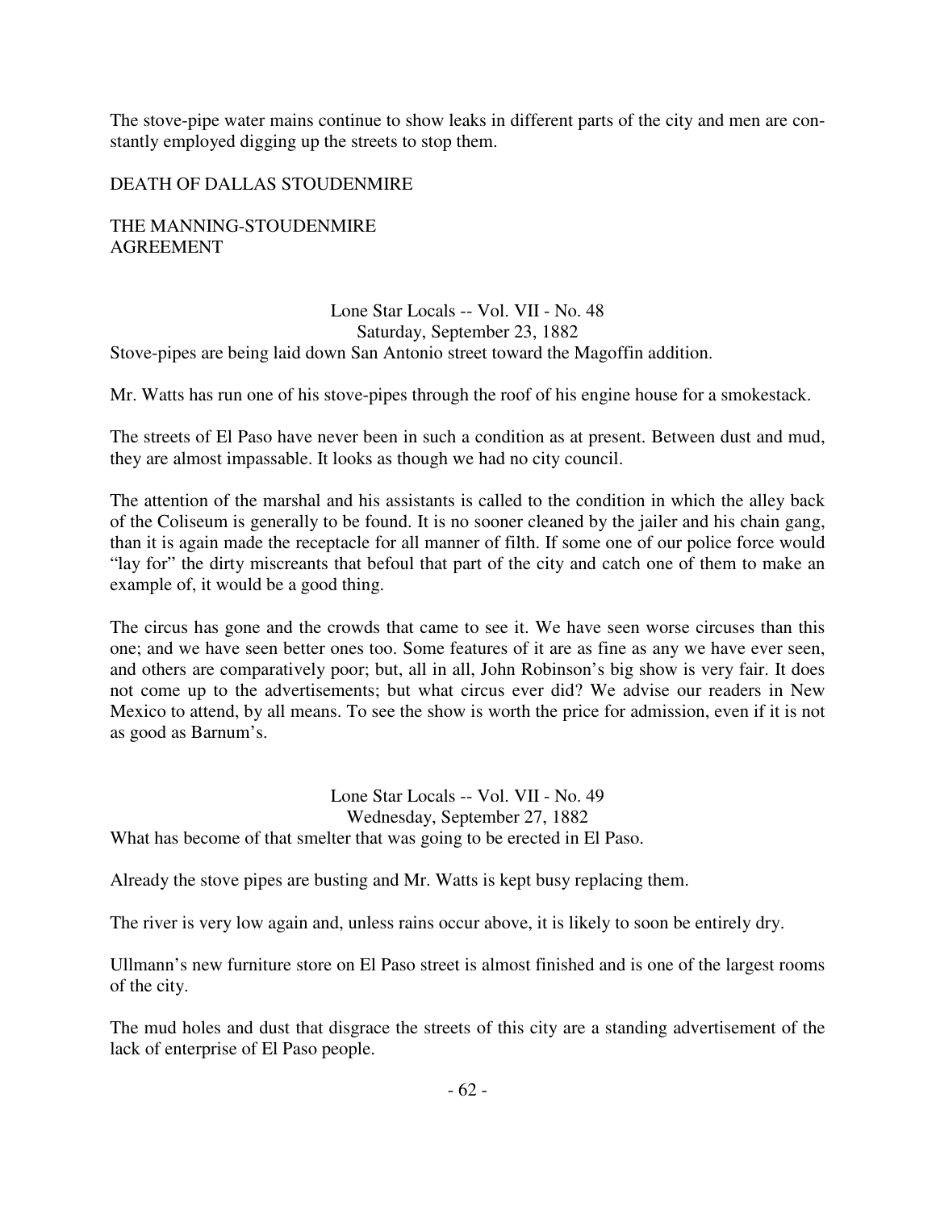The stove-pipe water mains continue to show leaks in different parts of the city and men are constantly employed digging up the streets to stop them.

DEATH OF DALLAS STOUDENMIRE

THE MANNING-STOUDENMIRE AGREEMENT

Lone Star Locals -- Vol. VII - No. 48
Saturday, September 23, 1882

Stove-pipes are being laid down San Antonio street toward the Magoffin addition.

Mr. Watts has run one of his stove-pipes through the roof of his engine house for a smokestack.

The streets of El Paso have never been in such a condition as at present. Between dust and mud, they are almost impassable. It looks as though we had no city council.

The attention of the marshal and his assistants is called to the condition in which the alley back of the Coliseum is generally to be found. It is no sooner cleaned by the jailer and his chain gang, than it is again made the receptacle for all manner of filth. If some one of our police force would "lay for" the dirty miscreants that befoul that part of the city and catch one of them to make an example of, it would be a good thing.

The circus has gone and the crowds that came to see it. We have seen worse circuses than this one; and we have seen better ones too. Some features of it are as fine as any we have ever seen, and others are comparatively poor; but, all in all, John Robinson's big show is very fair. It does not come up to the advertisements; but what circus ever did? We advise our readers in New Mexico to attend, by all means. To see the show is worth the price for admission, even if it is not as good as Barnum's.

Lone Star Locals -- Vol. VII - No. 49
Wednesday, September 27, 1882

What has become of that smelter that was going to be erected in El Paso.

Already the stove pipes are busting and Mr. Watts is kept busy replacing them.

The river is very low again and, unless rains occur above, it is likely to soon be entirely dry.

Ullmann's new furniture store on El Paso street is almost finished and is one of the largest rooms of the city.

The mud holes and dust that disgrace the streets of this city are a standing advertisement of the lack of enterprise of El Paso people.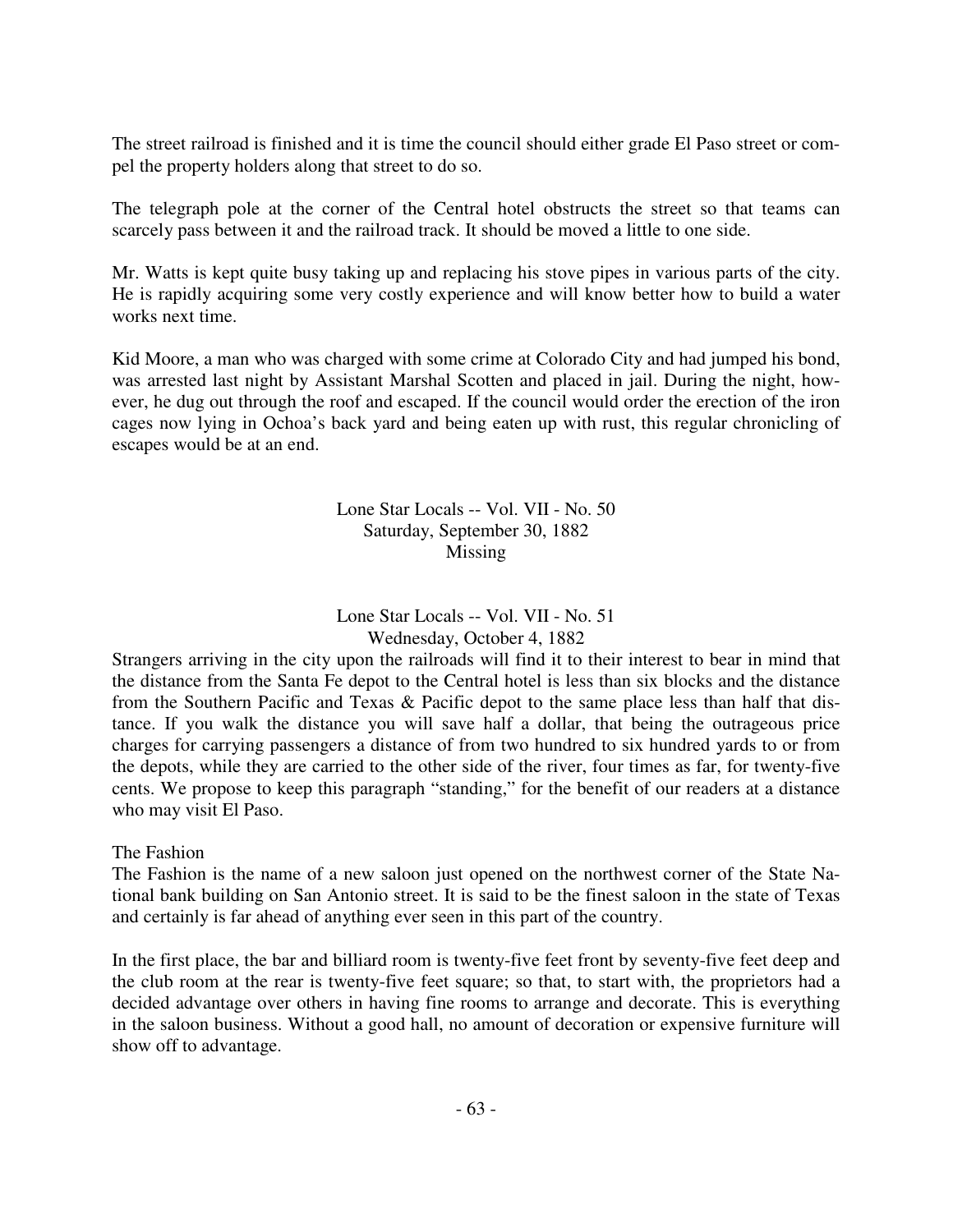The street railroad is finished and it is time the council should either grade El Paso street or compel the property holders along that street to do so.

The telegraph pole at the corner of the Central hotel obstructs the street so that teams can scarcely pass between it and the railroad track. It should be moved a little to one side.

Mr. Watts is kept quite busy taking up and replacing his stove pipes in various parts of the city. He is rapidly acquiring some very costly experience and will know better how to build a water works next time.

Kid Moore, a man who was charged with some crime at Colorado City and had jumped his bond, was arrested last night by Assistant Marshal Scotten and placed in jail. During the night, however, he dug out through the roof and escaped. If the council would order the erection of the iron cages now lying in Ochoa's back yard and being eaten up with rust, this regular chronicling of escapes would be at an end.

Lone Star Locals -- Vol. VII - No. 50
Saturday, September 30, 1882
Missing

Lone Star Locals -- Vol. VII - No. 51
Wednesday, October 4, 1882

Strangers arriving in the city upon the railroads will find it to their interest to bear in mind that the distance from the Santa Fe depot to the Central hotel is less than six blocks and the distance from the Southern Pacific and Texas & Pacific depot to the same place less than half that distance. If you walk the distance you will save half a dollar, that being the outrageous price charges for carrying passengers a distance of from two hundred to six hundred yards to or from the depots, while they are carried to the other side of the river, four times as far, for twenty-five cents. We propose to keep this paragraph "standing," for the benefit of our readers at a distance who may visit El Paso.

The Fashion

The Fashion is the name of a new saloon just opened on the northwest corner of the State National bank building on San Antonio street. It is said to be the finest saloon in the state of Texas and certainly is far ahead of anything ever seen in this part of the country.

In the first place, the bar and billiard room is twenty-five feet front by seventy-five feet deep and the club room at the rear is twenty-five feet square; so that, to start with, the proprietors had a decided advantage over others in having fine rooms to arrange and decorate. This is everything in the saloon business. Without a good hall, no amount of decoration or expensive furniture will show off to advantage.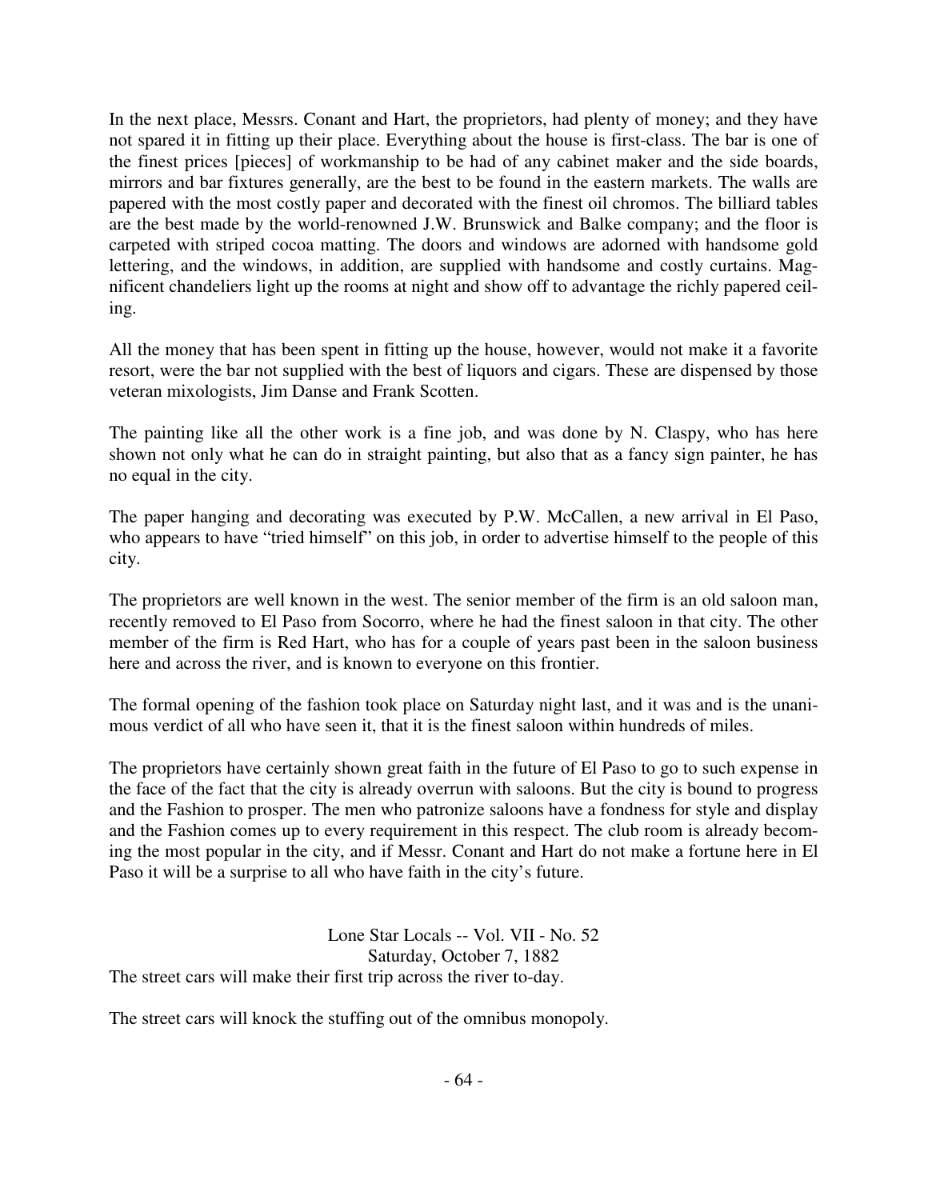In the next place, Messrs. Conant and Hart, the proprietors, had plenty of money; and they have not spared it in fitting up their place. Everything about the house is first-class. The bar is one of the finest prices [pieces] of workmanship to be had of any cabinet maker and the side boards, mirrors and bar fixtures generally, are the best to be found in the eastern markets. The walls are papered with the most costly paper and decorated with the finest oil chromos. The billiard tables are the best made by the world-renowned J.W. Brunswick and Balke company; and the floor is carpeted with striped cocoa matting. The doors and windows are adorned with handsome gold lettering, and the windows, in addition, are supplied with handsome and costly curtains. Magnificent chandeliers light up the rooms at night and show off to advantage the richly papered ceiling.

All the money that has been spent in fitting up the house, however, would not make it a favorite resort, were the bar not supplied with the best of liquors and cigars. These are dispensed by those veteran mixologists, Jim Danse and Frank Scotten.

The painting like all the other work is a fine job, and was done by N. Claspy, who has here shown not only what he can do in straight painting, but also that as a fancy sign painter, he has no equal in the city.

The paper hanging and decorating was executed by P.W. McCallen, a new arrival in El Paso, who appears to have "tried himself" on this job, in order to advertise himself to the people of this city.

The proprietors are well known in the west. The senior member of the firm is an old saloon man, recently removed to El Paso from Socorro, where he had the finest saloon in that city. The other member of the firm is Red Hart, who has for a couple of years past been in the saloon business here and across the river, and is known to everyone on this frontier.

The formal opening of the fashion took place on Saturday night last, and it was and is the unanimous verdict of all who have seen it, that it is the finest saloon within hundreds of miles.

The proprietors have certainly shown great faith in the future of El Paso to go to such expense in the face of the fact that the city is already overrun with saloons. But the city is bound to progress and the Fashion to prosper. The men who patronize saloons have a fondness for style and display and the Fashion comes up to every requirement in this respect. The club room is already becoming the most popular in the city, and if Messr. Conant and Hart do not make a fortune here in El Paso it will be a surprise to all who have faith in the city's future.

Lone Star Locals -- Vol. VII - No. 52
Saturday, October 7, 1882

The street cars will make their first trip across the river to-day.

The street cars will knock the stuffing out of the omnibus monopoly.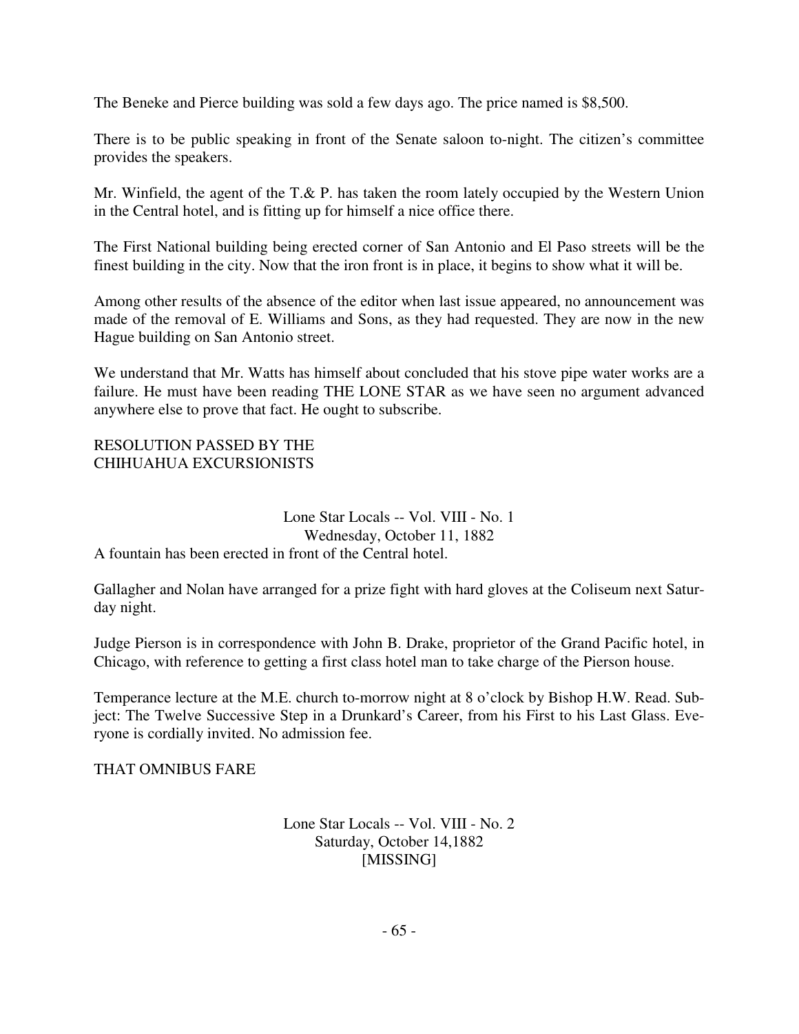The Beneke and Pierce building was sold a few days ago. The price named is $8,500.

There is to be public speaking in front of the Senate saloon to-night. The citizen's committee provides the speakers.

Mr. Winfield, the agent of the T.& P. has taken the room lately occupied by the Western Union in the Central hotel, and is fitting up for himself a nice office there.

The First National building being erected corner of San Antonio and El Paso streets will be the finest building in the city. Now that the iron front is in place, it begins to show what it will be.

Among other results of the absence of the editor when last issue appeared, no announcement was made of the removal of E. Williams and Sons, as they had requested. They are now in the new Hague building on San Antonio street.

We understand that Mr. Watts has himself about concluded that his stove pipe water works are a failure. He must have been reading THE LONE STAR as we have seen no argument advanced anywhere else to prove that fact. He ought to subscribe.

RESOLUTION PASSED BY THE CHIHUAHUA EXCURSIONISTS

## Lone Star Locals -- Vol. VIII - No. 1
### Wednesday, October 11, 1882

A fountain has been erected in front of the Central hotel.

Gallagher and Nolan have arranged for a prize fight with hard gloves at the Coliseum next Saturday night.

Judge Pierson is in correspondence with John B. Drake, proprietor of the Grand Pacific hotel, in Chicago, with reference to getting a first class hotel man to take charge of the Pierson house.

Temperance lecture at the M.E. church to-morrow night at 8 o'clock by Bishop H.W. Read. Subject: The Twelve Successive Step in a Drunkard's Career, from his First to his Last Glass. Everyone is cordially invited. No admission fee.

THAT OMNIBUS FARE

## Lone Star Locals -- Vol. VIII - No. 2
### Saturday, October 14,1882
### [MISSING]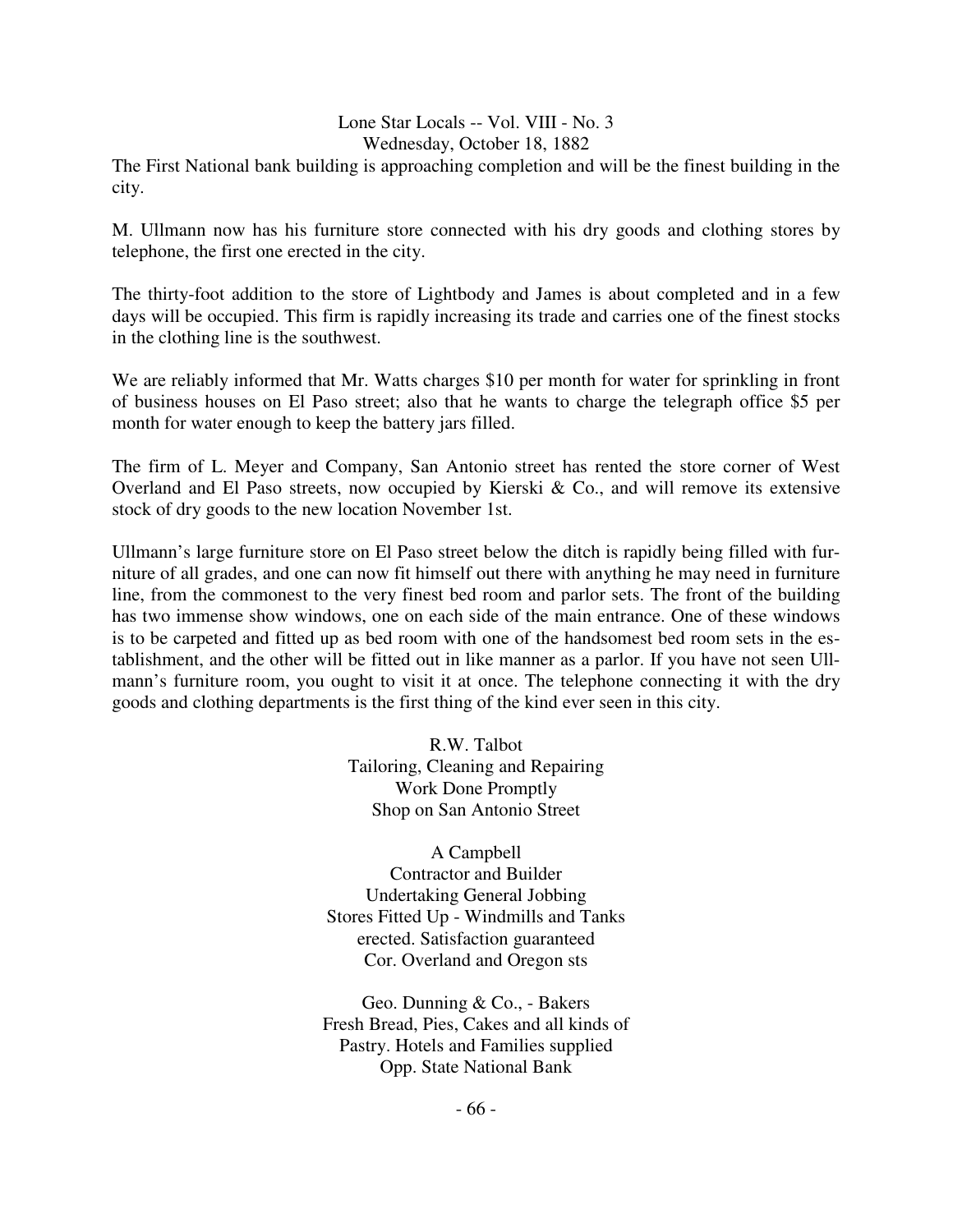Lone Star Locals -- Vol. VIII - No. 3
Wednesday, October 18, 1882

The First National bank building is approaching completion and will be the finest building in the city.

M. Ullmann now has his furniture store connected with his dry goods and clothing stores by telephone, the first one erected in the city.

The thirty-foot addition to the store of Lightbody and James is about completed and in a few days will be occupied. This firm is rapidly increasing its trade and carries one of the finest stocks in the clothing line is the southwest.

We are reliably informed that Mr. Watts charges $10 per month for water for sprinkling in front of business houses on El Paso street; also that he wants to charge the telegraph office $5 per month for water enough to keep the battery jars filled.

The firm of L. Meyer and Company, San Antonio street has rented the store corner of West Overland and El Paso streets, now occupied by Kierski & Co., and will remove its extensive stock of dry goods to the new location November 1st.

Ullmann's large furniture store on El Paso street below the ditch is rapidly being filled with furniture of all grades, and one can now fit himself out there with anything he may need in furniture line, from the commonest to the very finest bed room and parlor sets. The front of the building has two immense show windows, one on each side of the main entrance. One of these windows is to be carpeted and fitted up as bed room with one of the handsomest bed room sets in the establishment, and the other will be fitted out in like manner as a parlor. If you have not seen Ullmann's furniture room, you ought to visit it at once. The telephone connecting it with the dry goods and clothing departments is the first thing of the kind ever seen in this city.

R.W. Talbot
Tailoring, Cleaning and Repairing
Work Done Promptly
Shop on San Antonio Street

A Campbell
Contractor and Builder
Undertaking General Jobbing
Stores Fitted Up - Windmills and Tanks
erected. Satisfaction guaranteed
Cor. Overland and Oregon sts

Geo. Dunning & Co., - Bakers
Fresh Bread, Pies, Cakes and all kinds of
Pastry. Hotels and Families supplied
Opp. State National Bank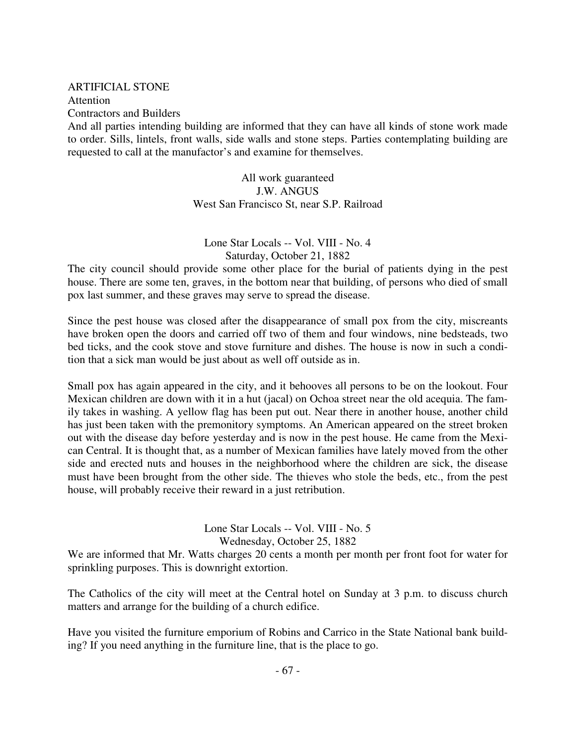ARTIFICIAL STONE

Attention

Contractors and Builders

And all parties intending building are informed that they can have all kinds of stone work made to order. Sills, lintels, front walls, side walls and stone steps. Parties contemplating building are requested to call at the manufactor's and examine for themselves.

All work guaranteed
J.W. ANGUS
West San Francisco St, near S.P. Railroad

## Lone Star Locals -- Vol. VIII - No. 4
### Saturday, October 21, 1882

The city council should provide some other place for the burial of patients dying in the pest house. There are some ten, graves, in the bottom near that building, of persons who died of small pox last summer, and these graves may serve to spread the disease.

Since the pest house was closed after the disappearance of small pox from the city, miscreants have broken open the doors and carried off two of them and four windows, nine bedsteads, two bed ticks, and the cook stove and stove furniture and dishes. The house is now in such a condition that a sick man would be just about as well off outside as in.

Small pox has again appeared in the city, and it behooves all persons to be on the lookout. Four Mexican children are down with it in a hut (jacal) on Ochoa street near the old acequia. The family takes in washing. A yellow flag has been put out. Near there in another house, another child has just been taken with the premonitory symptoms. An American appeared on the street broken out with the disease day before yesterday and is now in the pest house. He came from the Mexican Central. It is thought that, as a number of Mexican families have lately moved from the other side and erected nuts and houses in the neighborhood where the children are sick, the disease must have been brought from the other side. The thieves who stole the beds, etc., from the pest house, will probably receive their reward in a just retribution.

## Lone Star Locals -- Vol. VIII - No. 5
### Wednesday, October 25, 1882

We are informed that Mr. Watts charges 20 cents a month per month per front foot for water for sprinkling purposes. This is downright extortion.

The Catholics of the city will meet at the Central hotel on Sunday at 3 p.m. to discuss church matters and arrange for the building of a church edifice.

Have you visited the furniture emporium of Robins and Carrico in the State National bank building? If you need anything in the furniture line, that is the place to go.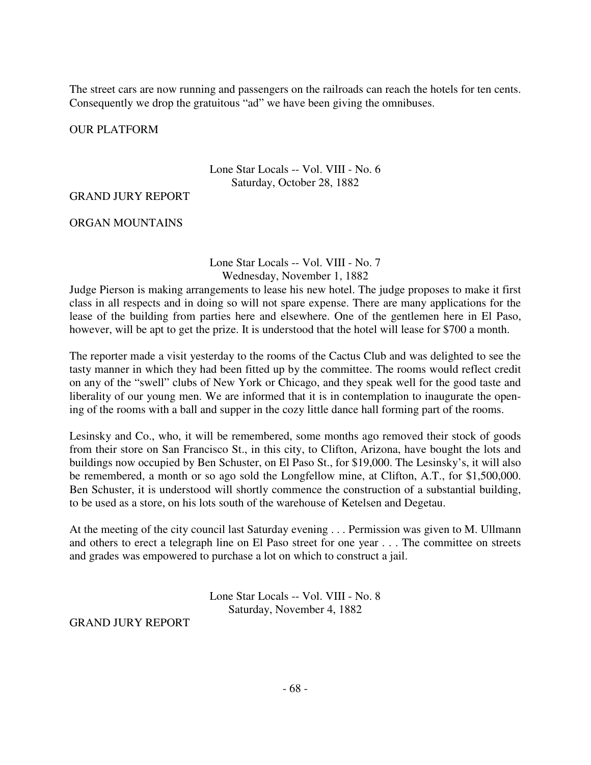The street cars are now running and passengers on the railroads can reach the hotels for ten cents. Consequently we drop the gratuitous "ad" we have been giving the omnibuses.

OUR PLATFORM

Lone Star Locals -- Vol. VIII - No. 6
Saturday, October 28, 1882

GRAND JURY REPORT

ORGAN MOUNTAINS

Lone Star Locals -- Vol. VIII - No. 7
Wednesday, November 1, 1882

Judge Pierson is making arrangements to lease his new hotel. The judge proposes to make it first class in all respects and in doing so will not spare expense. There are many applications for the lease of the building from parties here and elsewhere. One of the gentlemen here in El Paso, however, will be apt to get the prize. It is understood that the hotel will lease for $700 a month.

The reporter made a visit yesterday to the rooms of the Cactus Club and was delighted to see the tasty manner in which they had been fitted up by the committee. The rooms would reflect credit on any of the "swell" clubs of New York or Chicago, and they speak well for the good taste and liberality of our young men. We are informed that it is in contemplation to inaugurate the opening of the rooms with a ball and supper in the cozy little dance hall forming part of the rooms.

Lesinsky and Co., who, it will be remembered, some months ago removed their stock of goods from their store on San Francisco St., in this city, to Clifton, Arizona, have bought the lots and buildings now occupied by Ben Schuster, on El Paso St., for $19,000. The Lesinsky's, it will also be remembered, a month or so ago sold the Longfellow mine, at Clifton, A.T., for $1,500,000. Ben Schuster, it is understood will shortly commence the construction of a substantial building, to be used as a store, on his lots south of the warehouse of Ketelsen and Degetau.

At the meeting of the city council last Saturday evening . . . Permission was given to M. Ullmann and others to erect a telegraph line on El Paso street for one year . . . The committee on streets and grades was empowered to purchase a lot on which to construct a jail.

Lone Star Locals -- Vol. VIII - No. 8
Saturday, November 4, 1882

GRAND JURY REPORT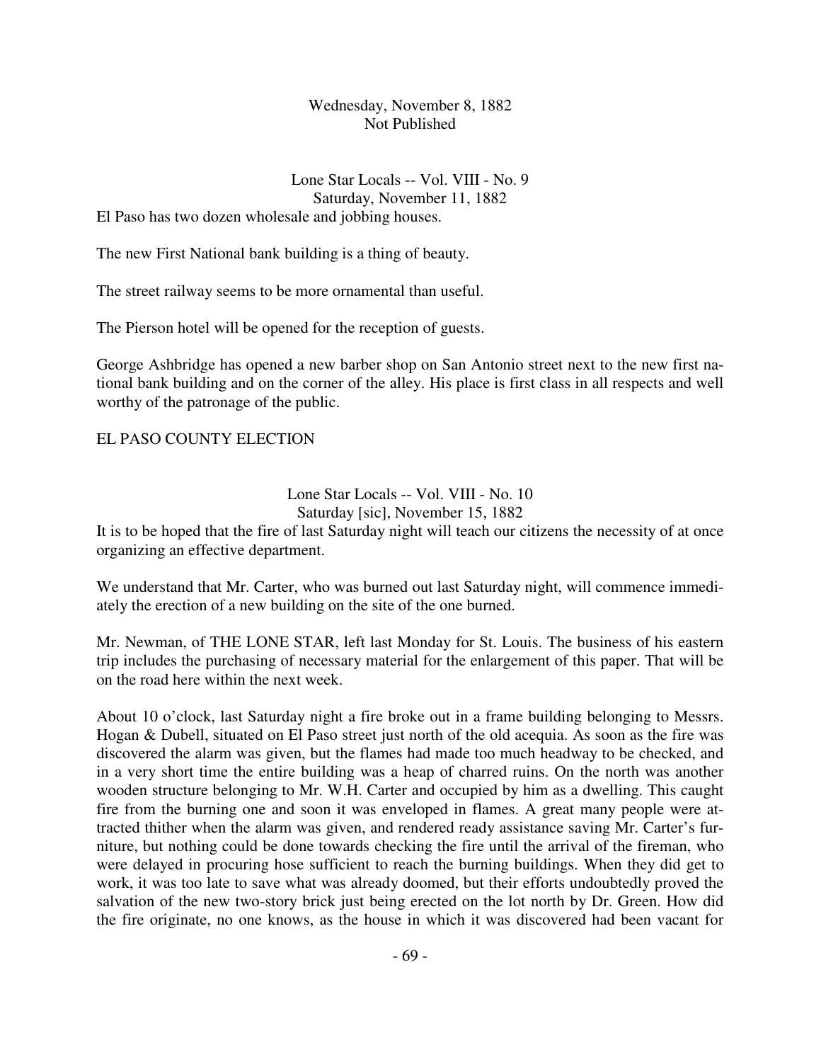Wednesday, November 8, 1882
Not Published

Lone Star Locals -- Vol. VIII - No. 9
Saturday, November 11, 1882

El Paso has two dozen wholesale and jobbing houses.

The new First National bank building is a thing of beauty.

The street railway seems to be more ornamental than useful.

The Pierson hotel will be opened for the reception of guests.

George Ashbridge has opened a new barber shop on San Antonio street next to the new first national bank building and on the corner of the alley. His place is first class in all respects and well worthy of the patronage of the public.

EL PASO COUNTY ELECTION

Lone Star Locals -- Vol. VIII - No. 10
Saturday [sic], November 15, 1882

It is to be hoped that the fire of last Saturday night will teach our citizens the necessity of at once organizing an effective department.

We understand that Mr. Carter, who was burned out last Saturday night, will commence immediately the erection of a new building on the site of the one burned.

Mr. Newman, of THE LONE STAR, left last Monday for St. Louis. The business of his eastern trip includes the purchasing of necessary material for the enlargement of this paper. That will be on the road here within the next week.

About 10 o'clock, last Saturday night a fire broke out in a frame building belonging to Messrs. Hogan & Dubell, situated on El Paso street just north of the old acequia. As soon as the fire was discovered the alarm was given, but the flames had made too much headway to be checked, and in a very short time the entire building was a heap of charred ruins. On the north was another wooden structure belonging to Mr. W.H. Carter and occupied by him as a dwelling. This caught fire from the burning one and soon it was enveloped in flames. A great many people were attracted thither when the alarm was given, and rendered ready assistance saving Mr. Carter's furniture, but nothing could be done towards checking the fire until the arrival of the fireman, who were delayed in procuring hose sufficient to reach the burning buildings. When they did get to work, it was too late to save what was already doomed, but their efforts undoubtedly proved the salvation of the new two-story brick just being erected on the lot north by Dr. Green. How did the fire originate, no one knows, as the house in which it was discovered had been vacant for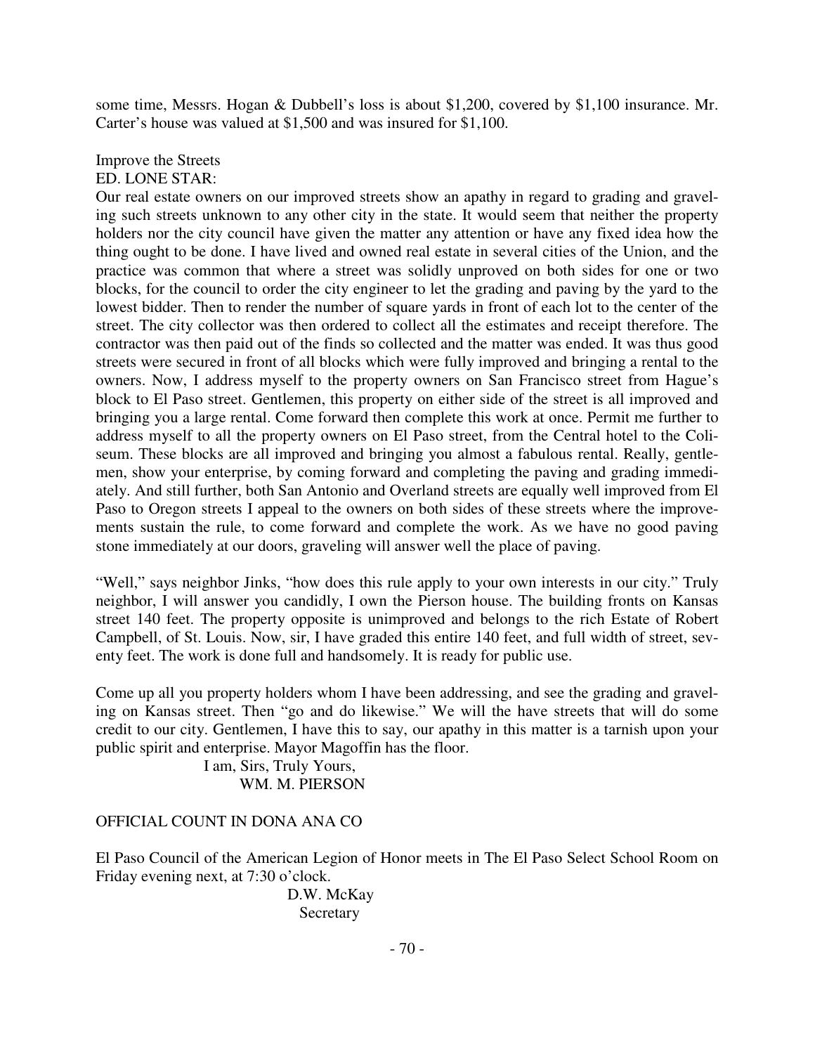some time, Messrs. Hogan & Dubbell's loss is about $1,200, covered by $1,100 insurance. Mr. Carter's house was valued at $1,500 and was insured for $1,100.

Improve the Streets
ED. LONE STAR:

Our real estate owners on our improved streets show an apathy in regard to grading and graveling such streets unknown to any other city in the state. It would seem that neither the property holders nor the city council have given the matter any attention or have any fixed idea how the thing ought to be done. I have lived and owned real estate in several cities of the Union, and the practice was common that where a street was solidly unproved on both sides for one or two blocks, for the council to order the city engineer to let the grading and paving by the yard to the lowest bidder. Then to render the number of square yards in front of each lot to the center of the street. The city collector was then ordered to collect all the estimates and receipt therefore. The contractor was then paid out of the finds so collected and the matter was ended. It was thus good streets were secured in front of all blocks which were fully improved and bringing a rental to the owners. Now, I address myself to the property owners on San Francisco street from Hague's block to El Paso street. Gentlemen, this property on either side of the street is all improved and bringing you a large rental. Come forward then complete this work at once. Permit me further to address myself to all the property owners on El Paso street, from the Central hotel to the Coliseum. These blocks are all improved and bringing you almost a fabulous rental. Really, gentlemen, show your enterprise, by coming forward and completing the paving and grading immediately. And still further, both San Antonio and Overland streets are equally well improved from El Paso to Oregon streets I appeal to the owners on both sides of these streets where the improvements sustain the rule, to come forward and complete the work. As we have no good paving stone immediately at our doors, graveling will answer well the place of paving.

"Well," says neighbor Jinks, "how does this rule apply to your own interests in our city." Truly neighbor, I will answer you candidly, I own the Pierson house. The building fronts on Kansas street 140 feet. The property opposite is unimproved and belongs to the rich Estate of Robert Campbell, of St. Louis. Now, sir, I have graded this entire 140 feet, and full width of street, seventy feet. The work is done full and handsomely. It is ready for public use.

Come up all you property holders whom I have been addressing, and see the grading and graveling on Kansas street. Then "go and do likewise." We will the have streets that will do some credit to our city. Gentlemen, I have this to say, our apathy in this matter is a tarnish upon your public spirit and enterprise. Mayor Magoffin has the floor.

I am, Sirs, Truly Yours,
WM. M. PIERSON

OFFICIAL COUNT IN DONA ANA CO

El Paso Council of the American Legion of Honor meets in The El Paso Select School Room on Friday evening next, at 7:30 o'clock.

D.W. McKay
Secretary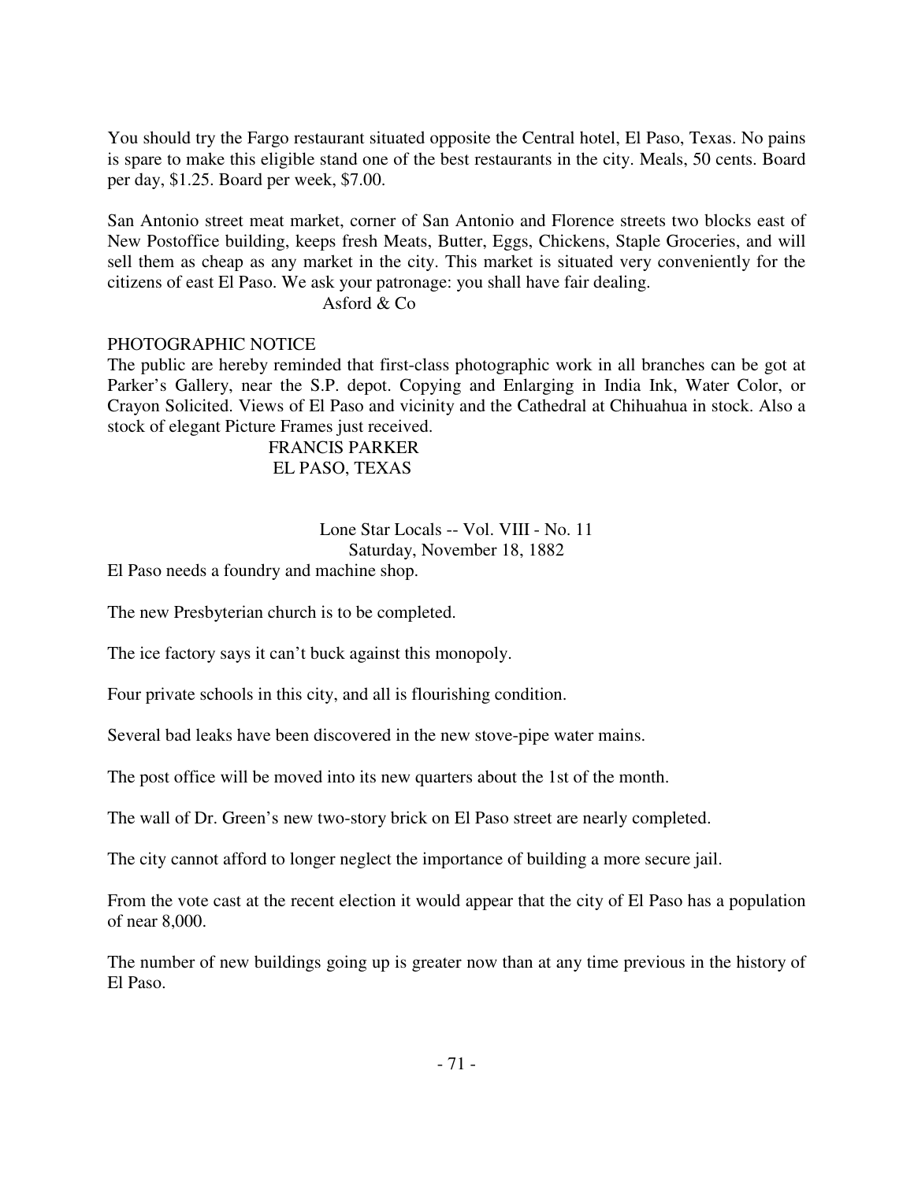You should try the Fargo restaurant situated opposite the Central hotel, El Paso, Texas. No pains is spare to make this eligible stand one of the best restaurants in the city. Meals, 50 cents. Board per day, $1.25. Board per week, $7.00.

San Antonio street meat market, corner of San Antonio and Florence streets two blocks east of New Postoffice building, keeps fresh Meats, Butter, Eggs, Chickens, Staple Groceries, and will sell them as cheap as any market in the city. This market is situated very conveniently for the citizens of east El Paso. We ask your patronage: you shall have fair dealing.

Asford & Co

PHOTOGRAPHIC NOTICE

The public are hereby reminded that first-class photographic work in all branches can be got at Parker's Gallery, near the S.P. depot. Copying and Enlarging in India Ink, Water Color, or Crayon Solicited. Views of El Paso and vicinity and the Cathedral at Chihuahua in stock. Also a stock of elegant Picture Frames just received.

FRANCIS PARKER
EL PASO, TEXAS

Lone Star Locals -- Vol. VIII - No. 11
Saturday, November 18, 1882

El Paso needs a foundry and machine shop.

The new Presbyterian church is to be completed.

The ice factory says it can't buck against this monopoly.

Four private schools in this city, and all is flourishing condition.

Several bad leaks have been discovered in the new stove-pipe water mains.

The post office will be moved into its new quarters about the 1st of the month.

The wall of Dr. Green's new two-story brick on El Paso street are nearly completed.

The city cannot afford to longer neglect the importance of building a more secure jail.

From the vote cast at the recent election it would appear that the city of El Paso has a population of near 8,000.

The number of new buildings going up is greater now than at any time previous in the history of El Paso.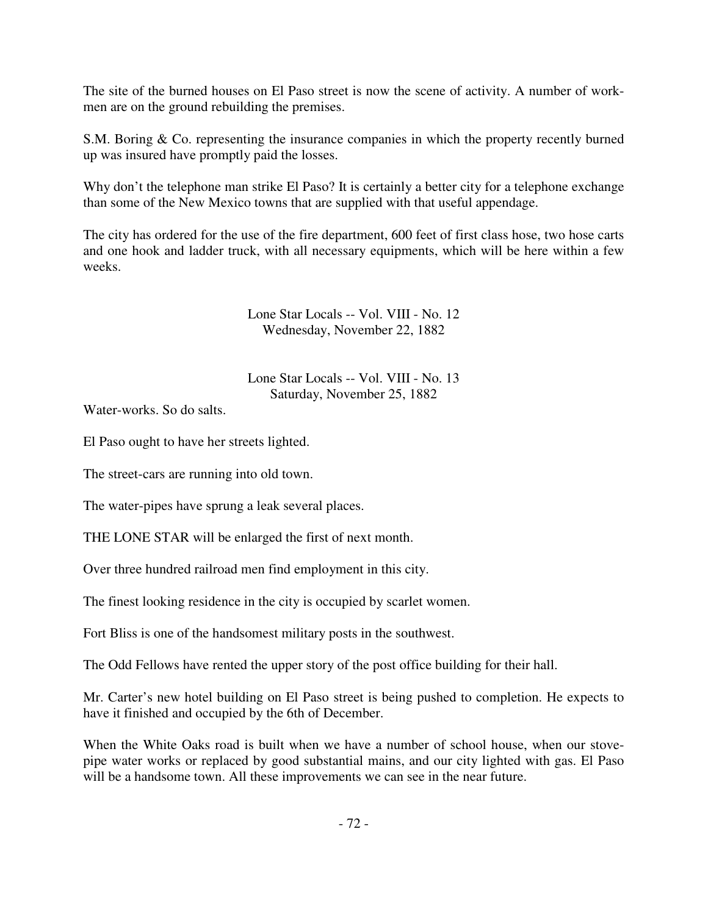The site of the burned houses on El Paso street is now the scene of activity. A number of workmen are on the ground rebuilding the premises.

S.M. Boring & Co. representing the insurance companies in which the property recently burned up was insured have promptly paid the losses.

Why don't the telephone man strike El Paso? It is certainly a better city for a telephone exchange than some of the New Mexico towns that are supplied with that useful appendage.

The city has ordered for the use of the fire department, 600 feet of first class hose, two hose carts and one hook and ladder truck, with all necessary equipments, which will be here within a few weeks.

Lone Star Locals -- Vol. VIII - No. 12
Wednesday, November 22, 1882

Lone Star Locals -- Vol. VIII - No. 13
Saturday, November 25, 1882

Water-works. So do salts.

El Paso ought to have her streets lighted.

The street-cars are running into old town.

The water-pipes have sprung a leak several places.

THE LONE STAR will be enlarged the first of next month.

Over three hundred railroad men find employment in this city.

The finest looking residence in the city is occupied by scarlet women.

Fort Bliss is one of the handsomest military posts in the southwest.

The Odd Fellows have rented the upper story of the post office building for their hall.

Mr. Carter's new hotel building on El Paso street is being pushed to completion. He expects to have it finished and occupied by the 6th of December.

When the White Oaks road is built when we have a number of school house, when our stove-pipe water works or replaced by good substantial mains, and our city lighted with gas. El Paso will be a handsome town. All these improvements we can see in the near future.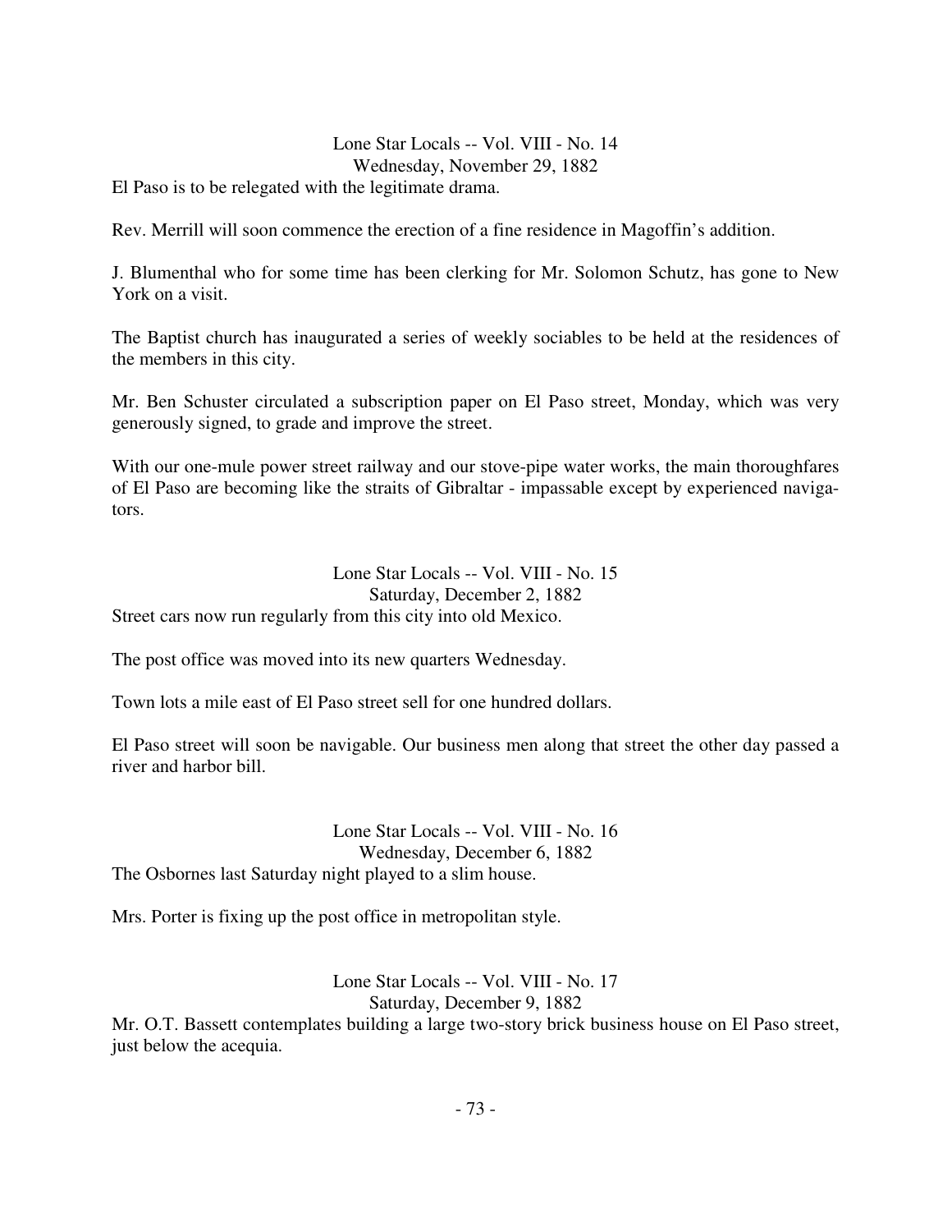## Lone Star Locals -- Vol. VIII - No. 14
### Wednesday, November 29, 1882

El Paso is to be relegated with the legitimate drama.

Rev. Merrill will soon commence the erection of a fine residence in Magoffin's addition.

J. Blumenthal who for some time has been clerking for Mr. Solomon Schutz, has gone to New York on a visit.

The Baptist church has inaugurated a series of weekly sociables to be held at the residences of the members in this city.

Mr. Ben Schuster circulated a subscription paper on El Paso street, Monday, which was very generously signed, to grade and improve the street.

With our one-mule power street railway and our stove-pipe water works, the main thoroughfares of El Paso are becoming like the straits of Gibraltar - impassable except by experienced navigators.

## Lone Star Locals -- Vol. VIII - No. 15
### Saturday, December 2, 1882

Street cars now run regularly from this city into old Mexico.

The post office was moved into its new quarters Wednesday.

Town lots a mile east of El Paso street sell for one hundred dollars.

El Paso street will soon be navigable. Our business men along that street the other day passed a river and harbor bill.

## Lone Star Locals -- Vol. VIII - No. 16
### Wednesday, December 6, 1882

The Osbornes last Saturday night played to a slim house.

Mrs. Porter is fixing up the post office in metropolitan style.

## Lone Star Locals -- Vol. VIII - No. 17
### Saturday, December 9, 1882

Mr. O.T. Bassett contemplates building a large two-story brick business house on El Paso street, just below the acequia.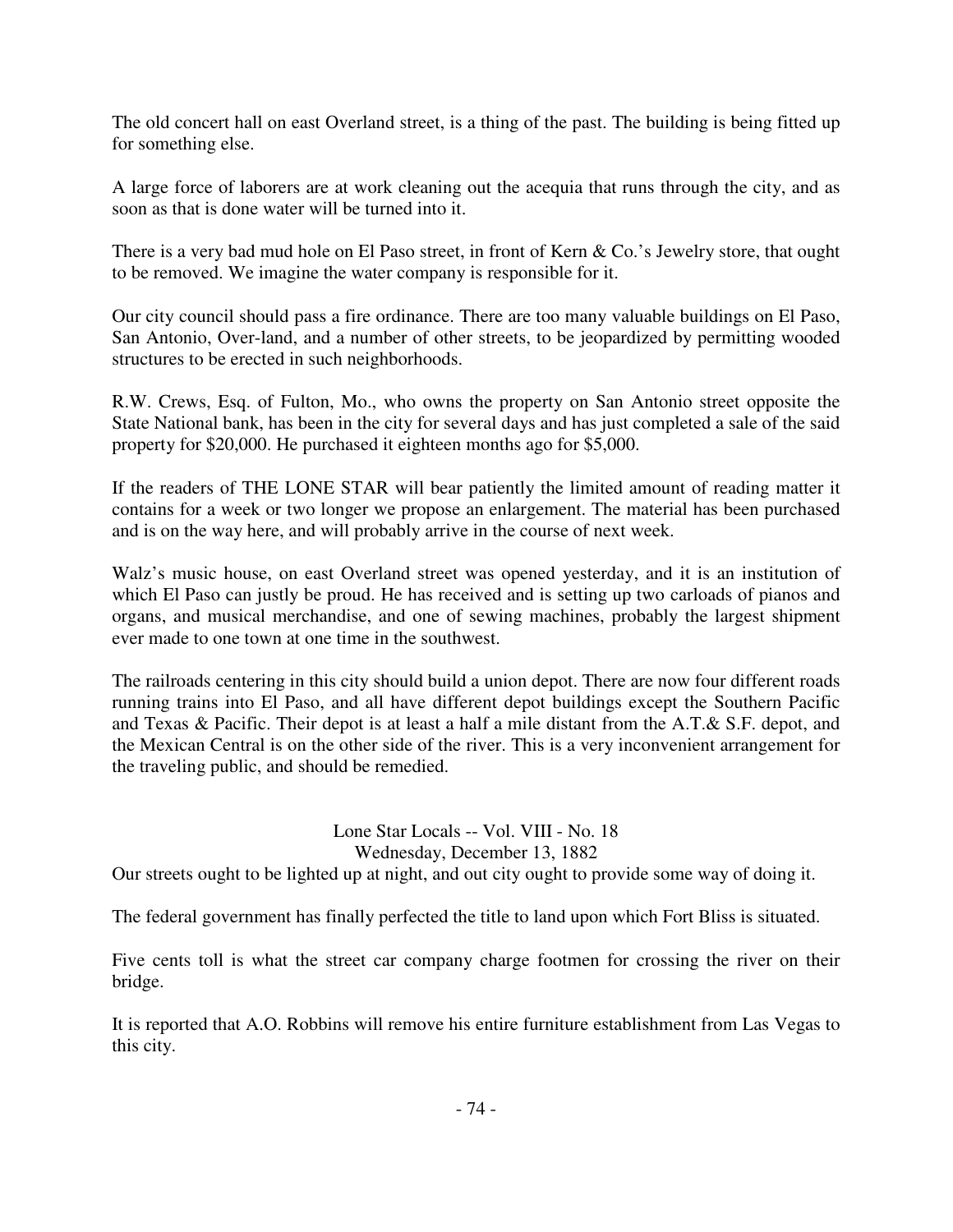The old concert hall on east Overland street, is a thing of the past. The building is being fitted up for something else.

A large force of laborers are at work cleaning out the acequia that runs through the city, and as soon as that is done water will be turned into it.

There is a very bad mud hole on El Paso street, in front of Kern & Co.'s Jewelry store, that ought to be removed. We imagine the water company is responsible for it.

Our city council should pass a fire ordinance. There are too many valuable buildings on El Paso, San Antonio, Over-land, and a number of other streets, to be jeopardized by permitting wooded structures to be erected in such neighborhoods.

R.W. Crews, Esq. of Fulton, Mo., who owns the property on San Antonio street opposite the State National bank, has been in the city for several days and has just completed a sale of the said property for $20,000. He purchased it eighteen months ago for $5,000.

If the readers of THE LONE STAR will bear patiently the limited amount of reading matter it contains for a week or two longer we propose an enlargement. The material has been purchased and is on the way here, and will probably arrive in the course of next week.

Walz's music house, on east Overland street was opened yesterday, and it is an institution of which El Paso can justly be proud. He has received and is setting up two carloads of pianos and organs, and musical merchandise, and one of sewing machines, probably the largest shipment ever made to one town at one time in the southwest.

The railroads centering in this city should build a union depot. There are now four different roads running trains into El Paso, and all have different depot buildings except the Southern Pacific and Texas & Pacific. Their depot is at least a half a mile distant from the A.T.& S.F. depot, and the Mexican Central is on the other side of the river. This is a very inconvenient arrangement for the traveling public, and should be remedied.

## Lone Star Locals -- Vol. VIII - No. 18
## Wednesday, December 13, 1882

Our streets ought to be lighted up at night, and out city ought to provide some way of doing it.

The federal government has finally perfected the title to land upon which Fort Bliss is situated.

Five cents toll is what the street car company charge footmen for crossing the river on their bridge.

It is reported that A.O. Robbins will remove his entire furniture establishment from Las Vegas to this city.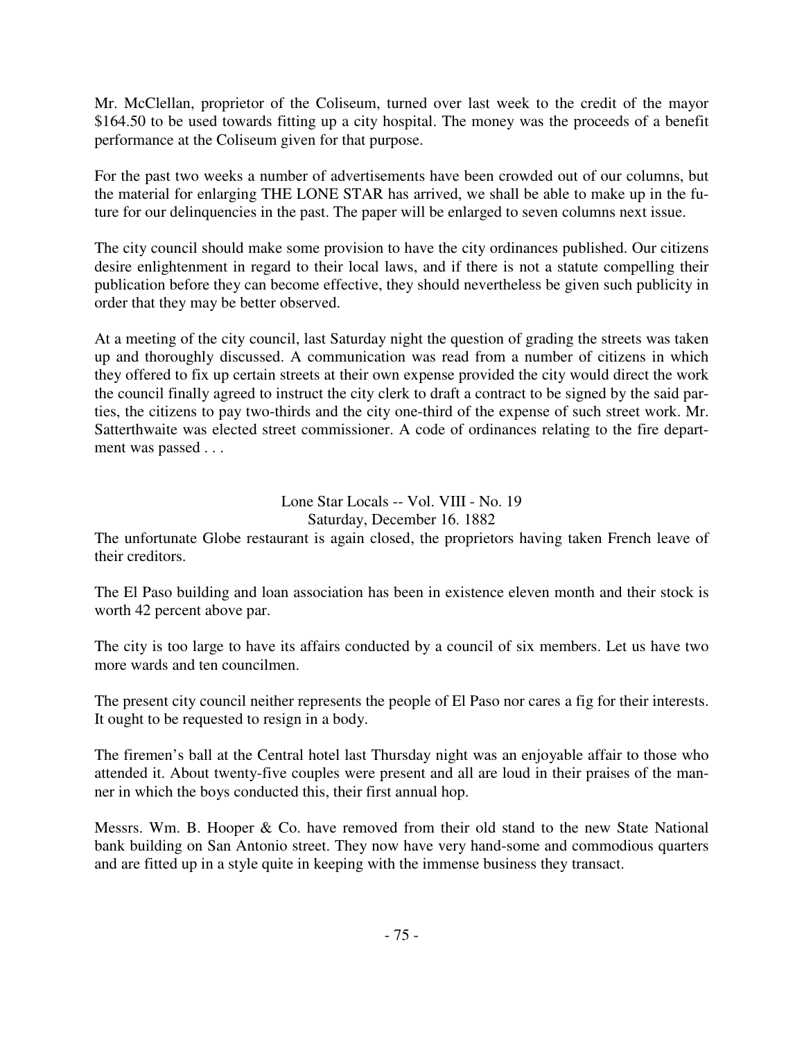Mr. McClellan, proprietor of the Coliseum, turned over last week to the credit of the mayor $164.50 to be used towards fitting up a city hospital. The money was the proceeds of a benefit performance at the Coliseum given for that purpose.

For the past two weeks a number of advertisements have been crowded out of our columns, but the material for enlarging THE LONE STAR has arrived, we shall be able to make up in the future for our delinquencies in the past. The paper will be enlarged to seven columns next issue.

The city council should make some provision to have the city ordinances published. Our citizens desire enlightenment in regard to their local laws, and if there is not a statute compelling their publication before they can become effective, they should nevertheless be given such publicity in order that they may be better observed.

At a meeting of the city council, last Saturday night the question of grading the streets was taken up and thoroughly discussed. A communication was read from a number of citizens in which they offered to fix up certain streets at their own expense provided the city would direct the work the council finally agreed to instruct the city clerk to draft a contract to be signed by the said parties, the citizens to pay two-thirds and the city one-third of the expense of such street work. Mr. Satterthwaite was elected street commissioner. A code of ordinances relating to the fire department was passed . . .

Lone Star Locals -- Vol. VIII - No. 19
Saturday, December 16. 1882

The unfortunate Globe restaurant is again closed, the proprietors having taken French leave of their creditors.

The El Paso building and loan association has been in existence eleven month and their stock is worth 42 percent above par.

The city is too large to have its affairs conducted by a council of six members. Let us have two more wards and ten councilmen.

The present city council neither represents the people of El Paso nor cares a fig for their interests. It ought to be requested to resign in a body.

The firemen's ball at the Central hotel last Thursday night was an enjoyable affair to those who attended it. About twenty-five couples were present and all are loud in their praises of the manner in which the boys conducted this, their first annual hop.

Messrs. Wm. B. Hooper & Co. have removed from their old stand to the new State National bank building on San Antonio street. They now have very hand-some and commodious quarters and are fitted up in a style quite in keeping with the immense business they transact.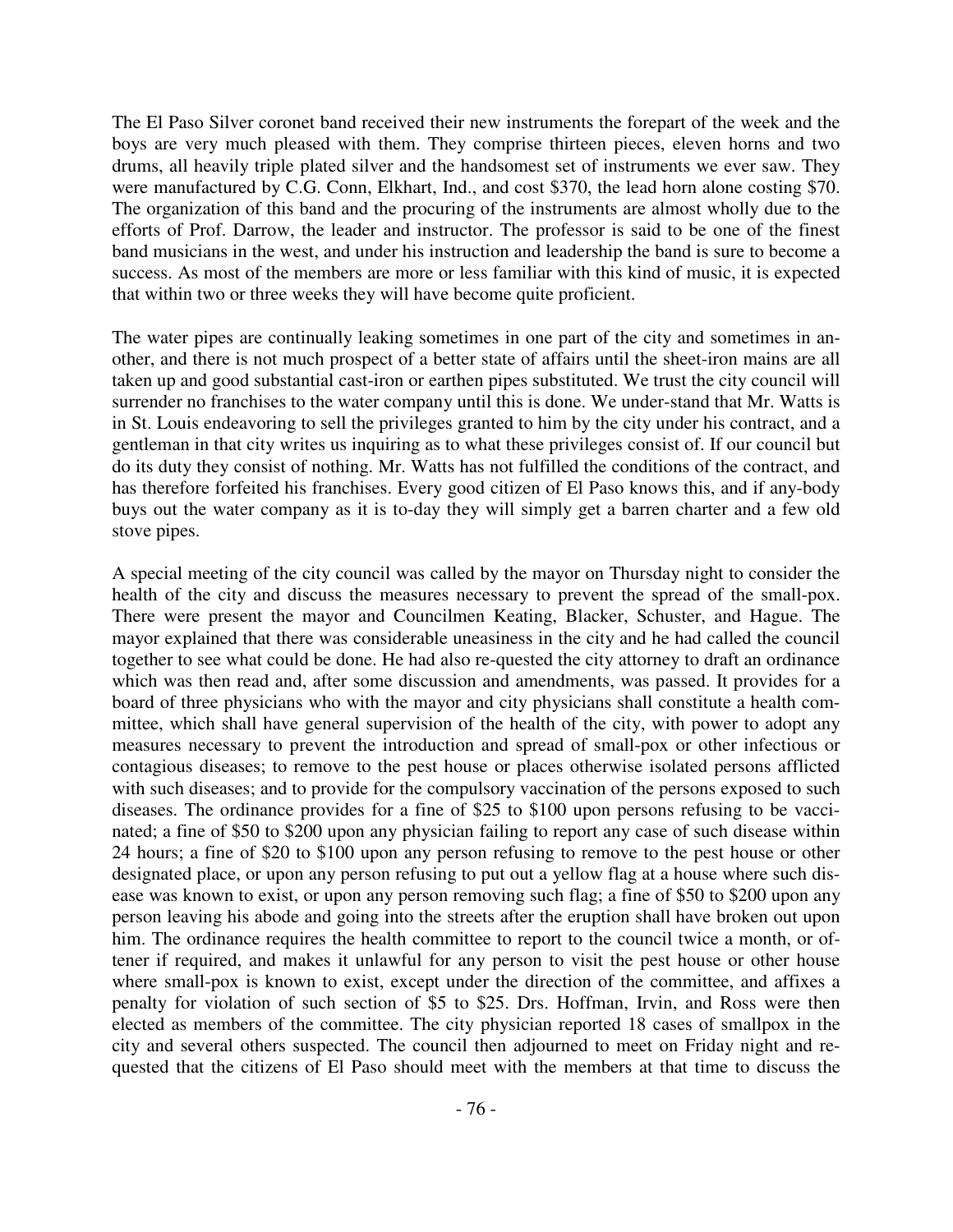The El Paso Silver coronet band received their new instruments the forepart of the week and the boys are very much pleased with them. They comprise thirteen pieces, eleven horns and two drums, all heavily triple plated silver and the handsomest set of instruments we ever saw. They were manufactured by C.G. Conn, Elkhart, Ind., and cost $370, the lead horn alone costing $70. The organization of this band and the procuring of the instruments are almost wholly due to the efforts of Prof. Darrow, the leader and instructor. The professor is said to be one of the finest band musicians in the west, and under his instruction and leadership the band is sure to become a success. As most of the members are more or less familiar with this kind of music, it is expected that within two or three weeks they will have become quite proficient.

The water pipes are continually leaking sometimes in one part of the city and sometimes in another, and there is not much prospect of a better state of affairs until the sheet-iron mains are all taken up and good substantial cast-iron or earthen pipes substituted. We trust the city council will surrender no franchises to the water company until this is done. We under-stand that Mr. Watts is in St. Louis endeavoring to sell the privileges granted to him by the city under his contract, and a gentleman in that city writes us inquiring as to what these privileges consist of. If our council but do its duty they consist of nothing. Mr. Watts has not fulfilled the conditions of the contract, and has therefore forfeited his franchises. Every good citizen of El Paso knows this, and if any-body buys out the water company as it is to-day they will simply get a barren charter and a few old stove pipes.

A special meeting of the city council was called by the mayor on Thursday night to consider the health of the city and discuss the measures necessary to prevent the spread of the small-pox. There were present the mayor and Councilmen Keating, Blacker, Schuster, and Hague. The mayor explained that there was considerable uneasiness in the city and he had called the council together to see what could be done. He had also re-quested the city attorney to draft an ordinance which was then read and, after some discussion and amendments, was passed. It provides for a board of three physicians who with the mayor and city physicians shall constitute a health committee, which shall have general supervision of the health of the city, with power to adopt any measures necessary to prevent the introduction and spread of small-pox or other infectious or contagious diseases; to remove to the pest house or places otherwise isolated persons afflicted with such diseases; and to provide for the compulsory vaccination of the persons exposed to such diseases. The ordinance provides for a fine of $25 to $100 upon persons refusing to be vaccinated; a fine of $50 to $200 upon any physician failing to report any case of such disease within 24 hours; a fine of $20 to $100 upon any person refusing to remove to the pest house or other designated place, or upon any person refusing to put out a yellow flag at a house where such disease was known to exist, or upon any person removing such flag; a fine of $50 to $200 upon any person leaving his abode and going into the streets after the eruption shall have broken out upon him. The ordinance requires the health committee to report to the council twice a month, or oftener if required, and makes it unlawful for any person to visit the pest house or other house where small-pox is known to exist, except under the direction of the committee, and affixes a penalty for violation of such section of $5 to $25. Drs. Hoffman, Irvin, and Ross were then elected as members of the committee. The city physician reported 18 cases of smallpox in the city and several others suspected. The council then adjourned to meet on Friday night and requested that the citizens of El Paso should meet with the members at that time to discuss the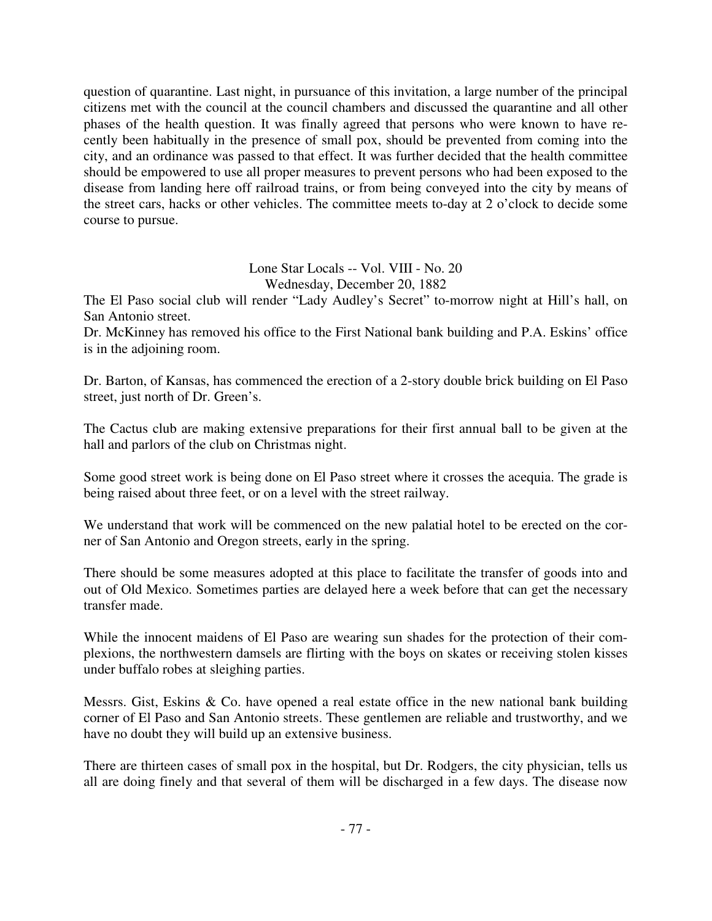question of quarantine. Last night, in pursuance of this invitation, a large number of the principal citizens met with the council at the council chambers and discussed the quarantine and all other phases of the health question. It was finally agreed that persons who were known to have recently been habitually in the presence of small pox, should be prevented from coming into the city, and an ordinance was passed to that effect. It was further decided that the health committee should be empowered to use all proper measures to prevent persons who had been exposed to the disease from landing here off railroad trains, or from being conveyed into the city by means of the street cars, hacks or other vehicles. The committee meets to-day at 2 o'clock to decide some course to pursue.

Lone Star Locals -- Vol. VIII - No. 20
Wednesday, December 20, 1882

The El Paso social club will render "Lady Audley's Secret" to-morrow night at Hill's hall, on San Antonio street.

Dr. McKinney has removed his office to the First National bank building and P.A. Eskins' office is in the adjoining room.

Dr. Barton, of Kansas, has commenced the erection of a 2-story double brick building on El Paso street, just north of Dr. Green's.

The Cactus club are making extensive preparations for their first annual ball to be given at the hall and parlors of the club on Christmas night.

Some good street work is being done on El Paso street where it crosses the acequia. The grade is being raised about three feet, or on a level with the street railway.

We understand that work will be commenced on the new palatial hotel to be erected on the corner of San Antonio and Oregon streets, early in the spring.

There should be some measures adopted at this place to facilitate the transfer of goods into and out of Old Mexico. Sometimes parties are delayed here a week before that can get the necessary transfer made.

While the innocent maidens of El Paso are wearing sun shades for the protection of their complexions, the northwestern damsels are flirting with the boys on skates or receiving stolen kisses under buffalo robes at sleighing parties.

Messrs. Gist, Eskins & Co. have opened a real estate office in the new national bank building corner of El Paso and San Antonio streets. These gentlemen are reliable and trustworthy, and we have no doubt they will build up an extensive business.

There are thirteen cases of small pox in the hospital, but Dr. Rodgers, the city physician, tells us all are doing finely and that several of them will be discharged in a few days. The disease now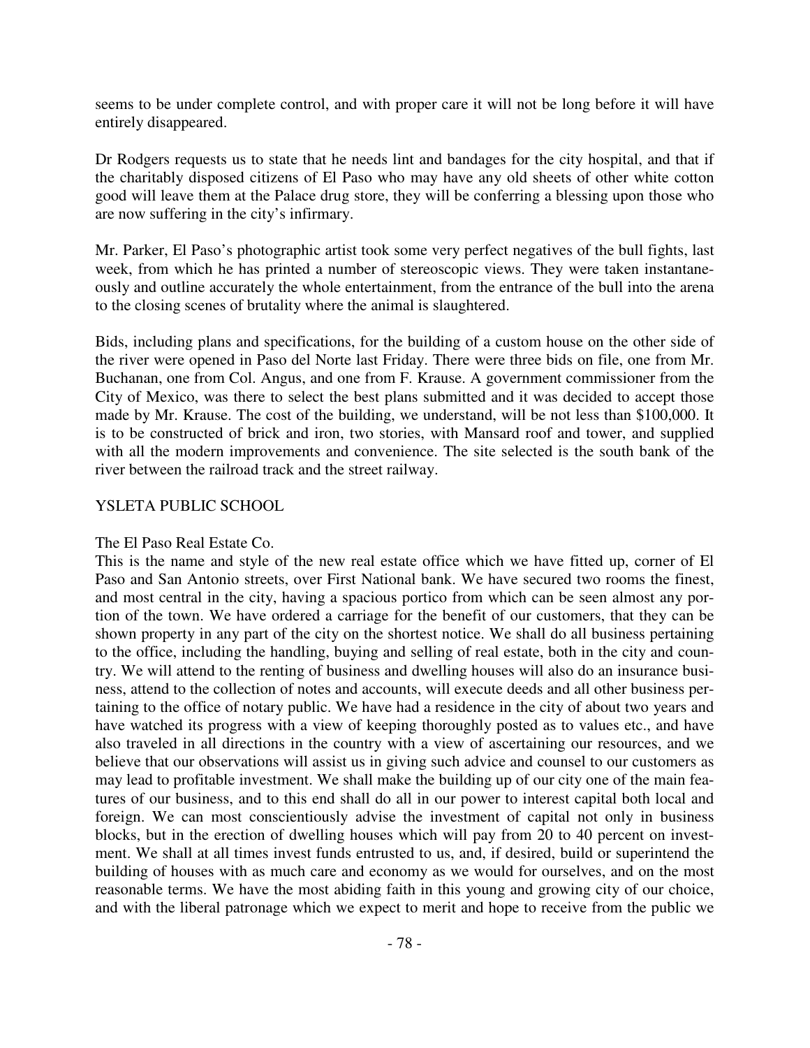seems to be under complete control, and with proper care it will not be long before it will have entirely disappeared.

Dr Rodgers requests us to state that he needs lint and bandages for the city hospital, and that if the charitably disposed citizens of El Paso who may have any old sheets of other white cotton good will leave them at the Palace drug store, they will be conferring a blessing upon those who are now suffering in the city's infirmary.

Mr. Parker, El Paso's photographic artist took some very perfect negatives of the bull fights, last week, from which he has printed a number of stereoscopic views. They were taken instantaneously and outline accurately the whole entertainment, from the entrance of the bull into the arena to the closing scenes of brutality where the animal is slaughtered.

Bids, including plans and specifications, for the building of a custom house on the other side of the river were opened in Paso del Norte last Friday. There were three bids on file, one from Mr. Buchanan, one from Col. Angus, and one from F. Krause. A government commissioner from the City of Mexico, was there to select the best plans submitted and it was decided to accept those made by Mr. Krause. The cost of the building, we understand, will be not less than $100,000. It is to be constructed of brick and iron, two stories, with Mansard roof and tower, and supplied with all the modern improvements and convenience. The site selected is the south bank of the river between the railroad track and the street railway.

YSLETA PUBLIC SCHOOL

The El Paso Real Estate Co.
This is the name and style of the new real estate office which we have fitted up, corner of El Paso and San Antonio streets, over First National bank. We have secured two rooms the finest, and most central in the city, having a spacious portico from which can be seen almost any portion of the town. We have ordered a carriage for the benefit of our customers, that they can be shown property in any part of the city on the shortest notice. We shall do all business pertaining to the office, including the handling, buying and selling of real estate, both in the city and country. We will attend to the renting of business and dwelling houses will also do an insurance business, attend to the collection of notes and accounts, will execute deeds and all other business pertaining to the office of notary public. We have had a residence in the city of about two years and have watched its progress with a view of keeping thoroughly posted as to values etc., and have also traveled in all directions in the country with a view of ascertaining our resources, and we believe that our observations will assist us in giving such advice and counsel to our customers as may lead to profitable investment. We shall make the building up of our city one of the main features of our business, and to this end shall do all in our power to interest capital both local and foreign. We can most conscientiously advise the investment of capital not only in business blocks, but in the erection of dwelling houses which will pay from 20 to 40 percent on investment. We shall at all times invest funds entrusted to us, and, if desired, build or superintend the building of houses with as much care and economy as we would for ourselves, and on the most reasonable terms. We have the most abiding faith in this young and growing city of our choice, and with the liberal patronage which we expect to merit and hope to receive from the public we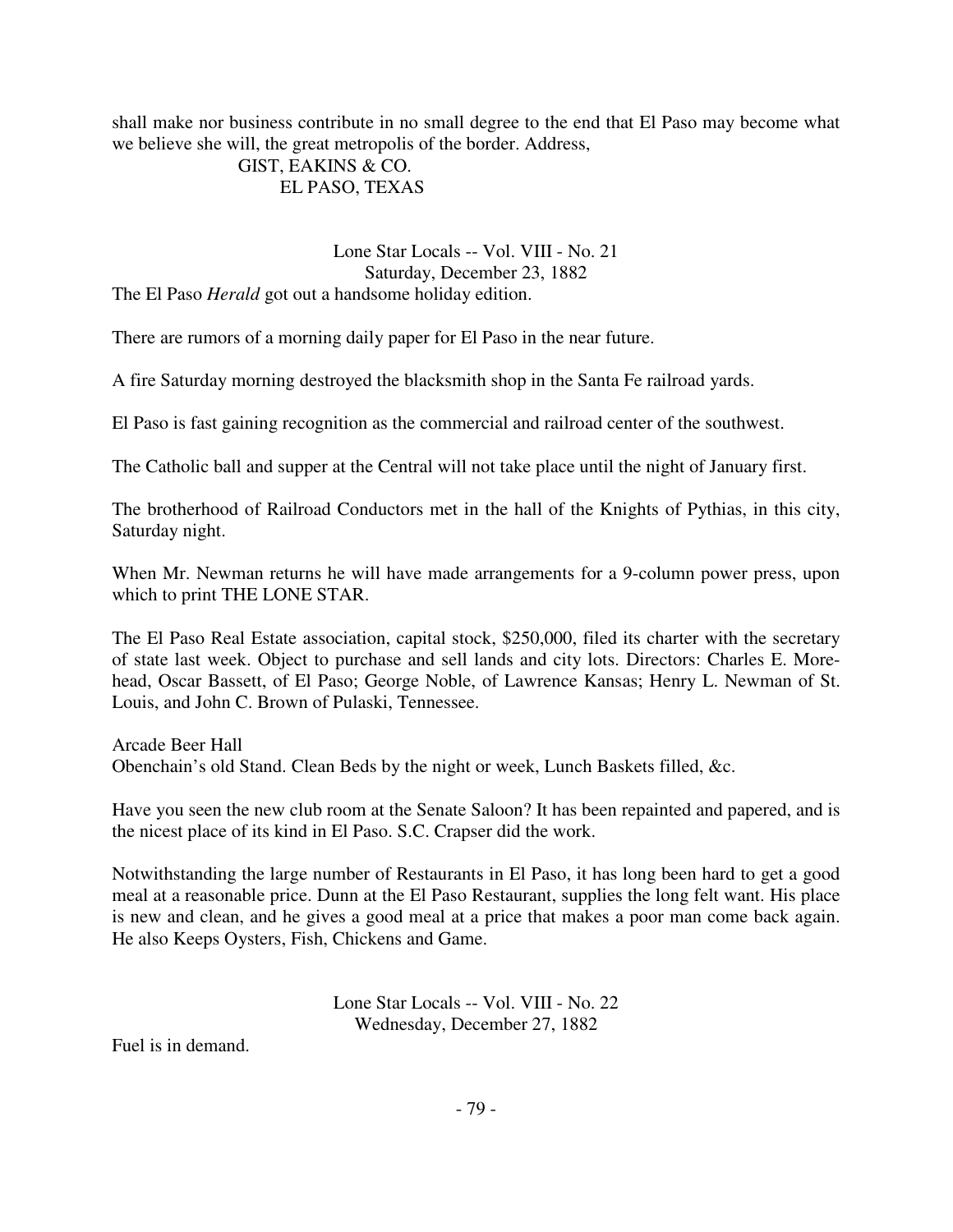shall make nor business contribute in no small degree to the end that El Paso may become what we believe she will, the great metropolis of the border. Address,

GIST, EAKINS & CO.  
EL PASO, TEXAS

Lone Star Locals -- Vol. VIII - No. 21  
Saturday, December 23, 1882

The El Paso *Herald* got out a handsome holiday edition.

There are rumors of a morning daily paper for El Paso in the near future.

A fire Saturday morning destroyed the blacksmith shop in the Santa Fe railroad yards.

El Paso is fast gaining recognition as the commercial and railroad center of the southwest.

The Catholic ball and supper at the Central will not take place until the night of January first.

The brotherhood of Railroad Conductors met in the hall of the Knights of Pythias, in this city, Saturday night.

When Mr. Newman returns he will have made arrangements for a 9-column power press, upon which to print THE LONE STAR.

The El Paso Real Estate association, capital stock, $250,000, filed its charter with the secretary of state last week. Object to purchase and sell lands and city lots. Directors: Charles E. Morehead, Oscar Bassett, of El Paso; George Noble, of Lawrence Kansas; Henry L. Newman of St. Louis, and John C. Brown of Pulaski, Tennessee.

Arcade Beer Hall  
Obenchain's old Stand. Clean Beds by the night or week, Lunch Baskets filled, &c.

Have you seen the new club room at the Senate Saloon? It has been repainted and papered, and is the nicest place of its kind in El Paso. S.C. Crapser did the work.

Notwithstanding the large number of Restaurants in El Paso, it has long been hard to get a good meal at a reasonable price. Dunn at the El Paso Restaurant, supplies the long felt want. His place is new and clean, and he gives a good meal at a price that makes a poor man come back again. He also Keeps Oysters, Fish, Chickens and Game.

Lone Star Locals -- Vol. VIII - No. 22  
Wednesday, December 27, 1882

Fuel is in demand.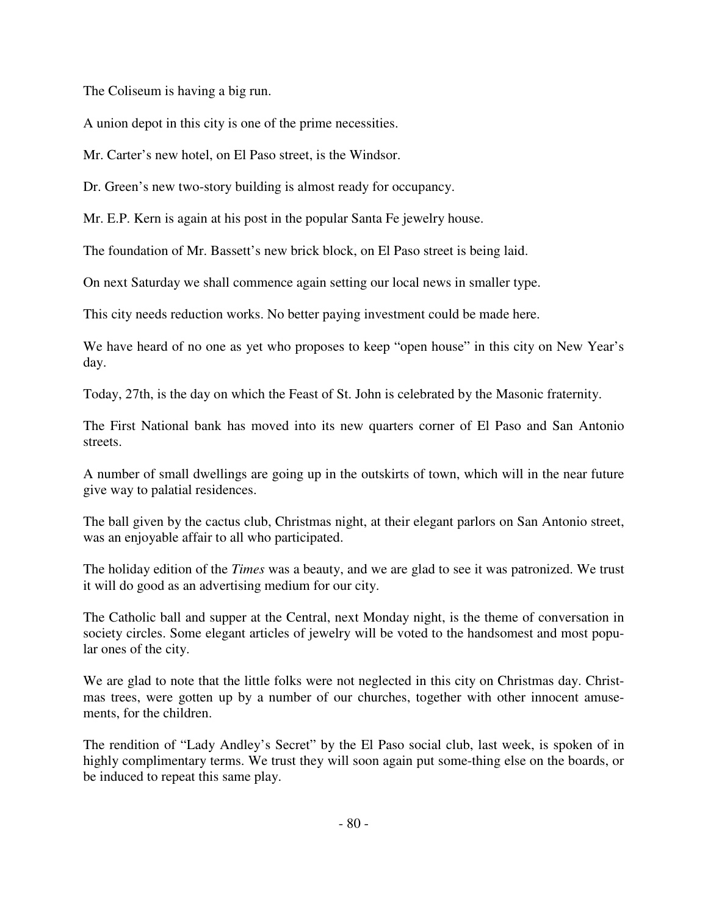The Coliseum is having a big run.

A union depot in this city is one of the prime necessities.

Mr. Carter's new hotel, on El Paso street, is the Windsor.

Dr. Green's new two-story building is almost ready for occupancy.

Mr. E.P. Kern is again at his post in the popular Santa Fe jewelry house.

The foundation of Mr. Bassett's new brick block, on El Paso street is being laid.

On next Saturday we shall commence again setting our local news in smaller type.

This city needs reduction works. No better paying investment could be made here.

We have heard of no one as yet who proposes to keep "open house" in this city on New Year's day.

Today, 27th, is the day on which the Feast of St. John is celebrated by the Masonic fraternity.

The First National bank has moved into its new quarters corner of El Paso and San Antonio streets.

A number of small dwellings are going up in the outskirts of town, which will in the near future give way to palatial residences.

The ball given by the cactus club, Christmas night, at their elegant parlors on San Antonio street, was an enjoyable affair to all who participated.

The holiday edition of the *Times* was a beauty, and we are glad to see it was patronized. We trust it will do good as an advertising medium for our city.

The Catholic ball and supper at the Central, next Monday night, is the theme of conversation in society circles. Some elegant articles of jewelry will be voted to the handsomest and most popular ones of the city.

We are glad to note that the little folks were not neglected in this city on Christmas day. Christmas trees, were gotten up by a number of our churches, together with other innocent amusements, for the children.

The rendition of "Lady Andley's Secret" by the El Paso social club, last week, is spoken of in highly complimentary terms. We trust they will soon again put some-thing else on the boards, or be induced to repeat this same play.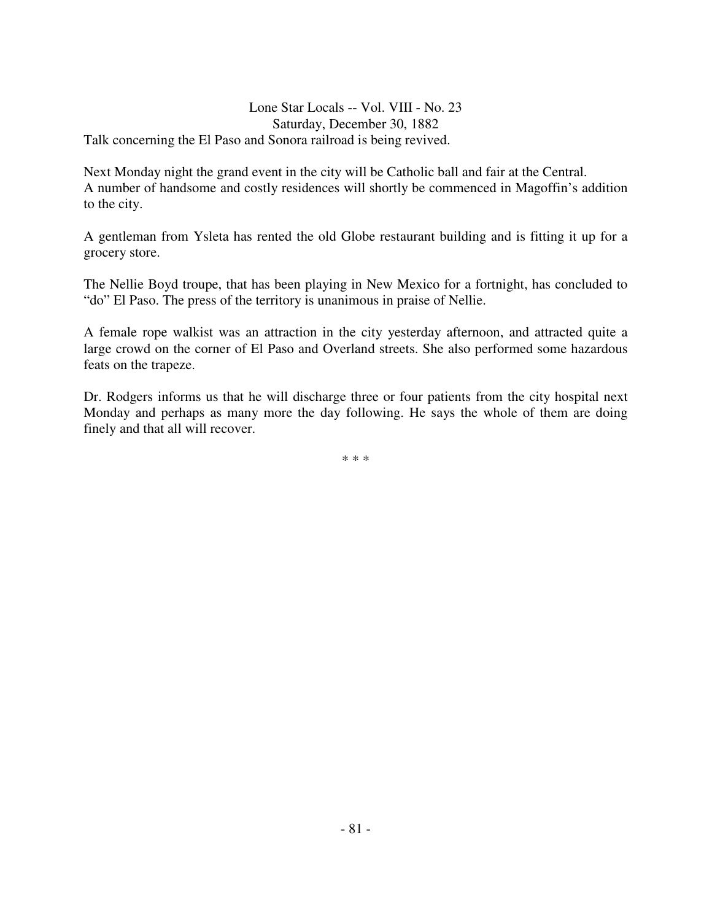Lone Star Locals -- Vol. VIII - No. 23
Saturday, December 30, 1882

Talk concerning the El Paso and Sonora railroad is being revived.

Next Monday night the grand event in the city will be Catholic ball and fair at the Central.
A number of handsome and costly residences will shortly be commenced in Magoffin's addition to the city.

A gentleman from Ysleta has rented the old Globe restaurant building and is fitting it up for a grocery store.

The Nellie Boyd troupe, that has been playing in New Mexico for a fortnight, has concluded to "do" El Paso. The press of the territory is unanimous in praise of Nellie.

A female rope walkist was an attraction in the city yesterday afternoon, and attracted quite a large crowd on the corner of El Paso and Overland streets. She also performed some hazardous feats on the trapeze.

Dr. Rodgers informs us that he will discharge three or four patients from the city hospital next Monday and perhaps as many more the day following. He says the whole of them are doing finely and that all will recover.

* * *